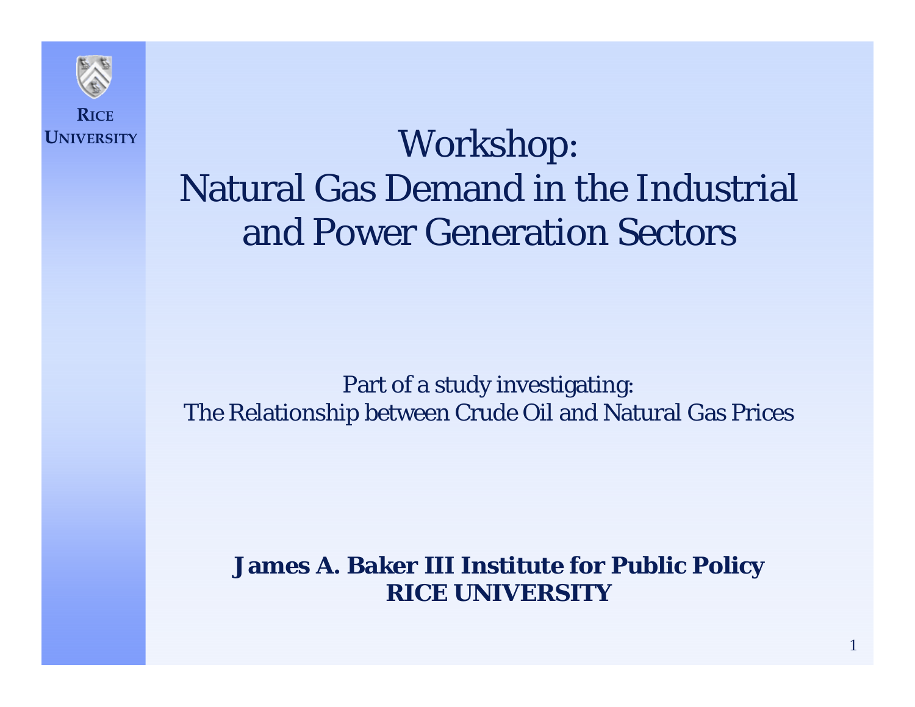RICE UNIVERSITY

# Workshop: Natural Gas Demand in the Industrial and Power Generation Sectors

Part of a study investigating:
The Relationship between Crude Oil and Natural Gas Prices

**James A. Baker III Institute for Public Policy**
**RICE UNIVERSITY**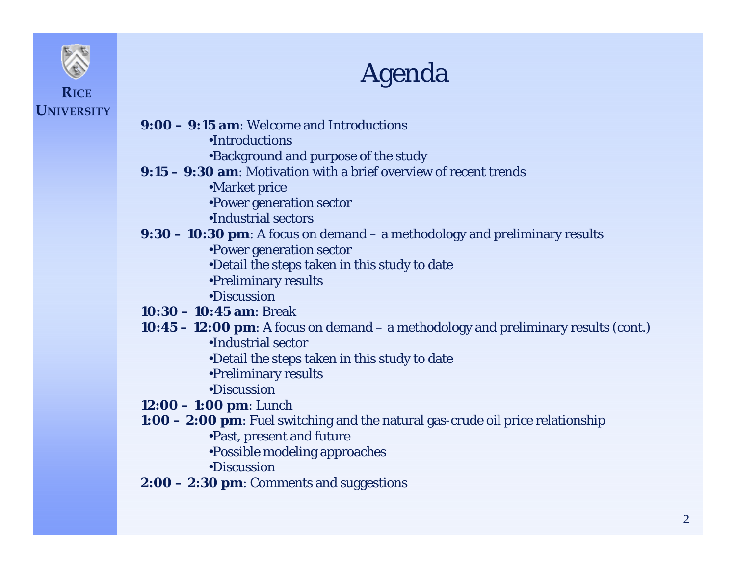# Agenda

**9:00 – 9:15 am**: Welcome and Introductions

- Introductions
- Background and purpose of the study

**9:15 – 9:30 am**: Motivation with a brief overview of recent trends

- Market price
- Power generation sector
- Industrial sectors

**9:30 – 10:30 pm**: A focus on demand – a methodology and preliminary results

- Power generation sector
- Detail the steps taken in this study to date
- Preliminary results
- Discussion

**10:30 – 10:45 am**: Break

**10:45 – 12:00 pm**: A focus on demand – a methodology and preliminary results (cont.)

- Industrial sector
- Detail the steps taken in this study to date
- Preliminary results
- Discussion

**12:00 – 1:00 pm**: Lunch

**1:00 – 2:00 pm**: Fuel switching and the natural gas-crude oil price relationship

- Past, present and future
- Possible modeling approaches
- Discussion

**2:00 – 2:30 pm**: Comments and suggestions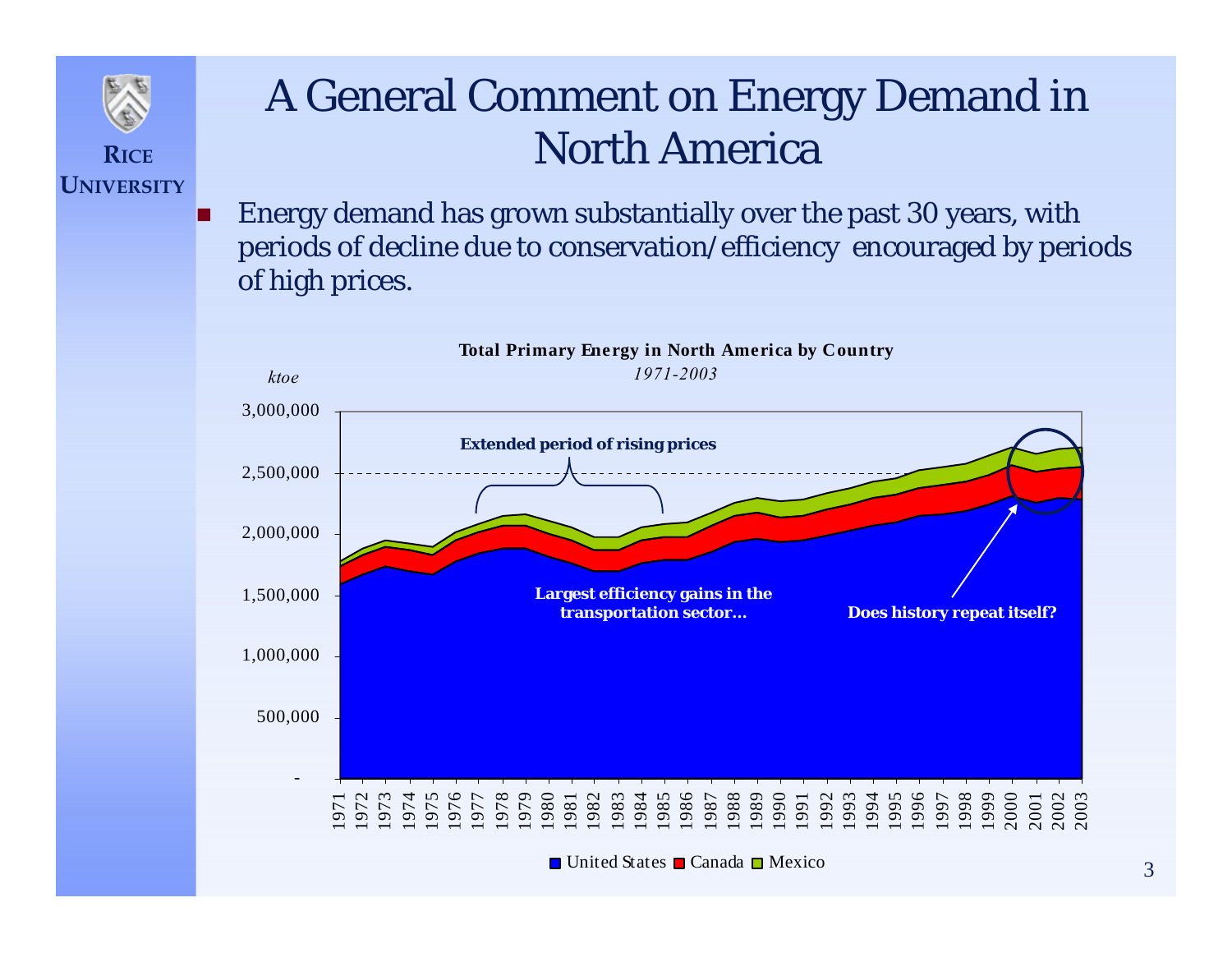# A General Comment on Energy Demand in North America

- Energy demand has grown substantially over the past 30 years, with periods of decline due to conservation/efficiency encouraged by periods of high prices.

**Total Primary Energy in North America by Country**

*1971-2003*

*ktoe*

**Extended period of rising prices**

**Largest efficiency gains in the transportation sector…**

**Does history repeat itself?**

United States, Canada, Mexico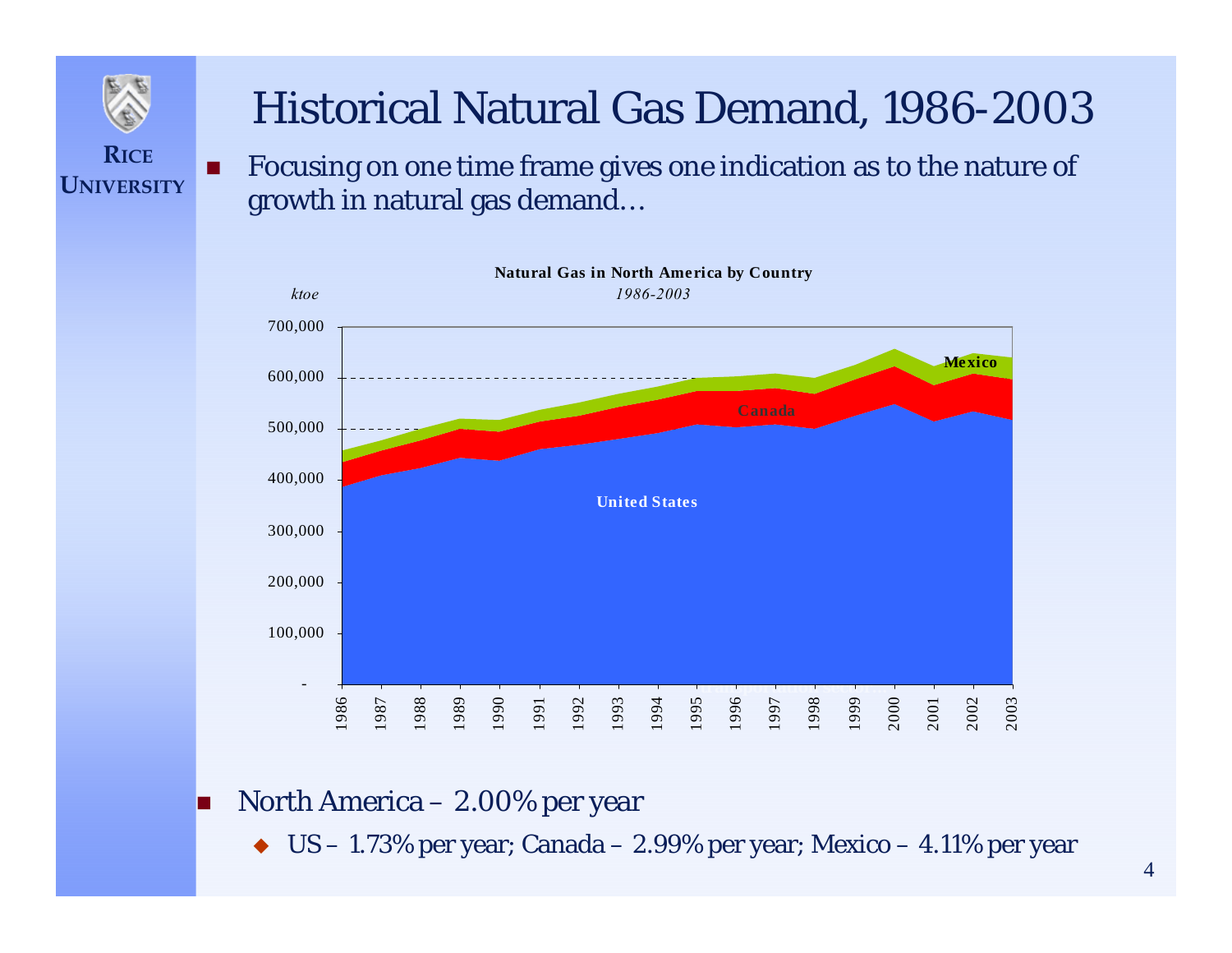# Historical Natural Gas Demand, 1986-2003

- Focusing on one time frame gives one indication as to the nature of growth in natural gas demand…

**Natural Gas in North America by Country**

*1986-2003*

*ktoe*

- North America – 2.00% per year
  - US – 1.73% per year; Canada – 2.99% per year; Mexico – 4.11% per year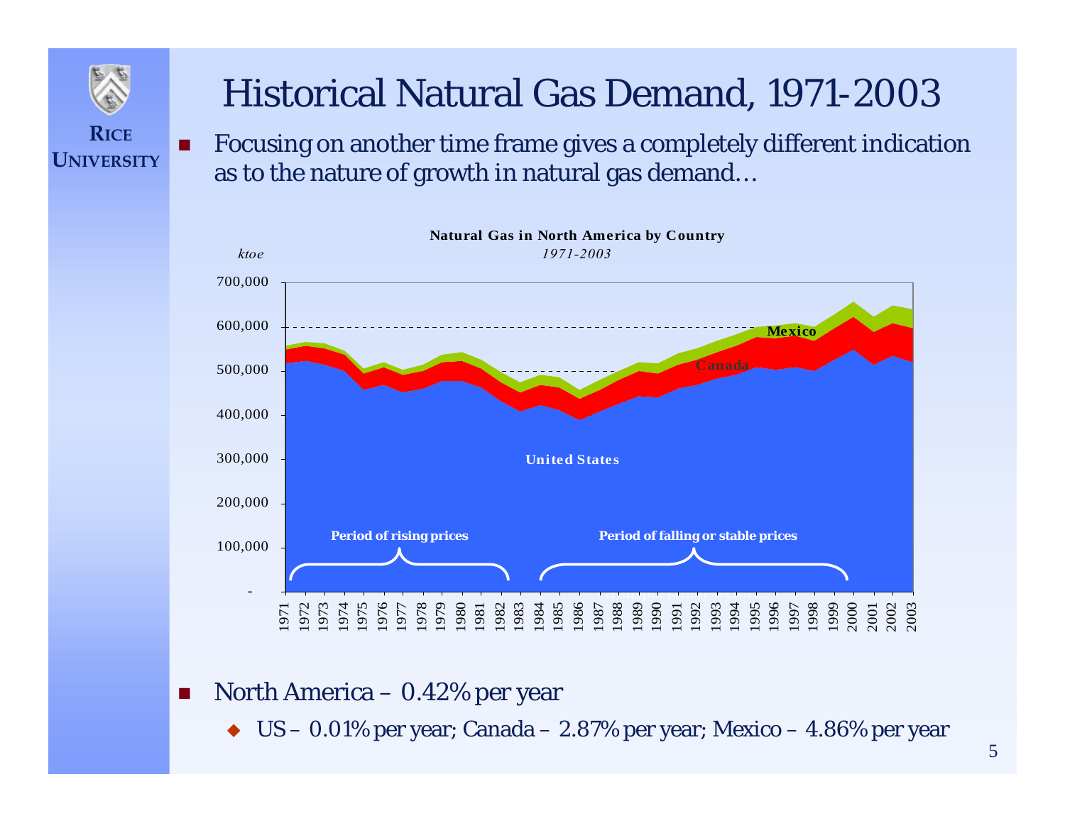# Historical Natural Gas Demand, 1971-2003

- Focusing on another time frame gives a completely different indication as to the nature of growth in natural gas demand…

**Natural Gas in North America by Country**

*1971-2003*

*ktoe*

Period of rising prices

Period of falling or stable prices

- North America – 0.42% per year
  - US – 0.01% per year; Canada – 2.87% per year; Mexico – 4.86% per year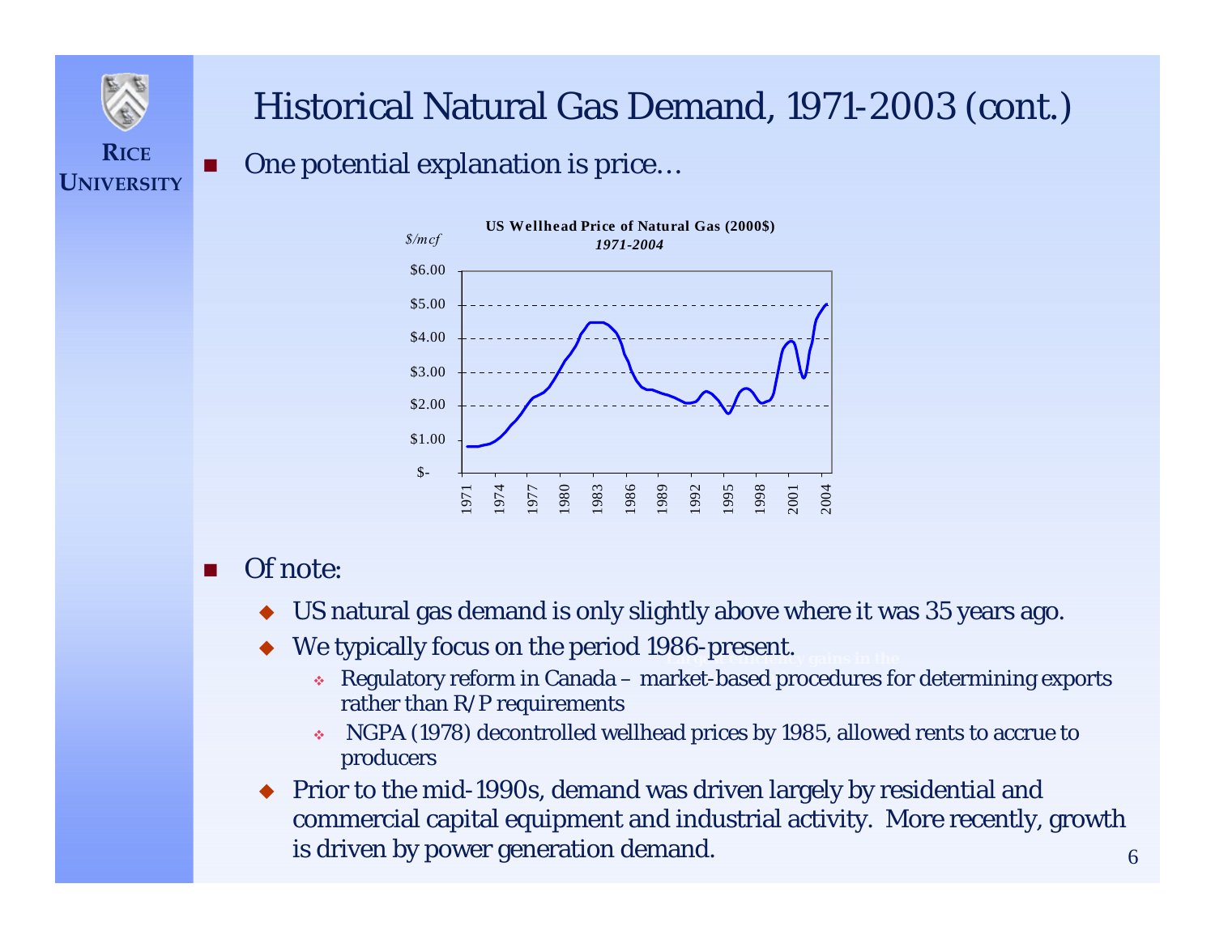# Historical Natural Gas Demand, 1971-2003 (cont.)

- One potential explanation is price…

**US Wellhead Price of Natural Gas (2000$)**
*1971-2004*

*$/mcf*

- Of note:
  - US natural gas demand is only slightly above where it was 35 years ago.
  - We typically focus on the period 1986-present.
    - Regulatory reform in Canada – market-based procedures for determining exports rather than R/P requirements
    - NGPA (1978) decontrolled wellhead prices by 1985, allowed rents to accrue to producers
  - Prior to the mid-1990s, demand was driven largely by residential and commercial capital equipment and industrial activity. More recently, growth is driven by power generation demand.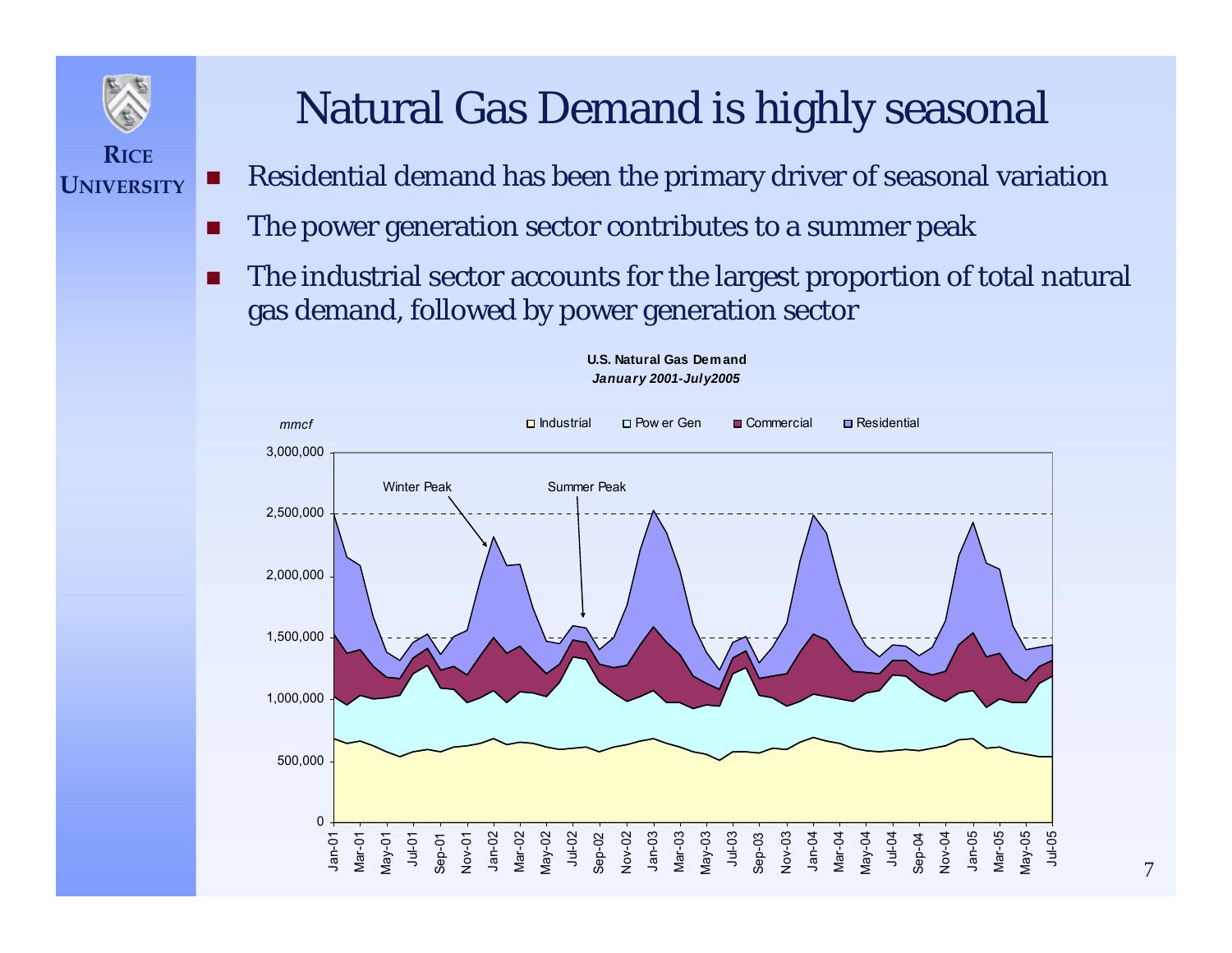# Natural Gas Demand is highly seasonal

- Residential demand has been the primary driver of seasonal variation
- The power generation sector contributes to a summer peak
- The industrial sector accounts for the largest proportion of total natural gas demand, followed by power generation sector

**U.S. Natural Gas Demand**
***January 2001-July2005***

*mmcf*

Industrial | Power Gen | Commercial | Residential

Winter Peak

Summer Peak

3,000,000
2,500,000
2,000,000
1,500,000
1,000,000
500,000
0

Jan-01, Mar-01, May-01, Jul-01, Sep-01, Nov-01, Jan-02, Mar-02, May-02, Jul-02, Sep-02, Nov-02, Jan-03, Mar-03, May-03, Jul-03, Sep-03, Nov-03, Jan-04, Mar-04, May-04, Jul-04, Sep-04, Nov-04, Jan-05, Mar-05, May-05, Jul-05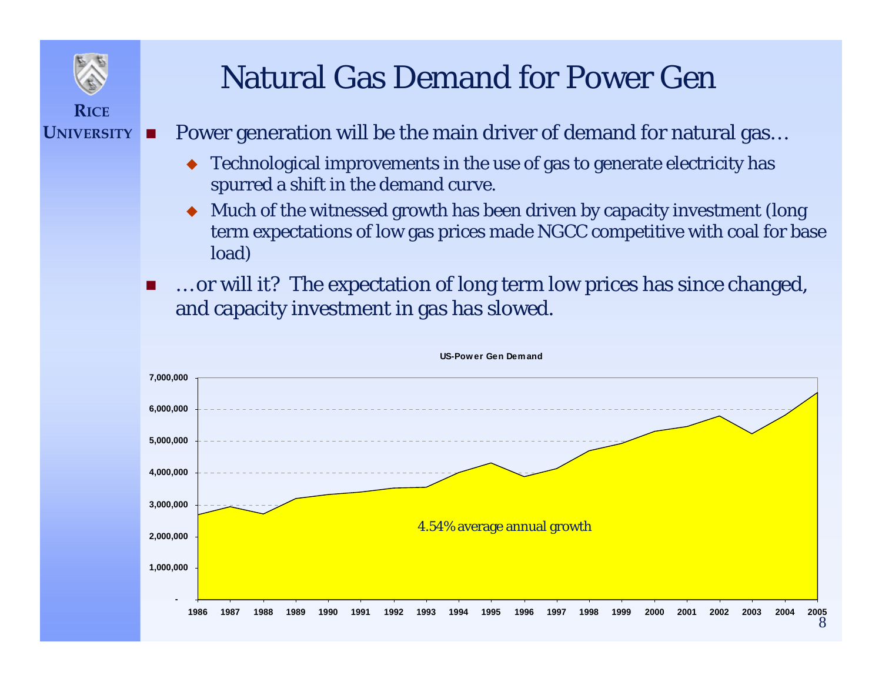# Natural Gas Demand for Power Gen

- Power generation will be the main driver of demand for natural gas…
  - Technological improvements in the use of gas to generate electricity has spurred a shift in the demand curve.
  - Much of the witnessed growth has been driven by capacity investment (long term expectations of low gas prices made NGCC competitive with coal for base load)
- …or will it? The expectation of long term low prices has since changed, and capacity investment in gas has slowed.

**US-Power Gen Demand**

4.54% average annual growth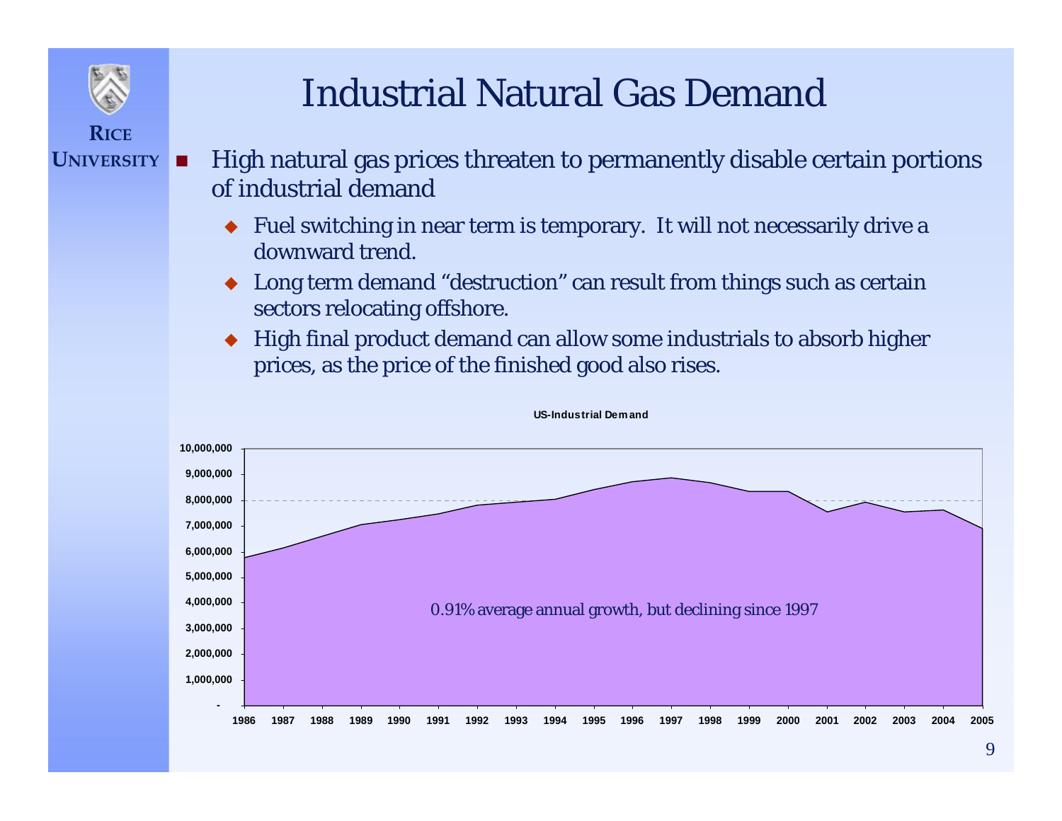# Industrial Natural Gas Demand

- High natural gas prices threaten to permanently disable certain portions of industrial demand
  - Fuel switching in near term is temporary. It will not necessarily drive a downward trend.
  - Long term demand "destruction" can result from things such as certain sectors relocating offshore.
  - High final product demand can allow some industrials to absorb higher prices, as the price of the finished good also rises.

**US-Industrial Demand**

0.91% average annual growth, but declining since 1997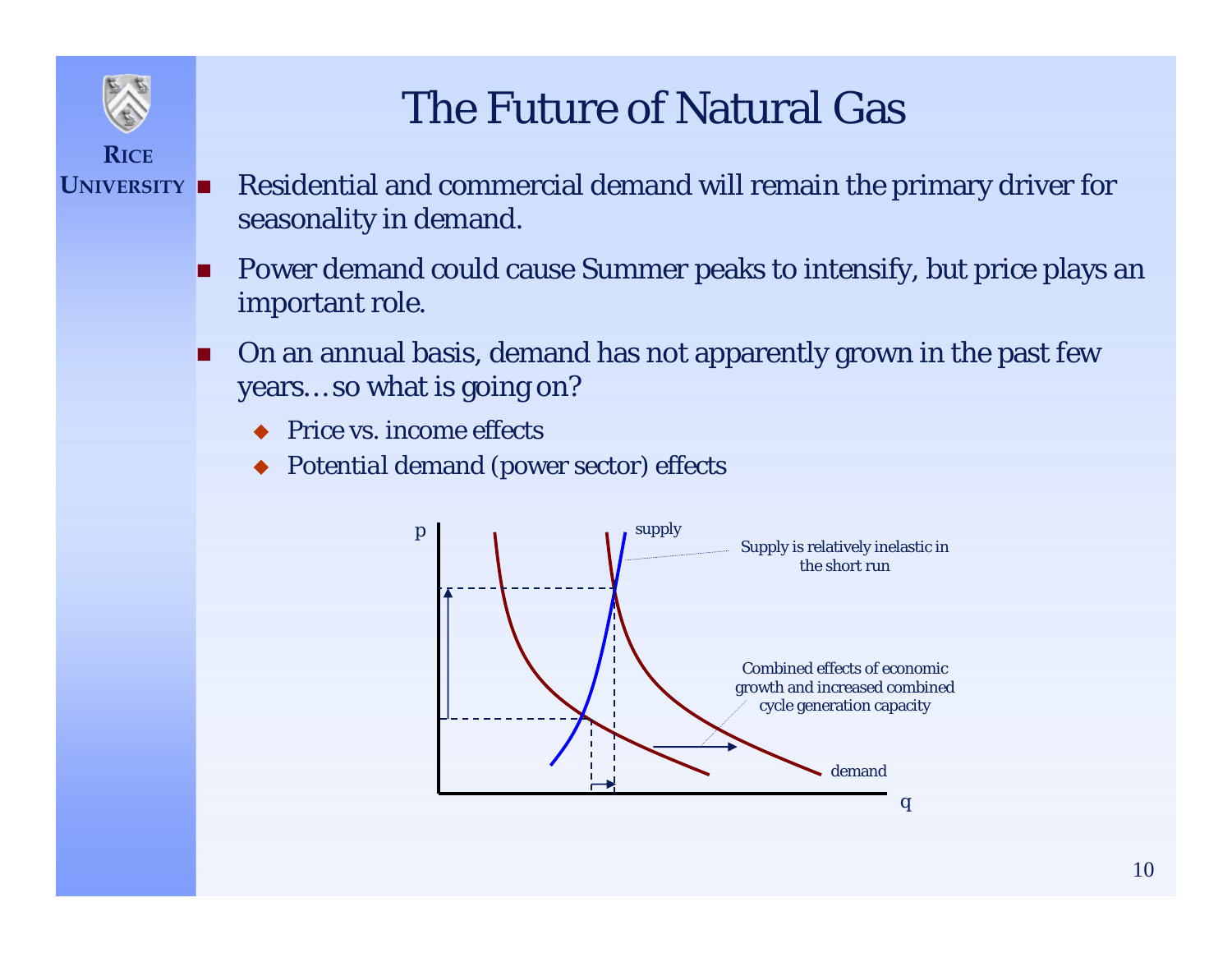# The Future of Natural Gas

- Residential and commercial demand will remain the primary driver for seasonality in demand.
- Power demand could cause Summer peaks to intensify, but price plays an important role.
- On an annual basis, demand has not apparently grown in the past few years…so what is going on?
  - Price vs. income effects
  - Potential demand (power sector) effects

p

supply

Supply is relatively inelastic in the short run

Combined effects of economic growth and increased combined cycle generation capacity

demand

q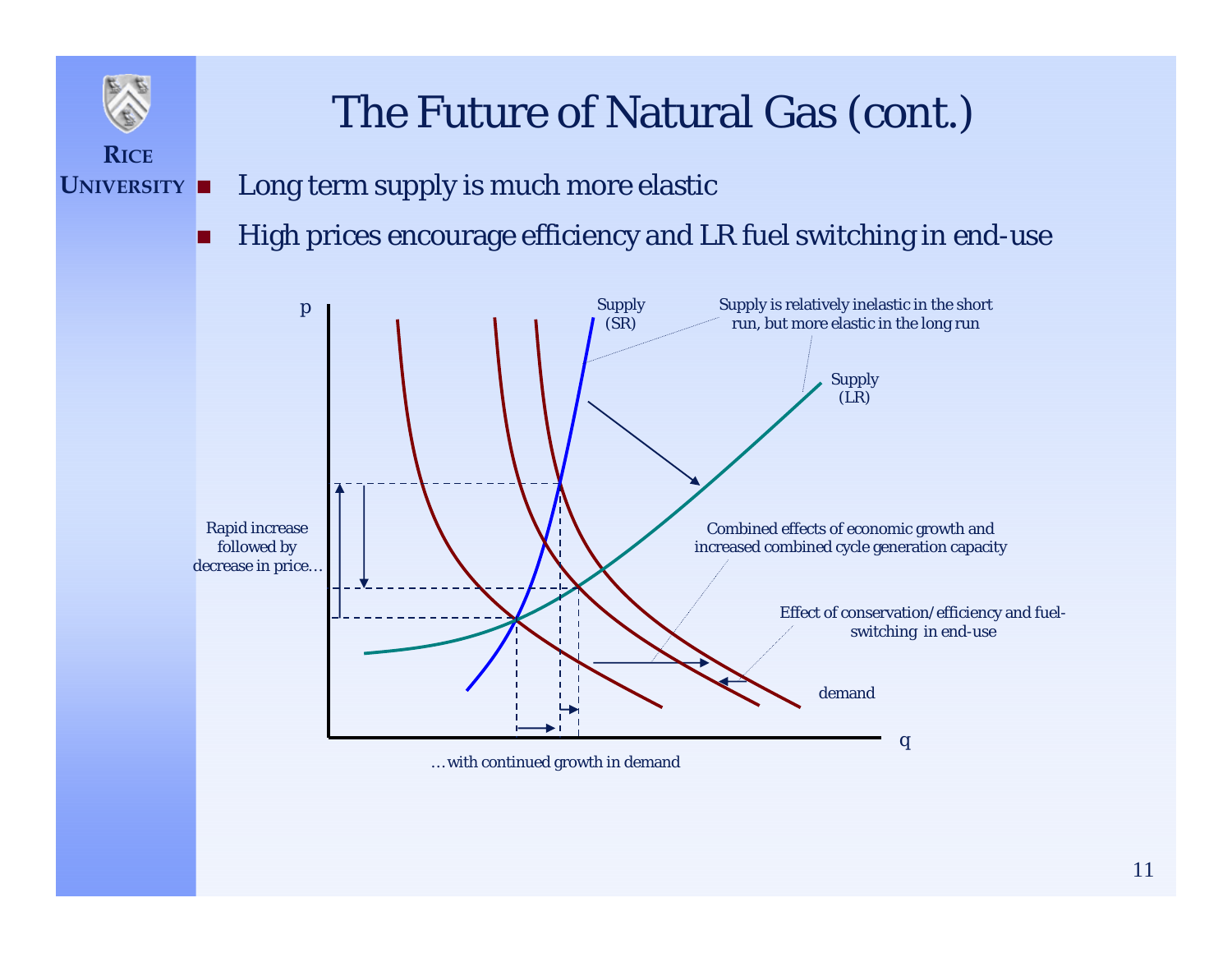# The Future of Natural Gas (cont.)

- Long term supply is much more elastic
- High prices encourage efficiency and LR fuel switching in end-use

p

Supply (SR)

Supply is relatively inelastic in the short run, but more elastic in the long run

Supply (LR)

Rapid increase followed by decrease in price…

Combined effects of economic growth and increased combined cycle generation capacity

Effect of conservation/efficiency and fuel-switching in end-use

demand

q

…with continued growth in demand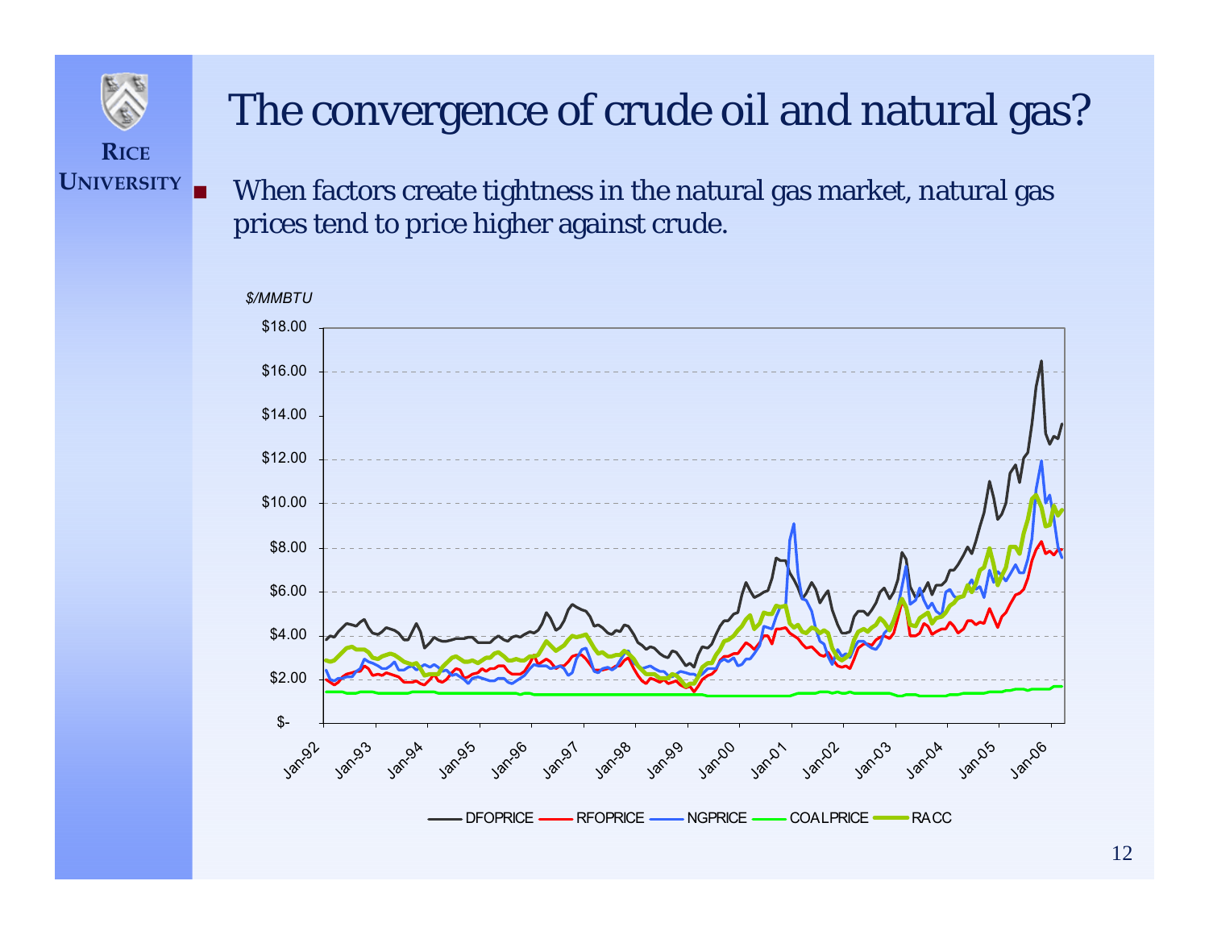# The convergence of crude oil and natural gas?

- When factors create tightness in the natural gas market, natural gas prices tend to price higher against crude.

*$/MMBTU*

$18.00
$16.00
$14.00
$12.00
$10.00
$8.00
$6.00
$4.00
$2.00
$-

Jan-92 Jan-93 Jan-94 Jan-95 Jan-96 Jan-97 Jan-98 Jan-99 Jan-00 Jan-01 Jan-02 Jan-03 Jan-04 Jan-05 Jan-06

DFOPRICE RFOPRICE NGPRICE COALPRICE RACC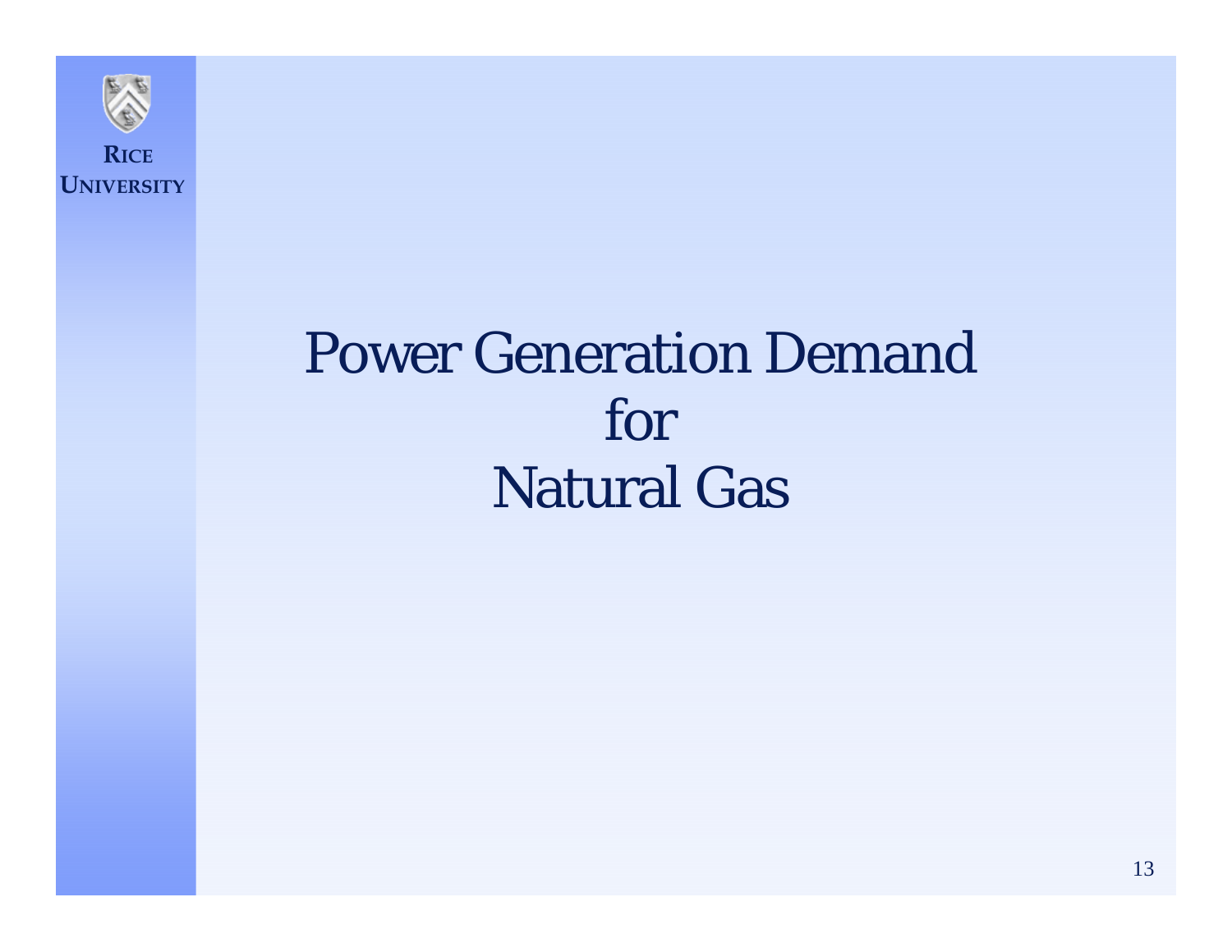# Power Generation Demand for Natural Gas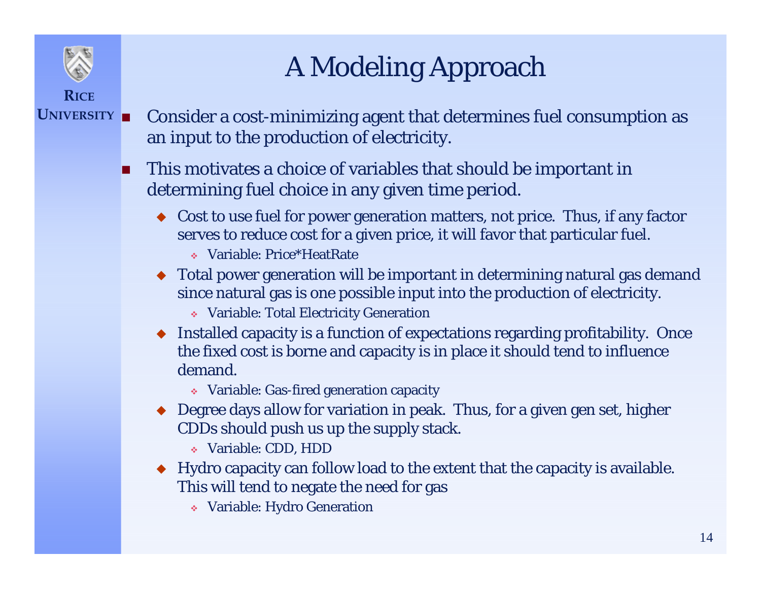# A Modeling Approach

- Consider a cost-minimizing agent that determines fuel consumption as an input to the production of electricity.
- This motivates a choice of variables that should be important in determining fuel choice in any given time period.
  - Cost to use fuel for power generation matters, not price. Thus, if any factor serves to reduce cost for a given price, it will favor that particular fuel.
    - Variable: Price*HeatRate
  - Total power generation will be important in determining natural gas demand since natural gas is one possible input into the production of electricity.
    - Variable: Total Electricity Generation
  - Installed capacity is a function of expectations regarding profitability. Once the fixed cost is borne and capacity is in place it should tend to influence demand.
    - Variable: Gas-fired generation capacity
  - Degree days allow for variation in peak. Thus, for a given gen set, higher CDDs should push us up the supply stack.
    - Variable: CDD, HDD
  - Hydro capacity can follow load to the extent that the capacity is available. This will tend to negate the need for gas
    - Variable: Hydro Generation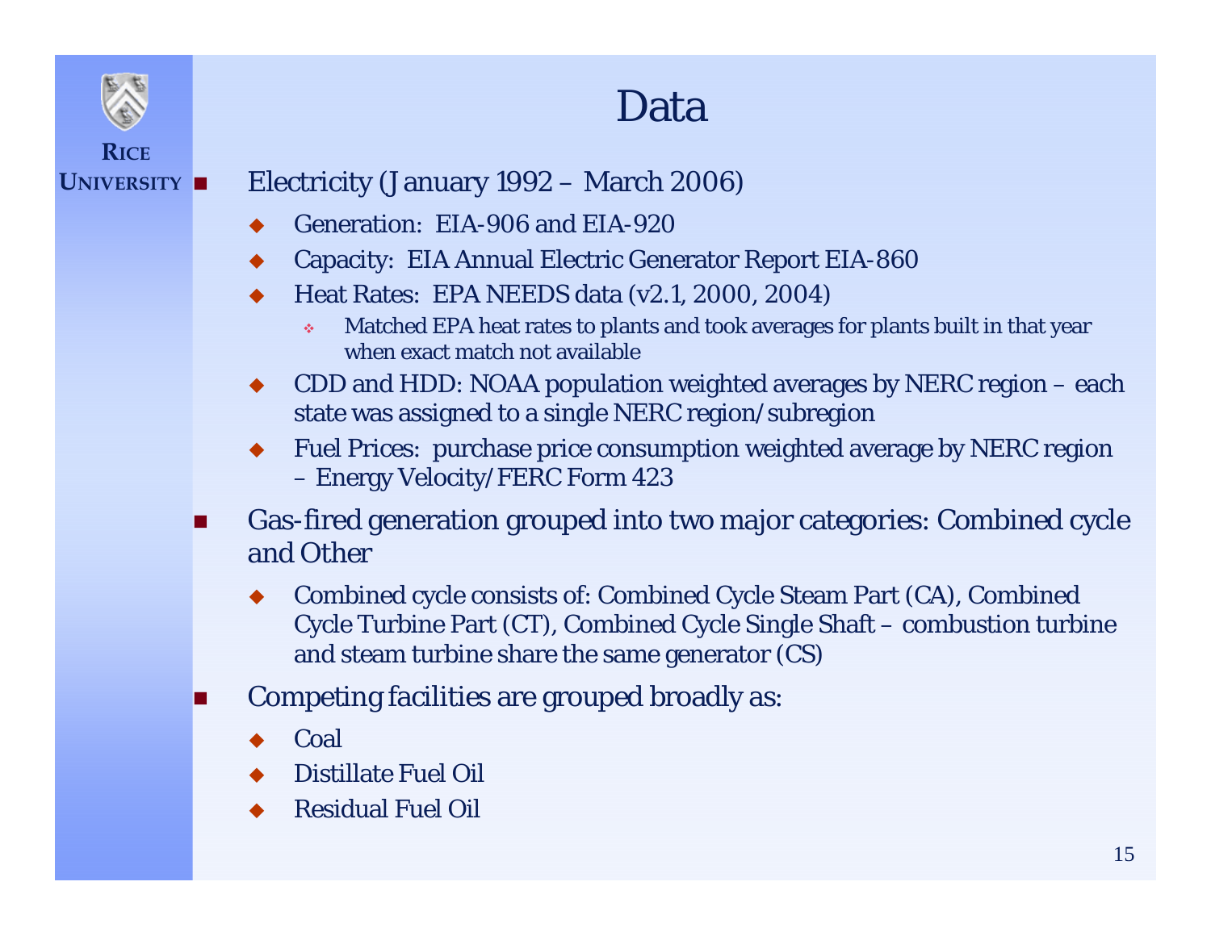# Data

- Electricity (January 1992 – March 2006)
  - Generation: EIA-906 and EIA-920
  - Capacity: EIA Annual Electric Generator Report EIA-860
  - Heat Rates: EPA NEEDS data (v2.1, 2000, 2004)
    - Matched EPA heat rates to plants and took averages for plants built in that year when exact match not available
  - CDD and HDD: NOAA population weighted averages by NERC region – each state was assigned to a single NERC region/subregion
  - Fuel Prices: purchase price consumption weighted average by NERC region – Energy Velocity/FERC Form 423
- Gas-fired generation grouped into two major categories: Combined cycle and Other
  - Combined cycle consists of: Combined Cycle Steam Part (CA), Combined Cycle Turbine Part (CT), Combined Cycle Single Shaft – combustion turbine and steam turbine share the same generator (CS)
- Competing facilities are grouped broadly as:
  - Coal
  - Distillate Fuel Oil
  - Residual Fuel Oil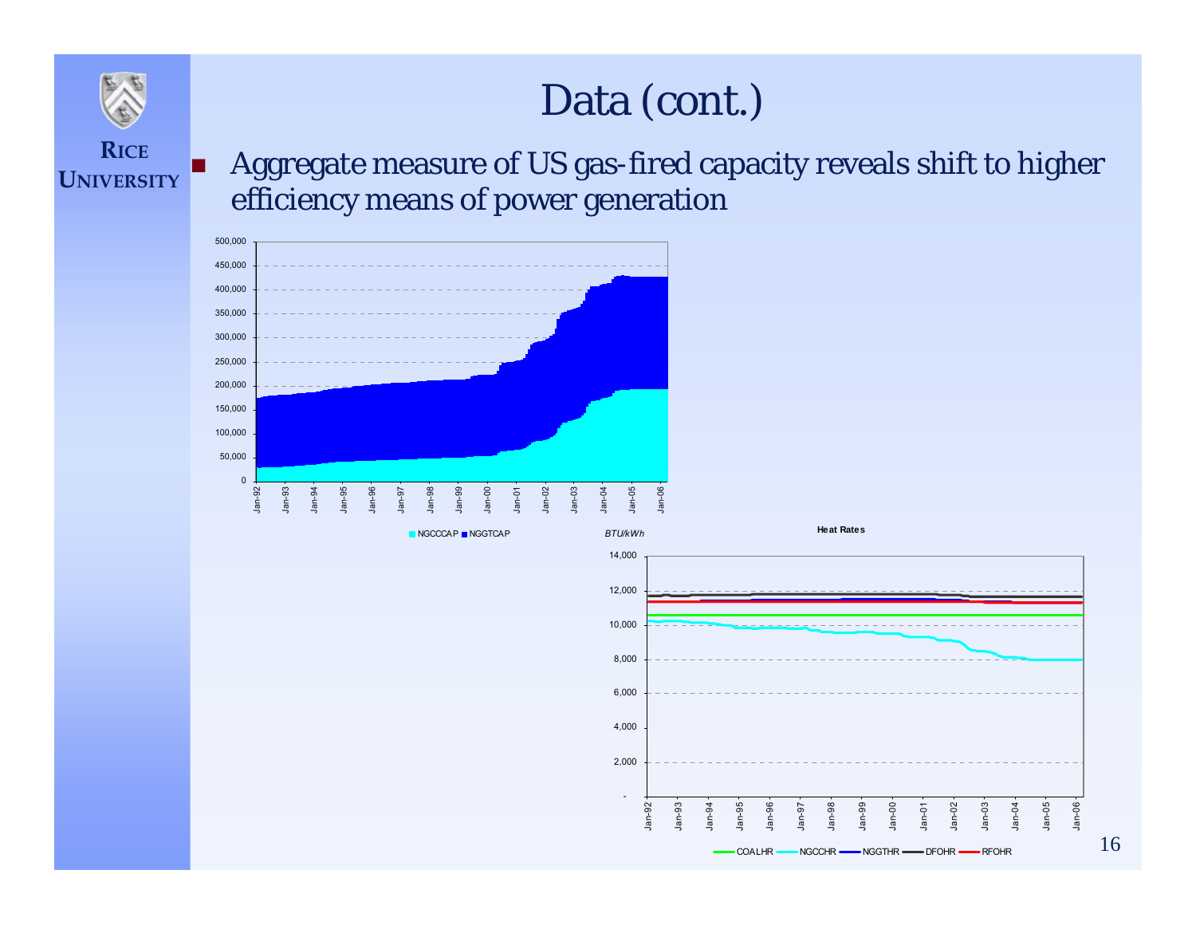# Data (cont.)

- Aggregate measure of US gas-fired capacity reveals shift to higher efficiency means of power generation

■ NGCCCAP ■ NGGTCAP

**Heat Rates**

*BTU/kWh*

COALHR — NGCCHR — NGGTHR — DFOHR — RFOHR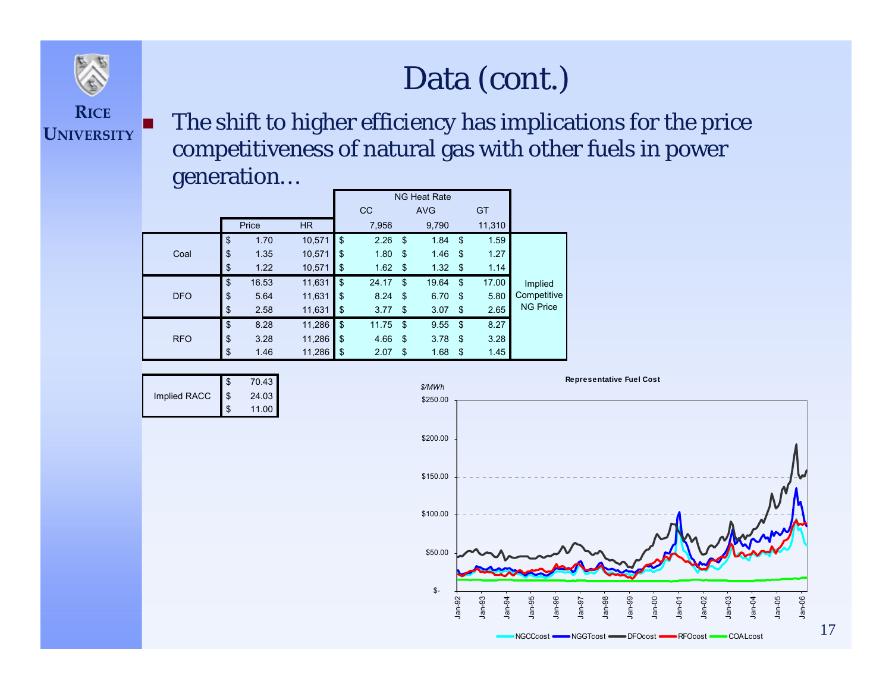# Data (cont.)

- The shift to higher efficiency has implications for the price competitiveness of natural gas with other fuels in power generation…

| | Price | HR | NG Heat Rate CC 7,956 | NG Heat Rate AVG 9,790 | NG Heat Rate GT 11,310 | |
|---|---|---|---|---|---|---|
| Coal | $ 1.70 | 10,571 | $ 2.26 | $ 1.84 | $ 1.59 | Implied Competitive NG Price |
| | $ 1.35 | 10,571 | $ 1.80 | $ 1.46 | $ 1.27 | |
| | $ 1.22 | 10,571 | $ 1.62 | $ 1.32 | $ 1.14 | |
| DFO | $ 16.53 | 11,631 | $ 24.17 | $ 19.64 | $ 17.00 | |
| | $ 5.64 | 11,631 | $ 8.24 | $ 6.70 | $ 5.80 | |
| | $ 2.58 | 11,631 | $ 3.77 | $ 3.07 | $ 2.65 | |
| RFO | $ 8.28 | 11,286 | $ 11.75 | $ 9.55 | $ 8.27 | |
| | $ 3.28 | 11,286 | $ 4.66 | $ 3.78 | $ 3.28 | |
| | $ 1.46 | 11,286 | $ 2.07 | $ 1.68 | $ 1.45 | |

| | |
|---|---|
| Implied RACC | $ 70.43 |
| | $ 24.03 |
| | $ 11.00 |

**Representative Fuel Cost**

$/MWh

Legend: NGCCcost, NGGTcost, DFOcost, RFOcost, COALcost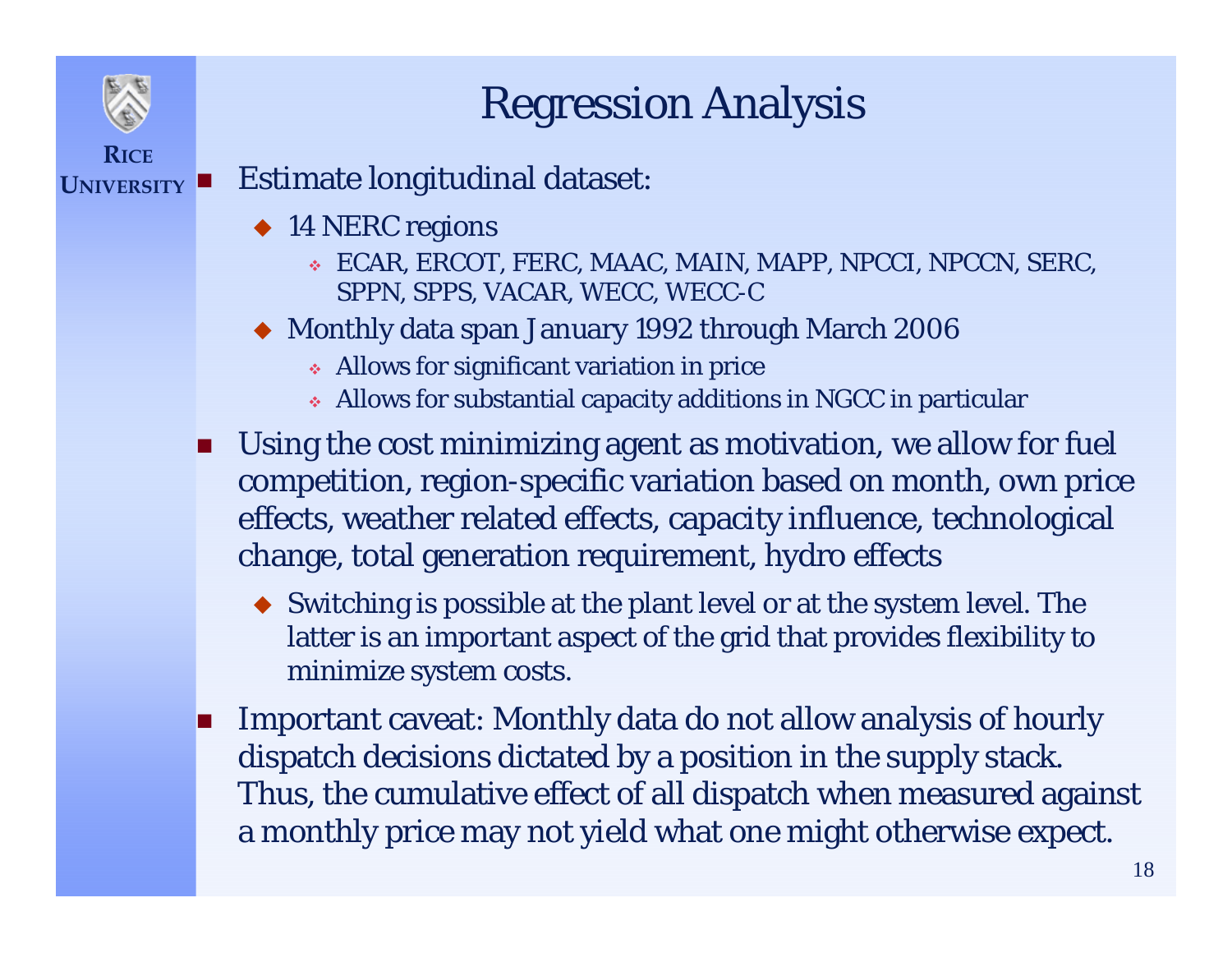# Regression Analysis

- Estimate longitudinal dataset:
  - 14 NERC regions
    - ECAR, ERCOT, FERC, MAAC, MAIN, MAPP, NPCCI, NPCCN, SERC, SPPN, SPPS, VACAR, WECC, WECC-C
  - Monthly data span January 1992 through March 2006
    - Allows for significant variation in price
    - Allows for substantial capacity additions in NGCC in particular
- Using the cost minimizing agent as motivation, we allow for fuel competition, region-specific variation based on month, own price effects, weather related effects, capacity influence, technological change, total generation requirement, hydro effects
  - Switching is possible at the plant level or at the system level. The latter is an important aspect of the grid that provides flexibility to minimize system costs.
- Important caveat: Monthly data do not allow analysis of hourly dispatch decisions dictated by a position in the supply stack. Thus, the cumulative effect of all dispatch when measured against a monthly price may not yield what one might otherwise expect.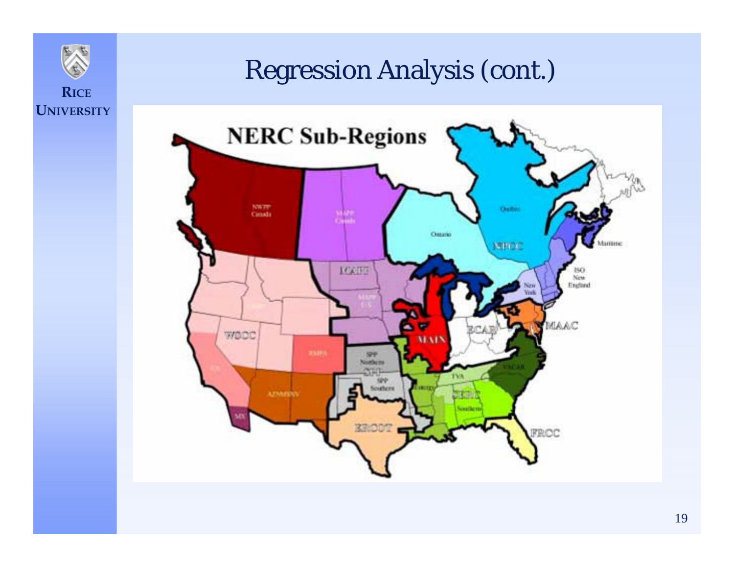# Regression Analysis (cont.)

NERC Sub-Regions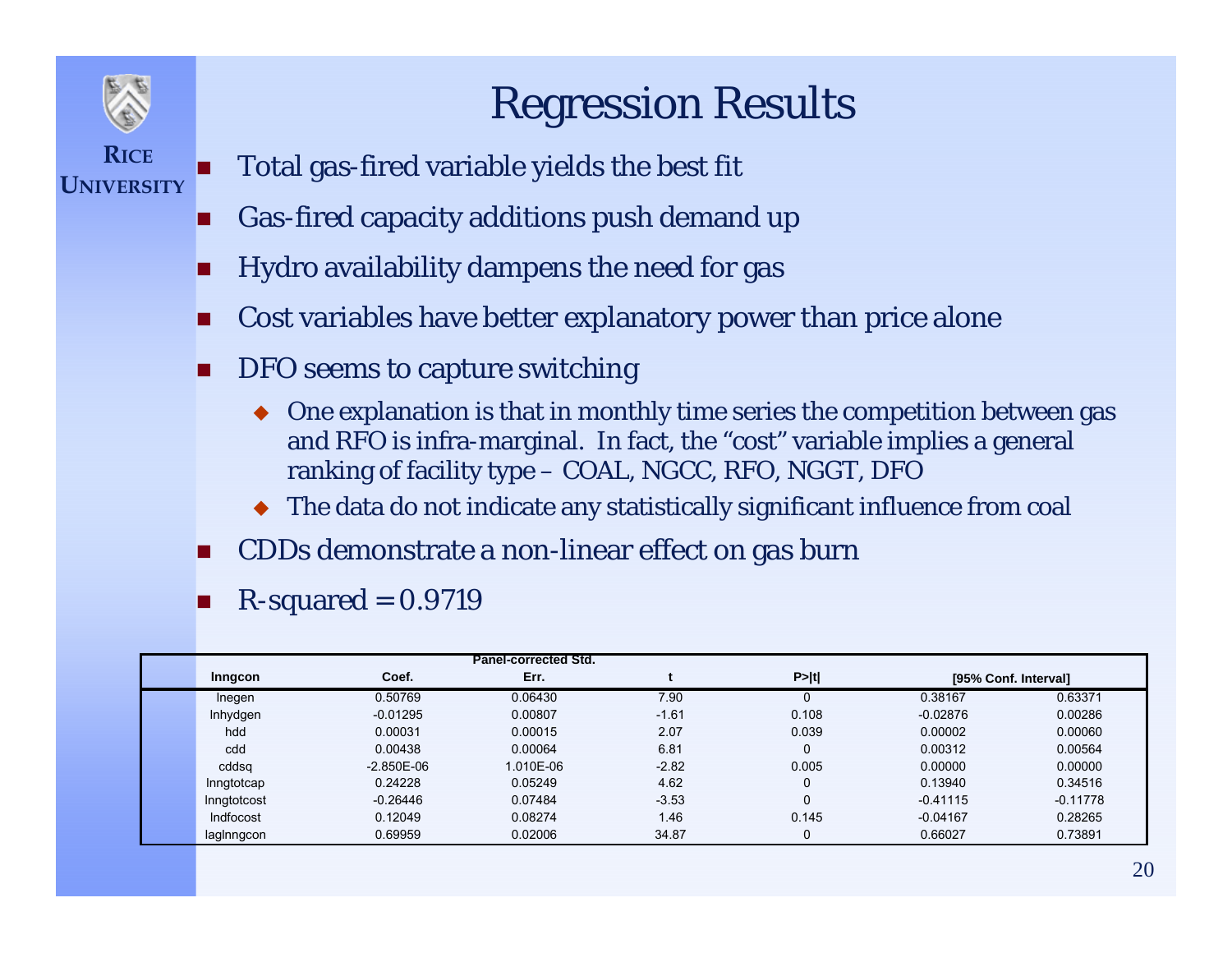# Regression Results

- Total gas-fired variable yields the best fit
- Gas-fired capacity additions push demand up
- Hydro availability dampens the need for gas
- Cost variables have better explanatory power than price alone
- DFO seems to capture switching
  - One explanation is that in monthly time series the competition between gas and RFO is infra-marginal. In fact, the "cost" variable implies a general ranking of facility type – COAL, NGCC, RFO, NGGT, DFO
  - The data do not indicate any statistically significant influence from coal
- CDDs demonstrate a non-linear effect on gas burn
- R-squared = 0.9719

| lnngcon | Coef. | Panel-corrected Std. Err. | t | P>\|t\| | [95% Conf. Interval] | |
|---|---|---|---|---|---|---|
| lnegen | 0.50769 | 0.06430 | 7.90 | 0 | 0.38167 | 0.63371 |
| lnhydgen | -0.01295 | 0.00807 | -1.61 | 0.108 | -0.02876 | 0.00286 |
| hdd | 0.00031 | 0.00015 | 2.07 | 0.039 | 0.00002 | 0.00060 |
| cdd | 0.00438 | 0.00064 | 6.81 | 0 | 0.00312 | 0.00564 |
| cddsq | -2.850E-06 | 1.010E-06 | -2.82 | 0.005 | 0.00000 | 0.00000 |
| lnngtotcap | 0.24228 | 0.05249 | 4.62 | 0 | 0.13940 | 0.34516 |
| lnngtotcost | -0.26446 | 0.07484 | -3.53 | 0 | -0.41115 | -0.11778 |
| lndfocost | 0.12049 | 0.08274 | 1.46 | 0.145 | -0.04167 | 0.28265 |
| laglnngcon | 0.69959 | 0.02006 | 34.87 | 0 | 0.66027 | 0.73891 |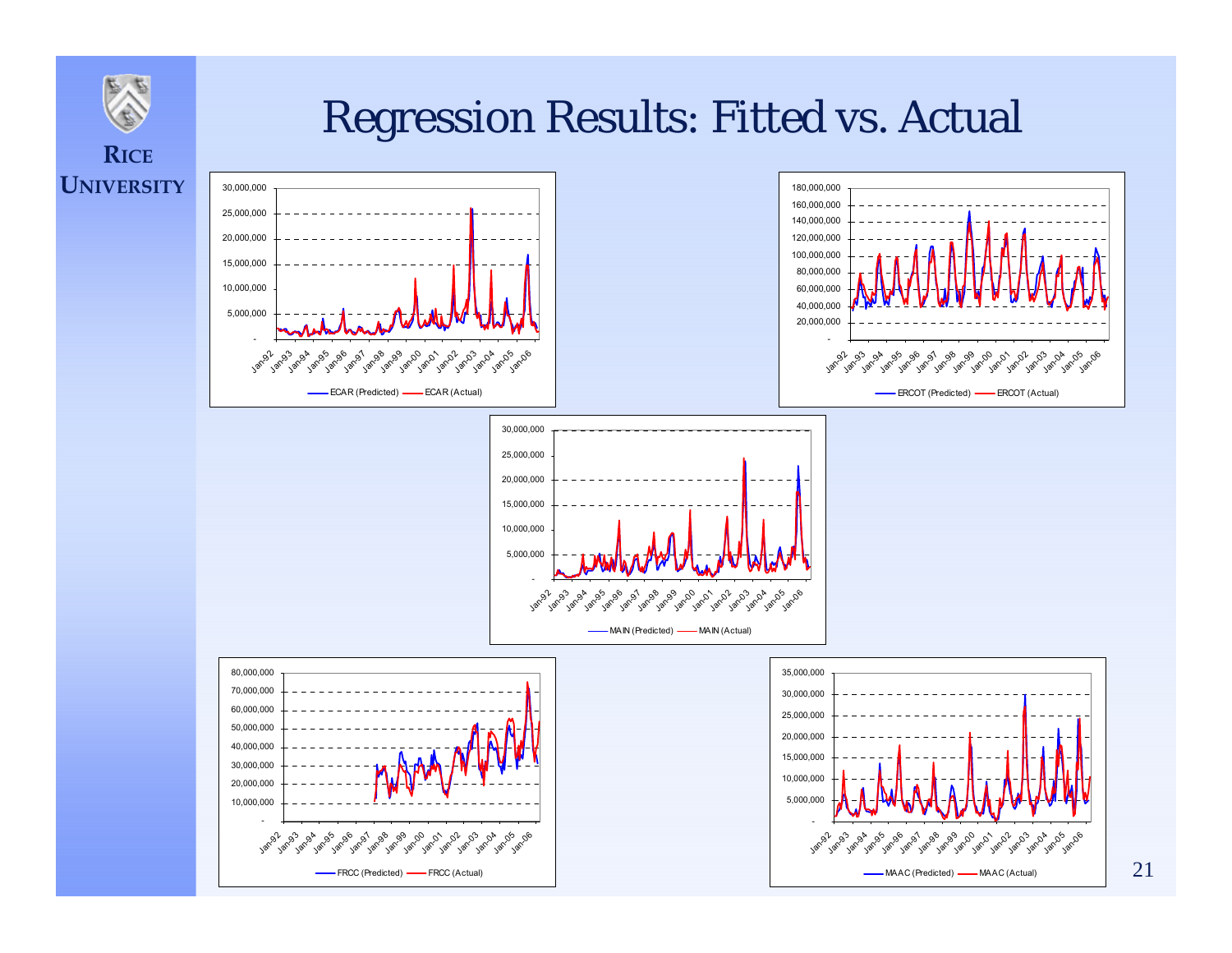# Regression Results: Fitted vs. Actual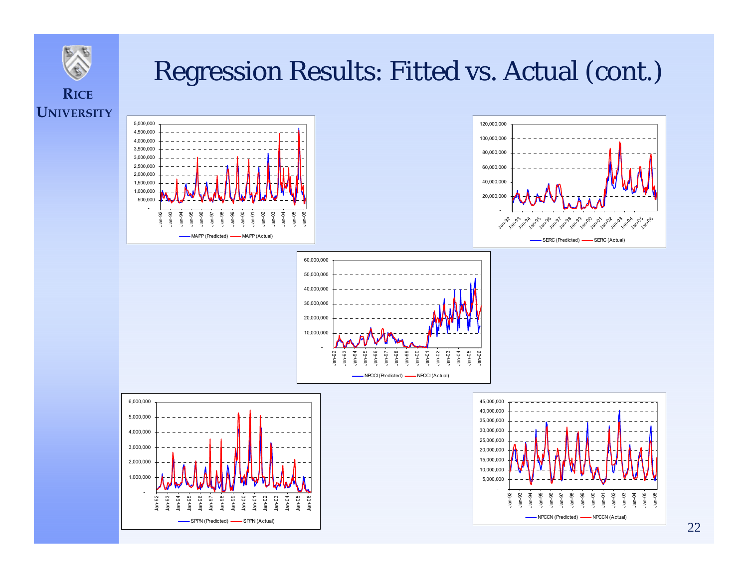# Regression Results: Fitted vs. Actual (cont.)

MAPP (Predicted) — MAPP (Actual)

SERC (Predicted) — SERC (Actual)

NPCCI (Predicted) — NPCCI (Actual)

SPPN (Predicted) — SPPN (Actual)

NPCCN (Predicted) — NPCCN (Actual)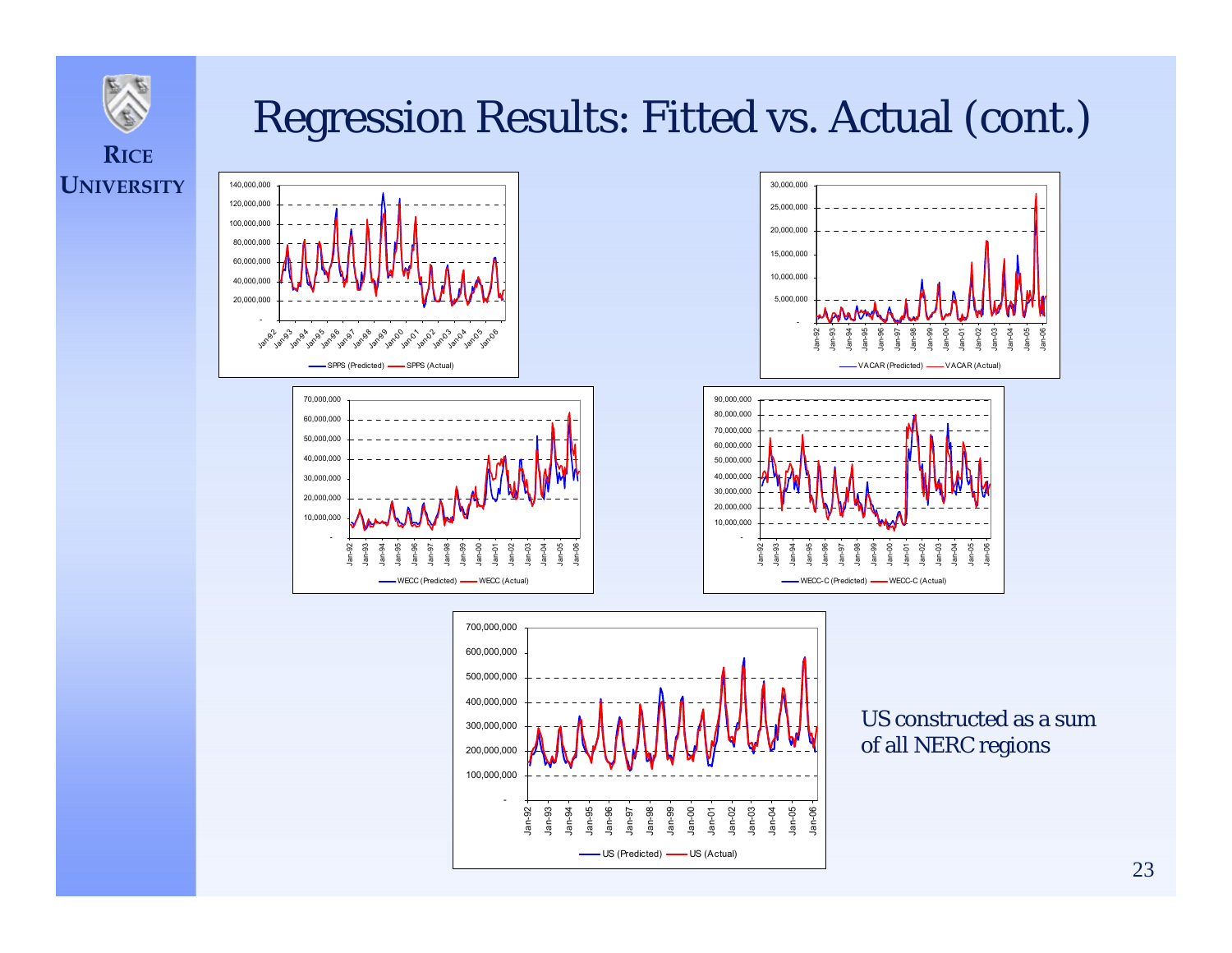# Regression Results: Fitted vs. Actual (cont.)

SPPS (Predicted) — SPPS (Actual)

VACAR (Predicted) — VACAR (Actual)

WECC (Predicted) — WECC (Actual)

WECC-C (Predicted) — WECC-C (Actual)

US (Predicted) — US (Actual)

US constructed as a sum of all NERC regions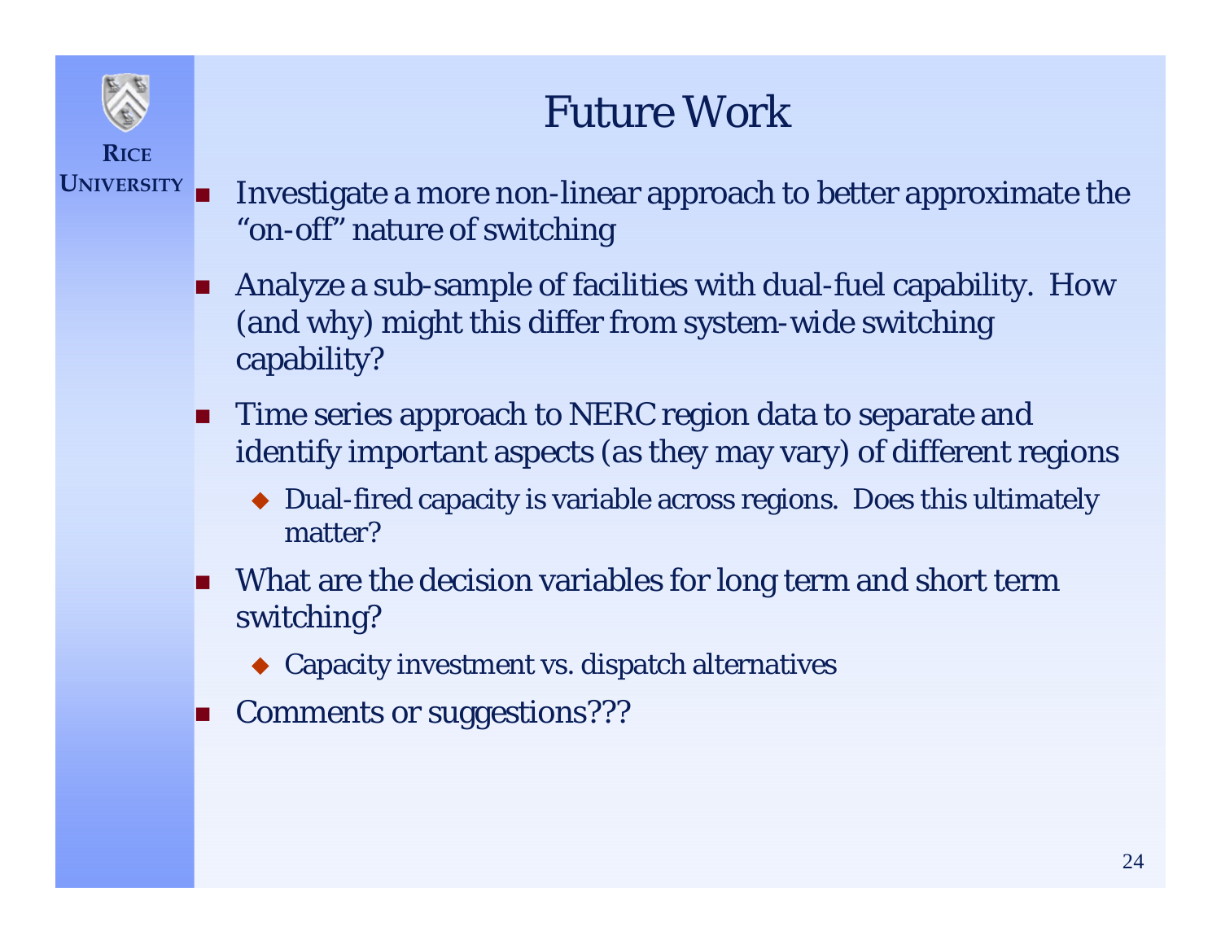# Future Work

- Investigate a more non-linear approach to better approximate the "on-off" nature of switching
- Analyze a sub-sample of facilities with dual-fuel capability. How (and why) might this differ from system-wide switching capability?
- Time series approach to NERC region data to separate and identify important aspects (as they may vary) of different regions
  - Dual-fired capacity is variable across regions. Does this ultimately matter?
- What are the decision variables for long term and short term switching?
  - Capacity investment vs. dispatch alternatives
- Comments or suggestions???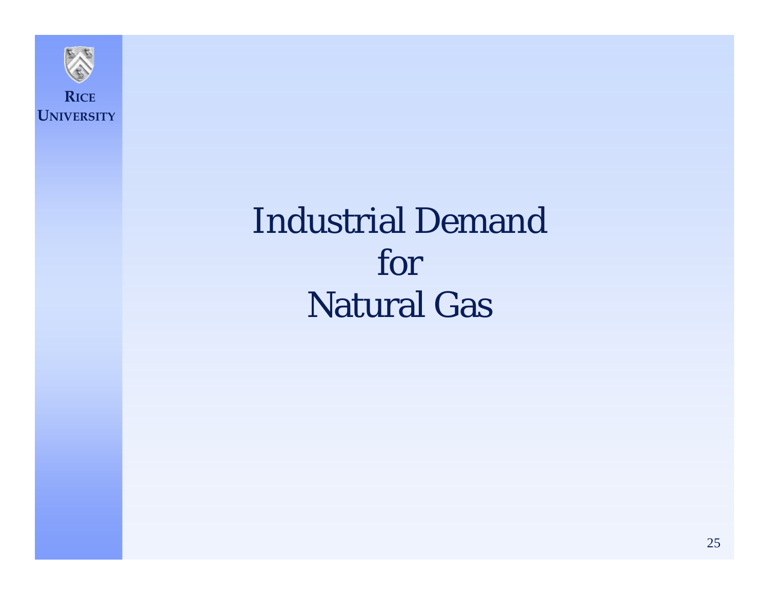# Industrial Demand for Natural Gas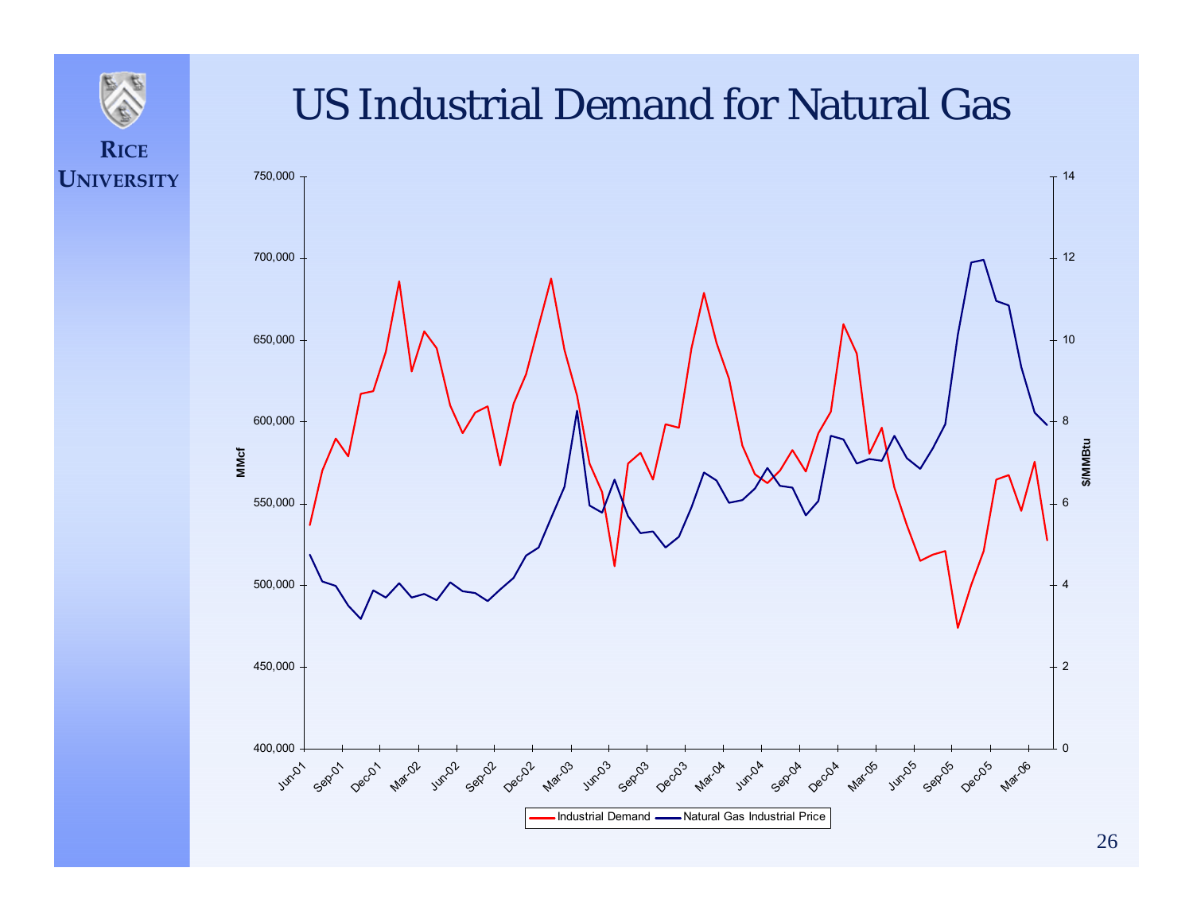# US Industrial Demand for Natural Gas

MMcf

750,000
700,000
650,000
600,000
550,000
500,000
450,000
400,000

$/MMBtu

14
12
10
8
6
4
2
0

Jun-01, Sep-01, Dec-01, Mar-02, Jun-02, Sep-02, Dec-02, Mar-03, Jun-03, Sep-03, Dec-03, Mar-04, Jun-04, Sep-04, Dec-04, Mar-05, Jun-05, Sep-05, Dec-05, Mar-06

Industrial Demand — Natural Gas Industrial Price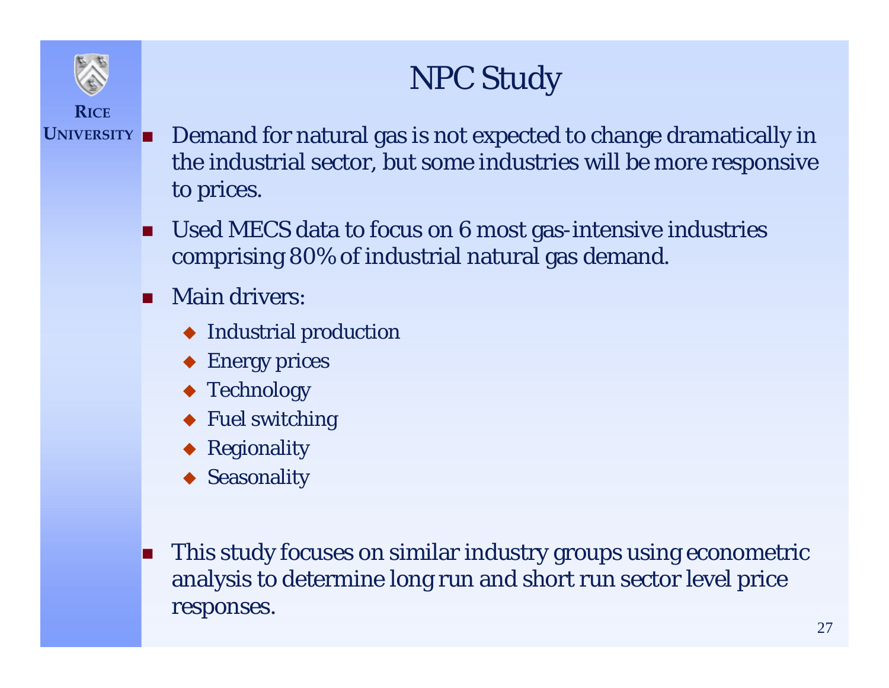# NPC Study

- Demand for natural gas is not expected to change dramatically in the industrial sector, but some industries will be more responsive to prices.
- Used MECS data to focus on 6 most gas-intensive industries comprising 80% of industrial natural gas demand.
- Main drivers:
  - Industrial production
  - Energy prices
  - Technology
  - Fuel switching
  - Regionality
  - Seasonality
- This study focuses on similar industry groups using econometric analysis to determine long run and short run sector level price responses.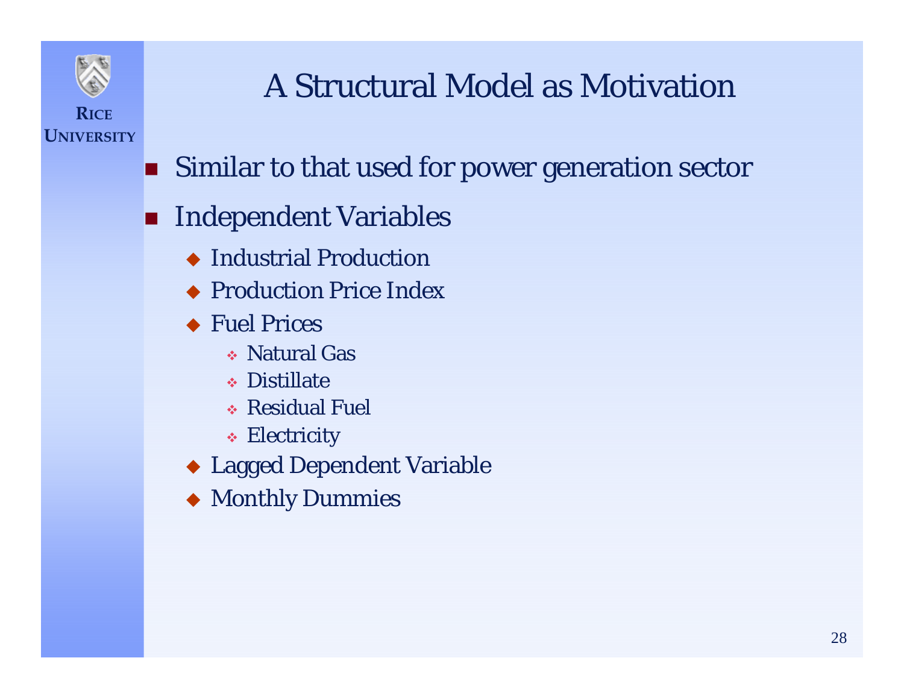# A Structural Model as Motivation

- Similar to that used for power generation sector
- Independent Variables
  - Industrial Production
  - Production Price Index
  - Fuel Prices
    - Natural Gas
    - Distillate
    - Residual Fuel
    - Electricity
  - Lagged Dependent Variable
  - Monthly Dummies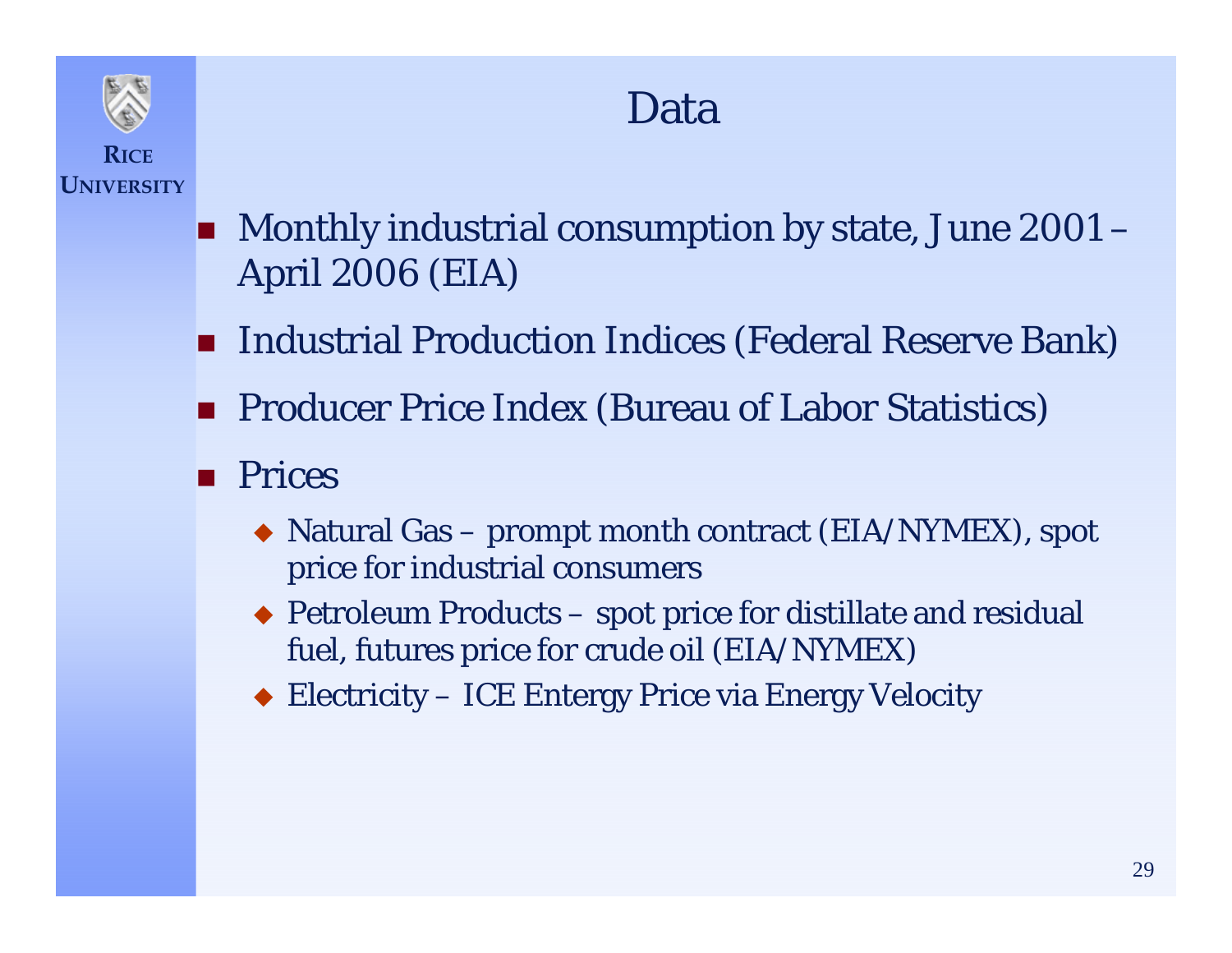# Data

- Monthly industrial consumption by state, June 2001 – April 2006 (EIA)
- Industrial Production Indices (Federal Reserve Bank)
- Producer Price Index (Bureau of Labor Statistics)
- Prices
  - Natural Gas – prompt month contract (EIA/NYMEX), spot price for industrial consumers
  - Petroleum Products – spot price for distillate and residual fuel, futures price for crude oil (EIA/NYMEX)
  - Electricity – ICE Entergy Price via Energy Velocity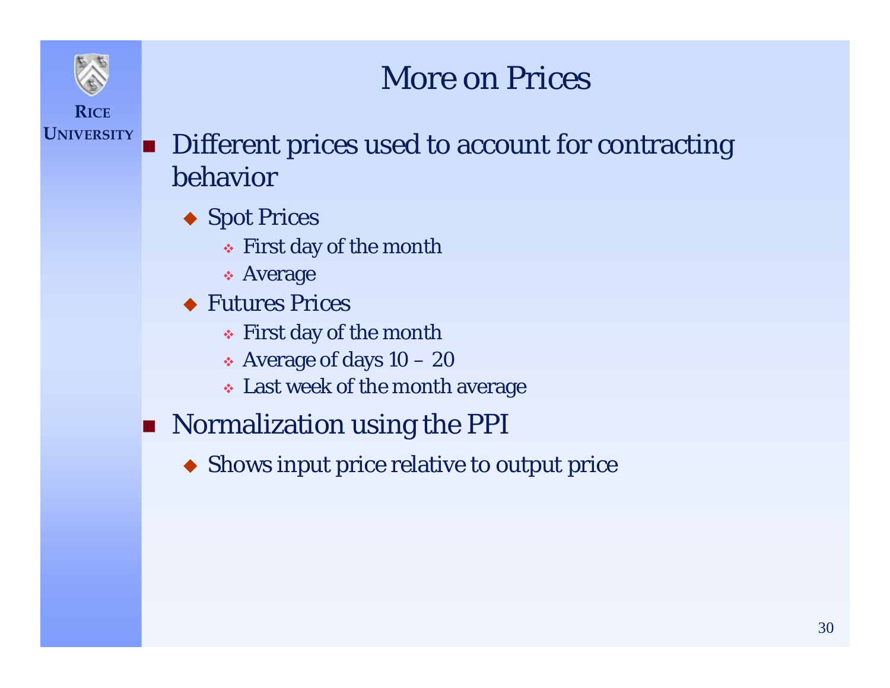# More on Prices

- Different prices used to account for contracting behavior
  - Spot Prices
    - First day of the month
    - Average
  - Futures Prices
    - First day of the month
    - Average of days 10 – 20
    - Last week of the month average
- Normalization using the PPI
  - Shows input price relative to output price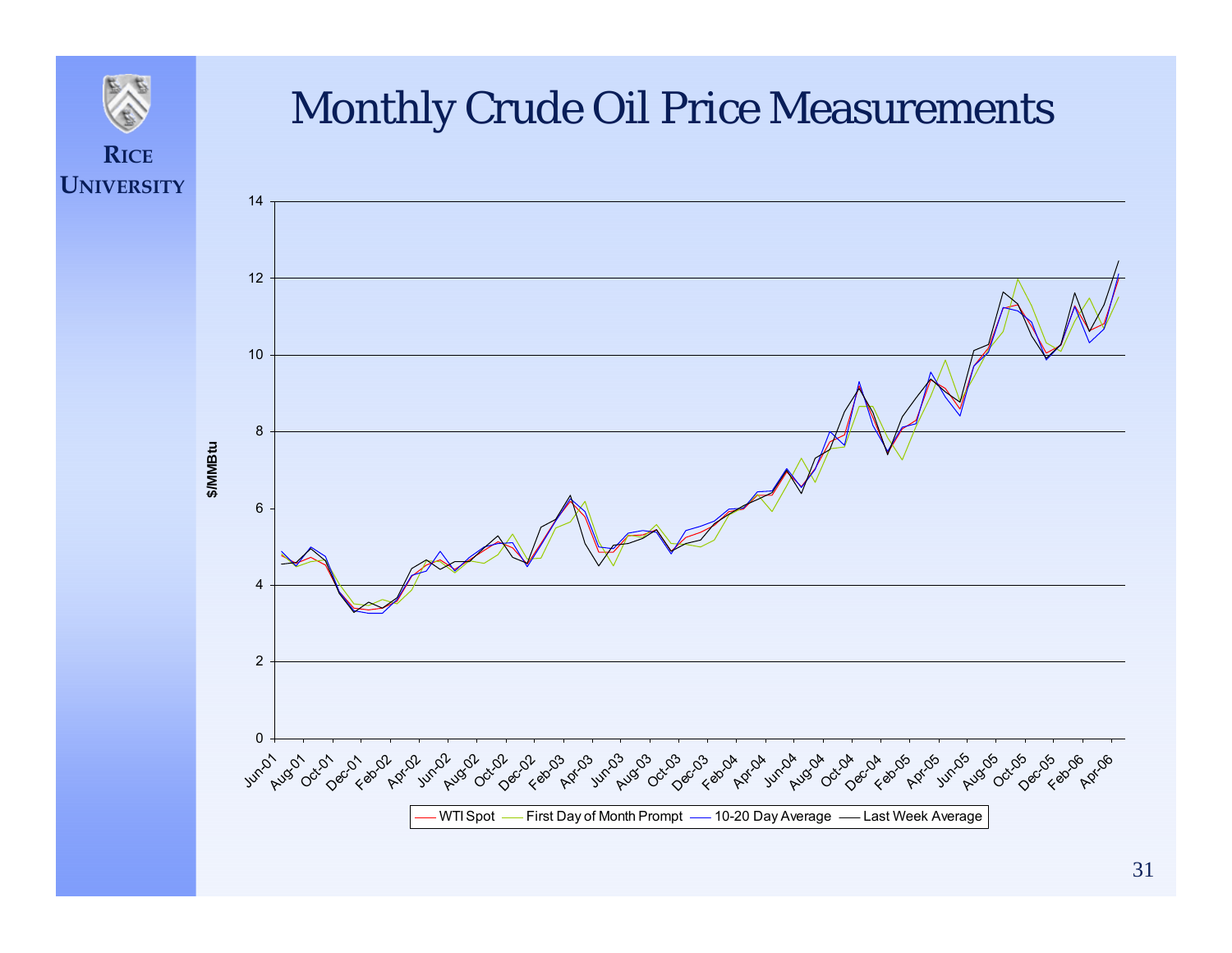# Monthly Crude Oil Price Measurements

$/MMBtu

0, 2, 4, 6, 8, 10, 12, 14

Jun-01, Aug-01, Oct-01, Dec-01, Feb-02, Apr-02, Jun-02, Aug-02, Oct-02, Dec-02, Feb-03, Apr-03, Jun-03, Aug-03, Oct-03, Dec-03, Feb-04, Apr-04, Jun-04, Aug-04, Oct-04, Dec-04, Feb-05, Apr-05, Jun-05, Aug-05, Oct-05, Dec-05, Feb-06, Apr-06

WTI Spot — First Day of Month Prompt — 10-20 Day Average — Last Week Average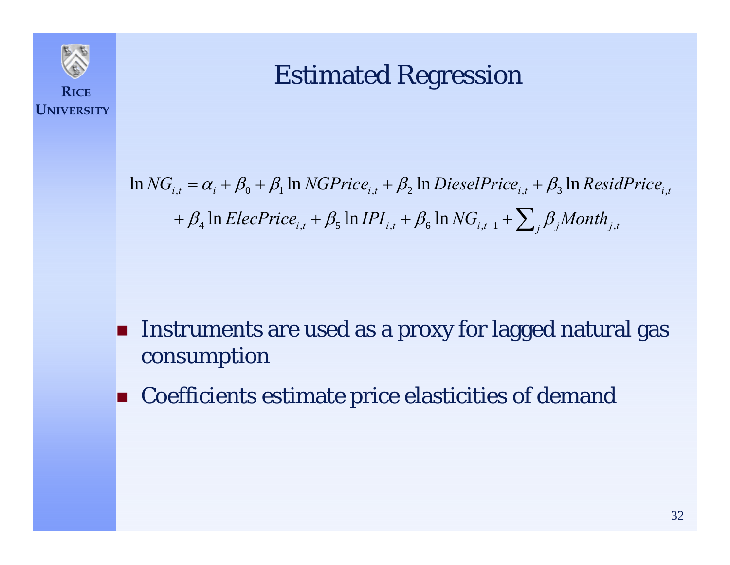# Estimated Regression

$$
\ln NG_{i,t} = \alpha_i + \beta_0 + \beta_1 \ln NGPrice_{i,t} + \beta_2 \ln DieselPrice_{i,t} + \beta_3 \ln ResidPrice_{i,t}
$$

$$
+ \beta_4 \ln ElecPrice_{i,t} + \beta_5 \ln IPI_{i,t} + \beta_6 \ln NG_{i,t-1} + \sum_j \beta_j Month_{j,t}
$$

- Instruments are used as a proxy for lagged natural gas consumption
- Coefficients estimate price elasticities of demand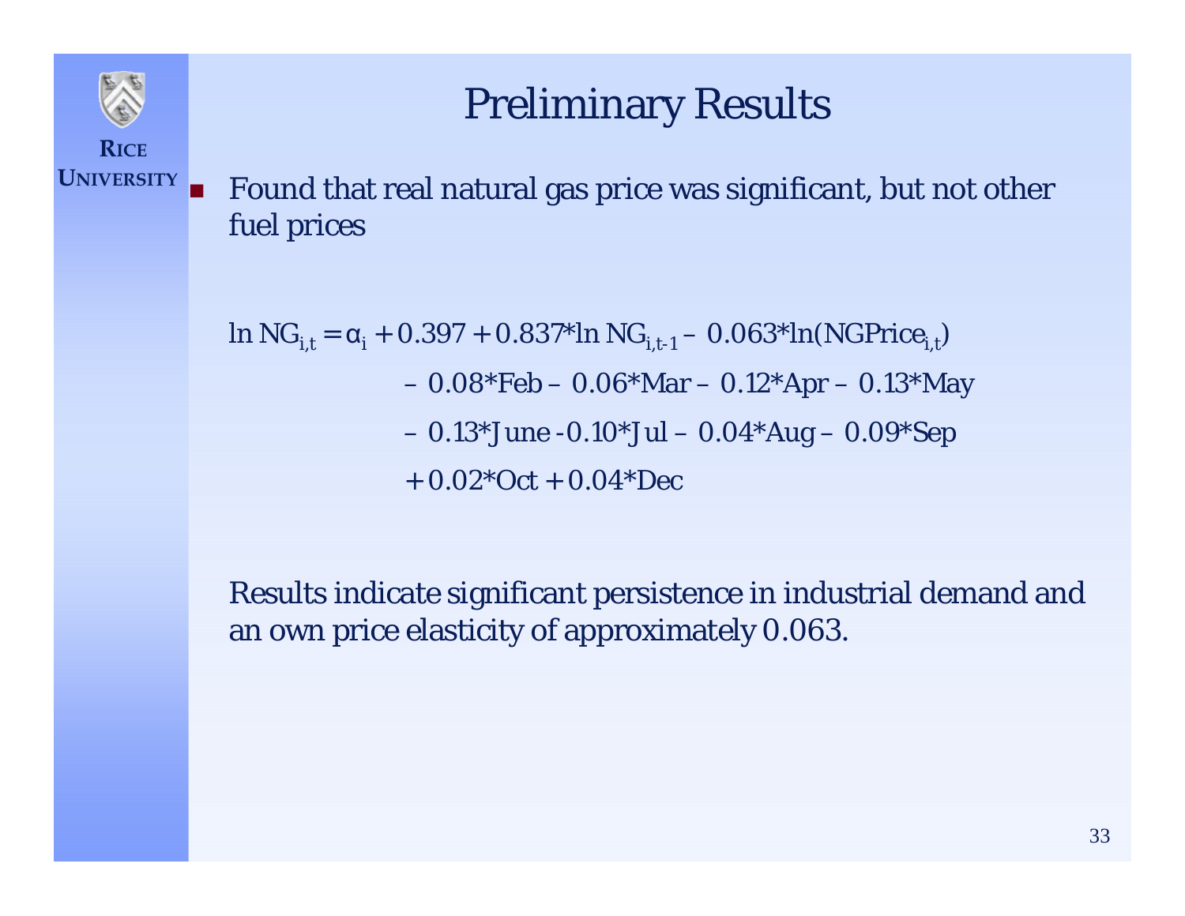# Preliminary Results

- Found that real natural gas price was significant, but not other fuel prices

$$
\begin{aligned}
\ln NG_{i,t} = \alpha_i + 0.397 + 0.837{*}\ln NG_{i,t-1} - 0.063{*}\ln(NGPrice_{i,t}) \\
- 0.08{*}Feb - 0.06{*}Mar - 0.12{*}Apr - 0.13{*}May \\
- 0.13{*}June - 0.10{*}Jul - 0.04{*}Aug - 0.09{*}Sep \\
+ 0.02{*}Oct + 0.04{*}Dec
\end{aligned}
$$

Results indicate significant persistence in industrial demand and an own price elasticity of approximately 0.063.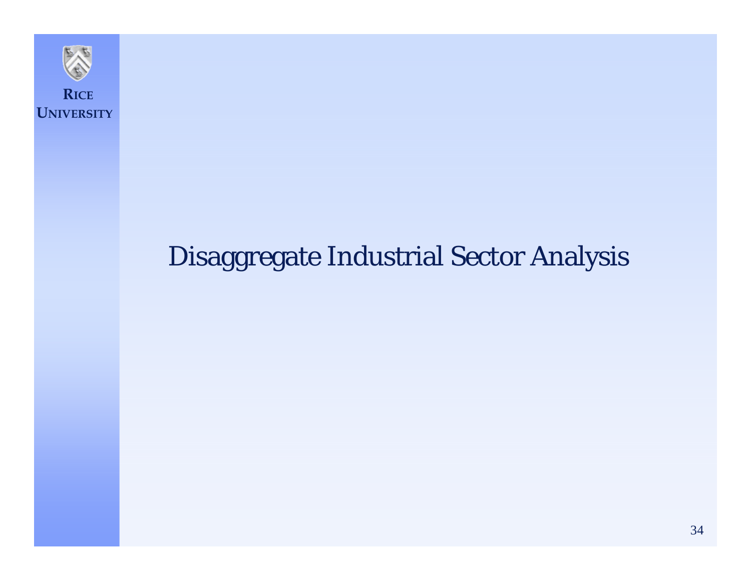# Disaggregate Industrial Sector Analysis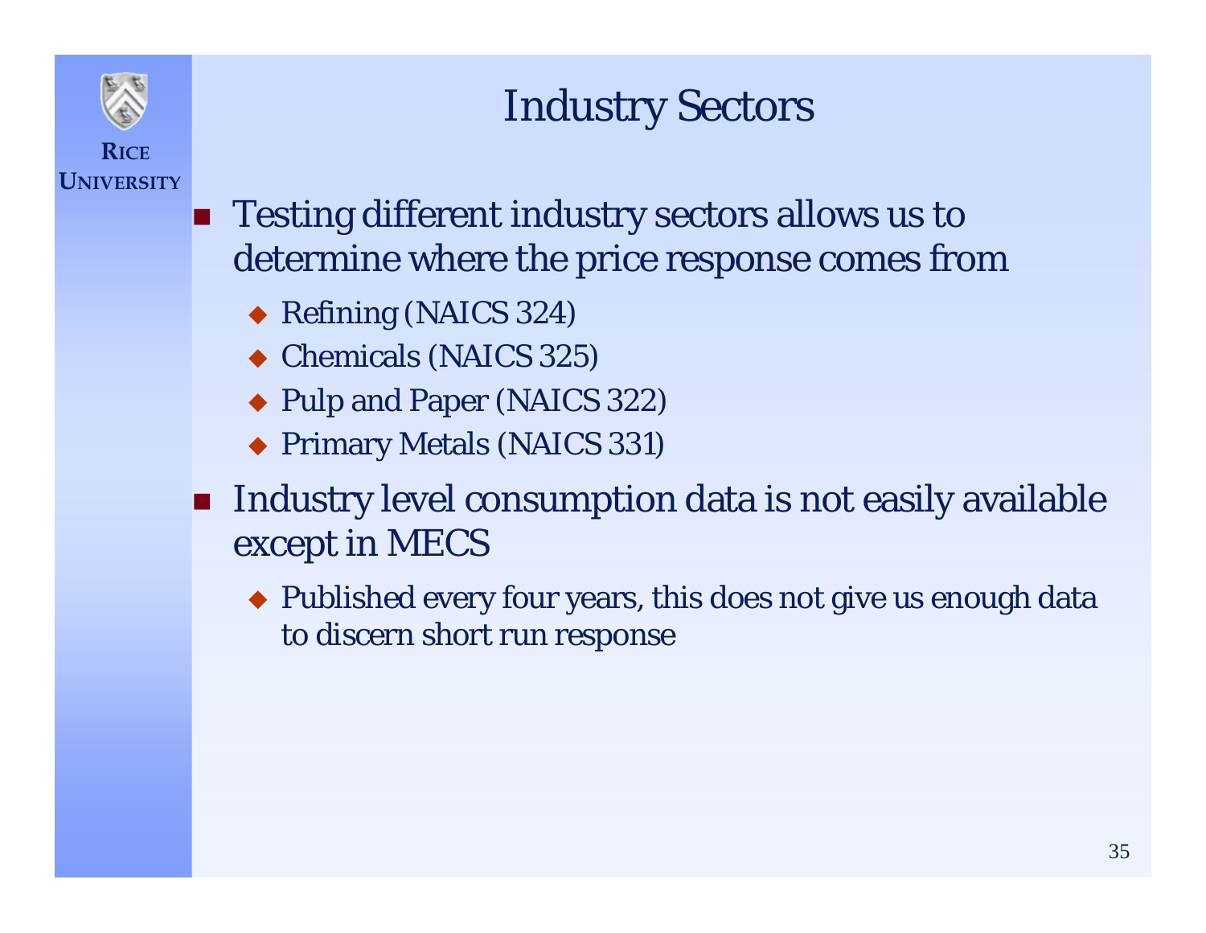# Industry Sectors

- Testing different industry sectors allows us to determine where the price response comes from
  - Refining (NAICS 324)
  - Chemicals (NAICS 325)
  - Pulp and Paper (NAICS 322)
  - Primary Metals (NAICS 331)
- Industry level consumption data is not easily available except in MECS
  - Published every four years, this does not give us enough data to discern short run response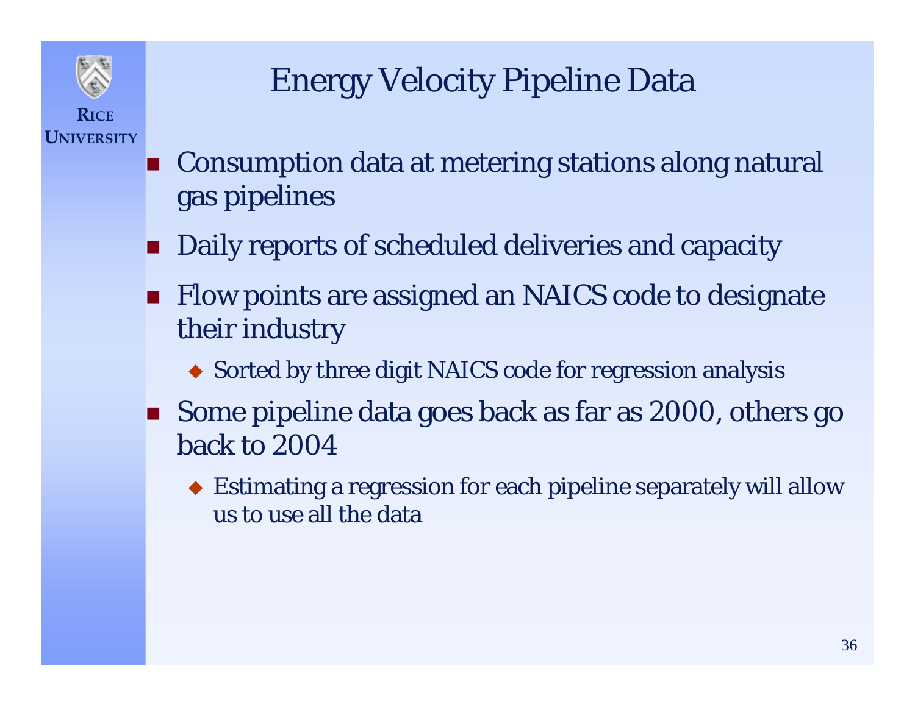# Energy Velocity Pipeline Data

- Consumption data at metering stations along natural gas pipelines
- Daily reports of scheduled deliveries and capacity
- Flow points are assigned an NAICS code to designate their industry
  - Sorted by three digit NAICS code for regression analysis
- Some pipeline data goes back as far as 2000, others go back to 2004
  - Estimating a regression for each pipeline separately will allow us to use all the data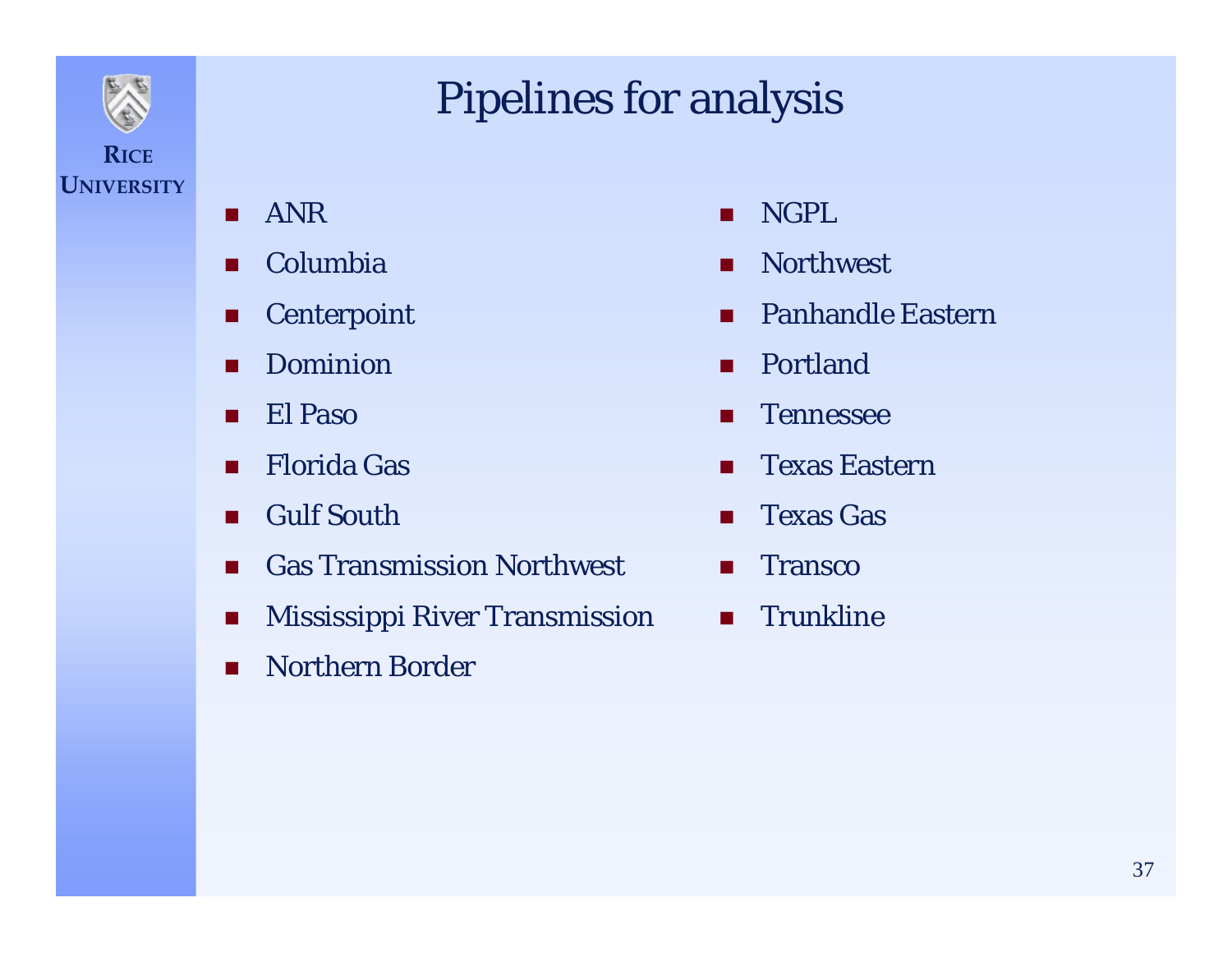# Pipelines for analysis

- ANR
- Columbia
- Centerpoint
- Dominion
- El Paso
- Florida Gas
- Gulf South
- Gas Transmission Northwest
- Mississippi River Transmission
- Northern Border
- NGPL
- Northwest
- Panhandle Eastern
- Portland
- Tennessee
- Texas Eastern
- Texas Gas
- Transco
- Trunkline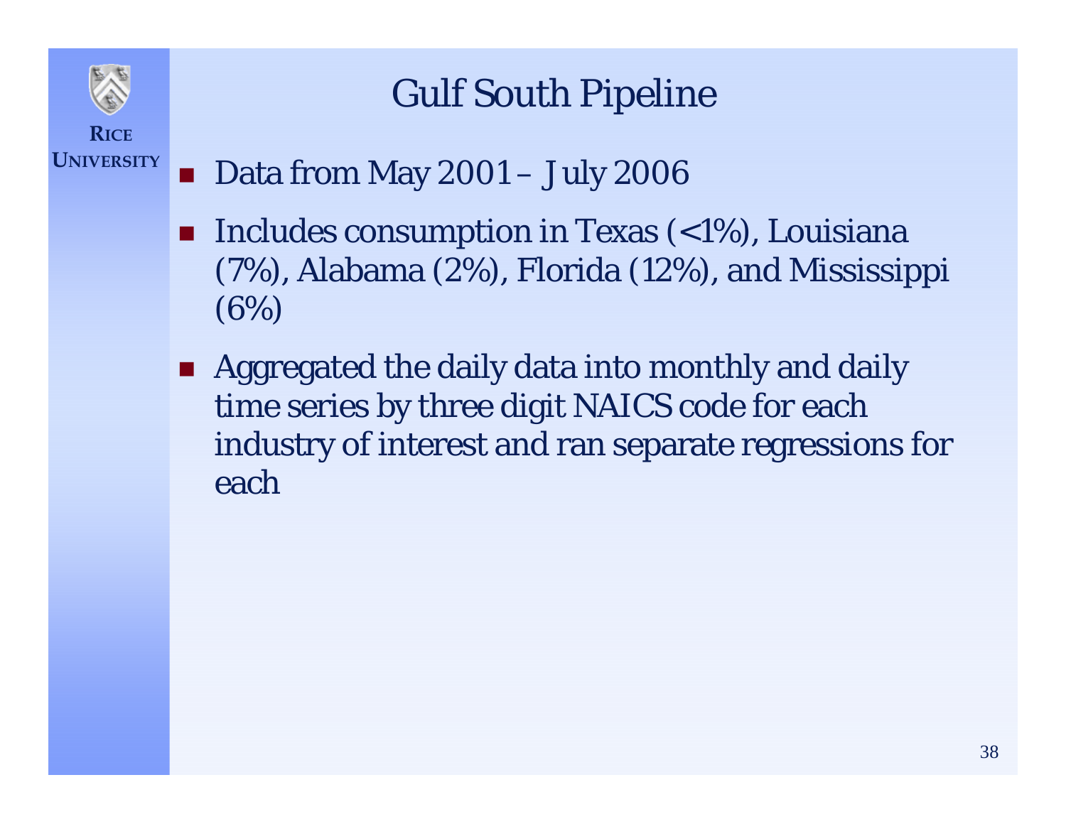# Gulf South Pipeline

- Data from May 2001 – July 2006
- Includes consumption in Texas (<1%), Louisiana (7%), Alabama (2%), Florida (12%), and Mississippi (6%)
- Aggregated the daily data into monthly and daily time series by three digit NAICS code for each industry of interest and ran separate regressions for each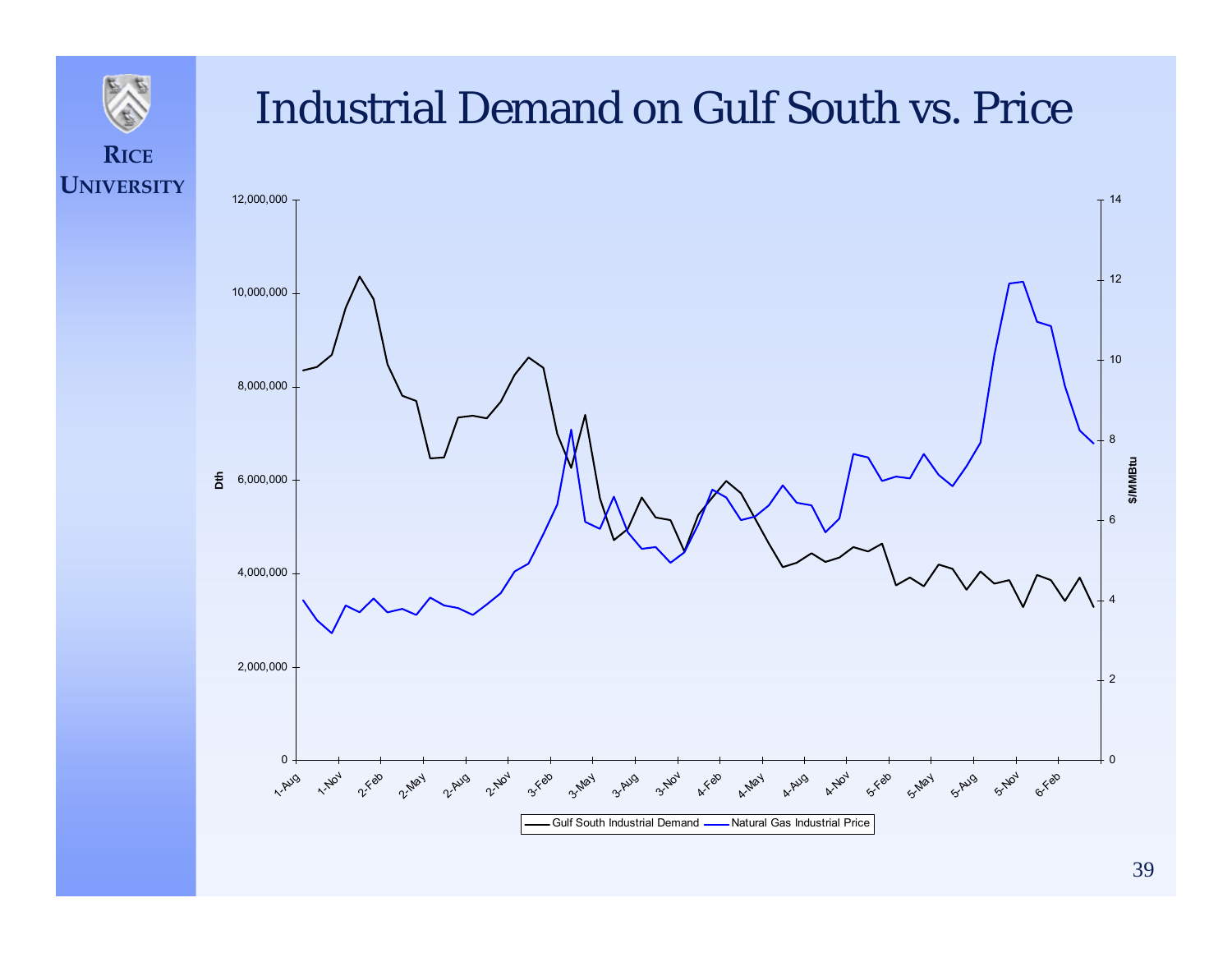# Industrial Demand on Gulf South vs. Price

Dth

12,000,000
10,000,000
8,000,000
6,000,000
4,000,000
2,000,000
0

$/MMBtu

14
12
10
8
6
4
2
0

1-Aug, 1-Nov, 2-Feb, 2-May, 2-Aug, 2-Nov, 3-Feb, 3-May, 3-Aug, 3-Nov, 4-Feb, 4-May, 4-Aug, 4-Nov, 5-Feb, 5-May, 5-Aug, 5-Nov, 6-Feb

Gulf South Industrial Demand — Natural Gas Industrial Price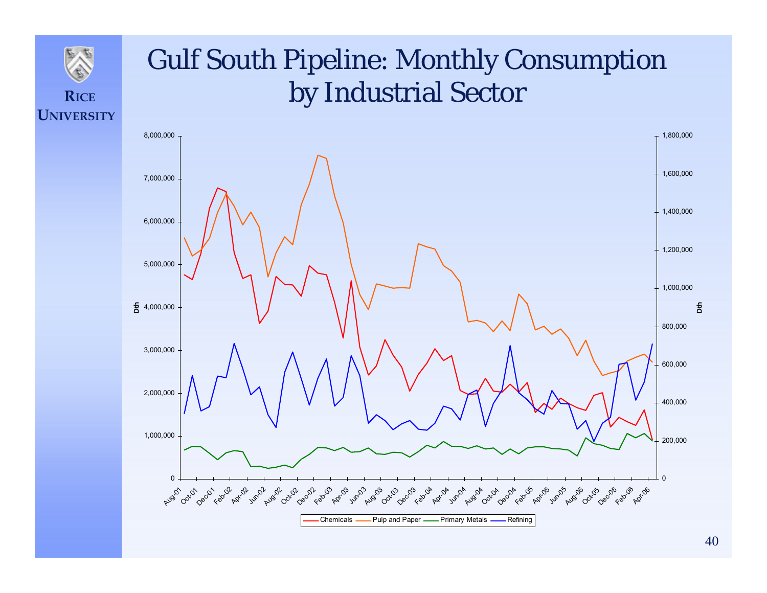# Gulf South Pipeline: Monthly Consumption by Industrial Sector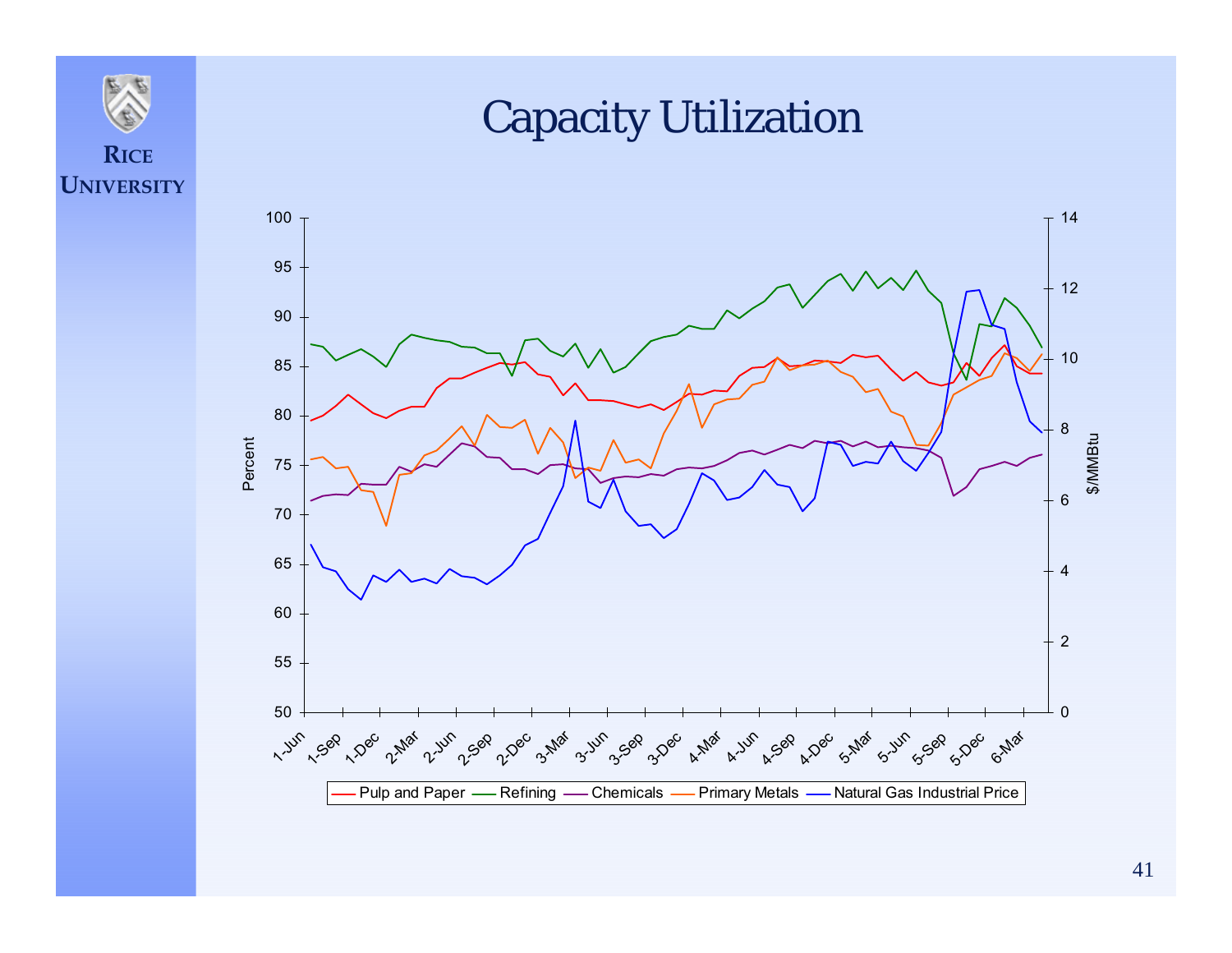# Capacity Utilization

Percent

$/MMBtu

1-Jun, 1-Sep, 1-Dec, 2-Mar, 2-Jun, 2-Sep, 2-Dec, 3-Mar, 3-Jun, 3-Sep, 3-Dec, 4-Mar, 4-Jun, 4-Sep, 4-Dec, 5-Mar, 5-Jun, 5-Sep, 5-Dec, 6-Mar

Pulp and Paper | Refining | Chemicals | Primary Metals | Natural Gas Industrial Price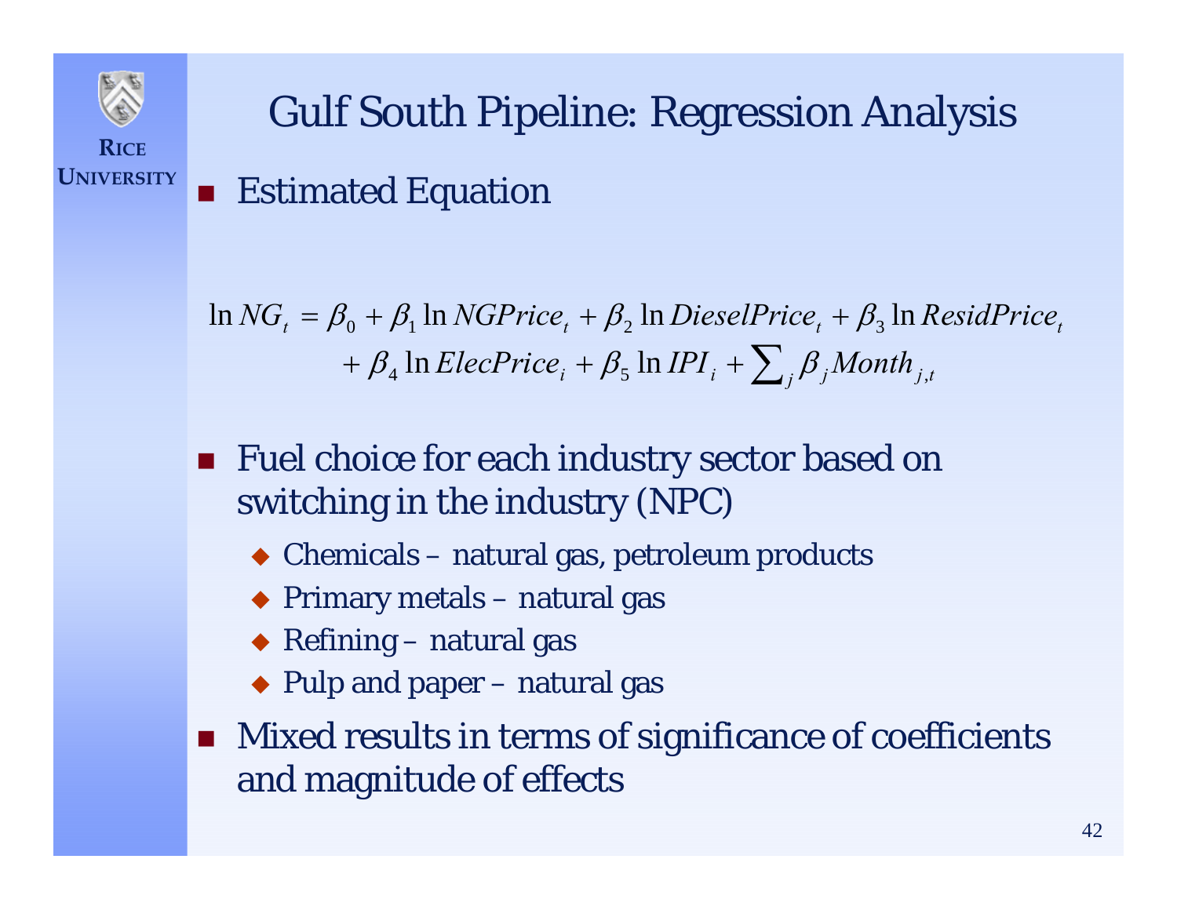# Gulf South Pipeline: Regression Analysis

- Estimated Equation

$$
\begin{aligned}
\ln NG_t = \beta_0 + \beta_1 \ln NGPrice_t + \beta_2 \ln DieselPrice_t + \beta_3 \ln ResidPrice_t \\
+ \beta_4 \ln ElecPrice_i + \beta_5 \ln IPI_i + \sum_j \beta_j Month_{j,t}
\end{aligned}
$$

- Fuel choice for each industry sector based on switching in the industry (NPC)
  - Chemicals – natural gas, petroleum products
  - Primary metals – natural gas
  - Refining – natural gas
  - Pulp and paper – natural gas
- Mixed results in terms of significance of coefficients and magnitude of effects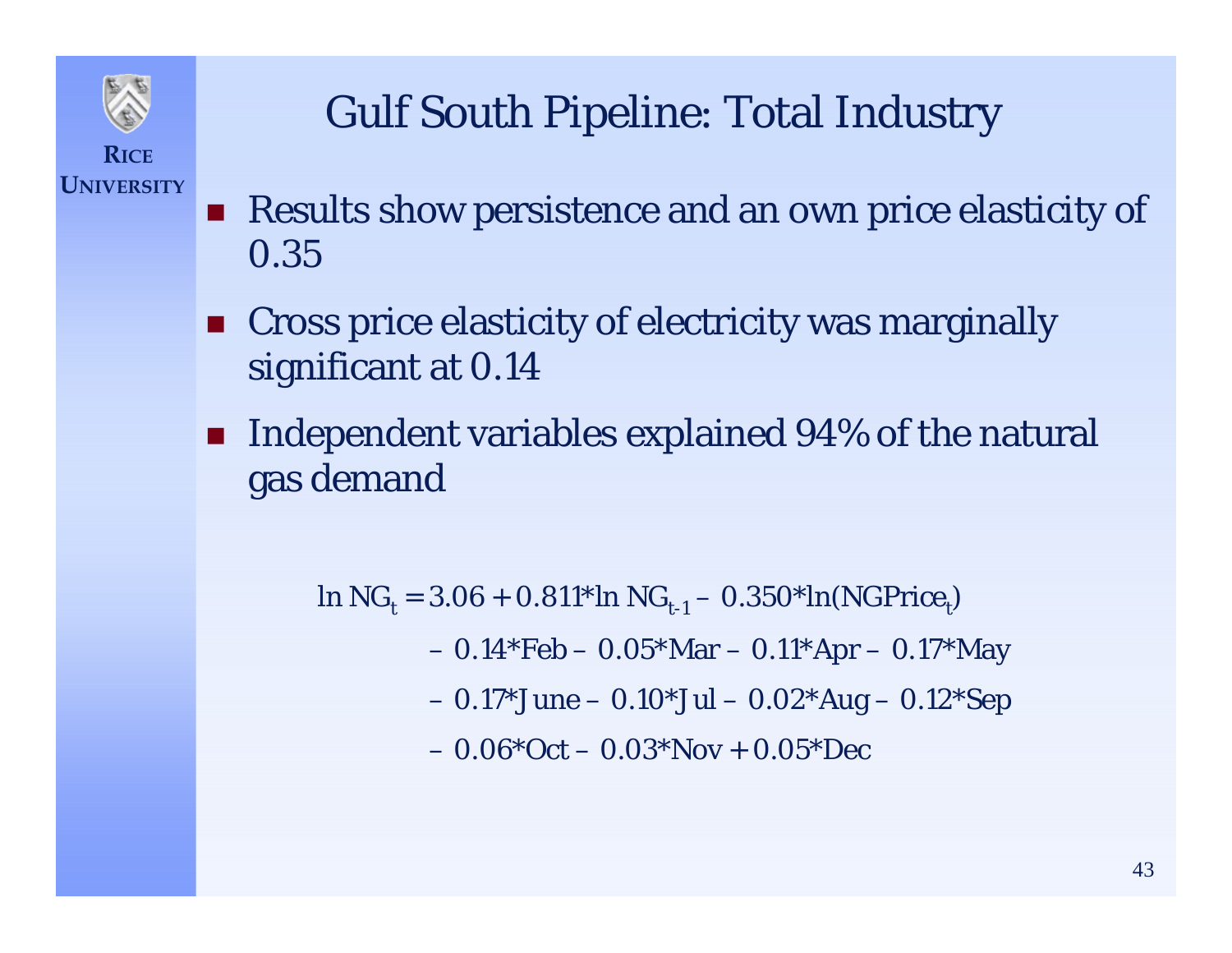# Gulf South Pipeline: Total Industry

- Results show persistence and an own price elasticity of 0.35
- Cross price elasticity of electricity was marginally significant at 0.14
- Independent variables explained 94% of the natural gas demand

$$
\begin{aligned}
\ln NG_t = 3.06 + 0.811 * \ln NG_{t-1} - 0.350 * \ln(NGPrice_t) \\
- 0.14 * Feb - 0.05 * Mar - 0.11 * Apr - 0.17 * May \\
- 0.17 * June - 0.10 * Jul - 0.02 * Aug - 0.12 * Sep \\
- 0.06 * Oct - 0.03 * Nov + 0.05 * Dec
\end{aligned}
$$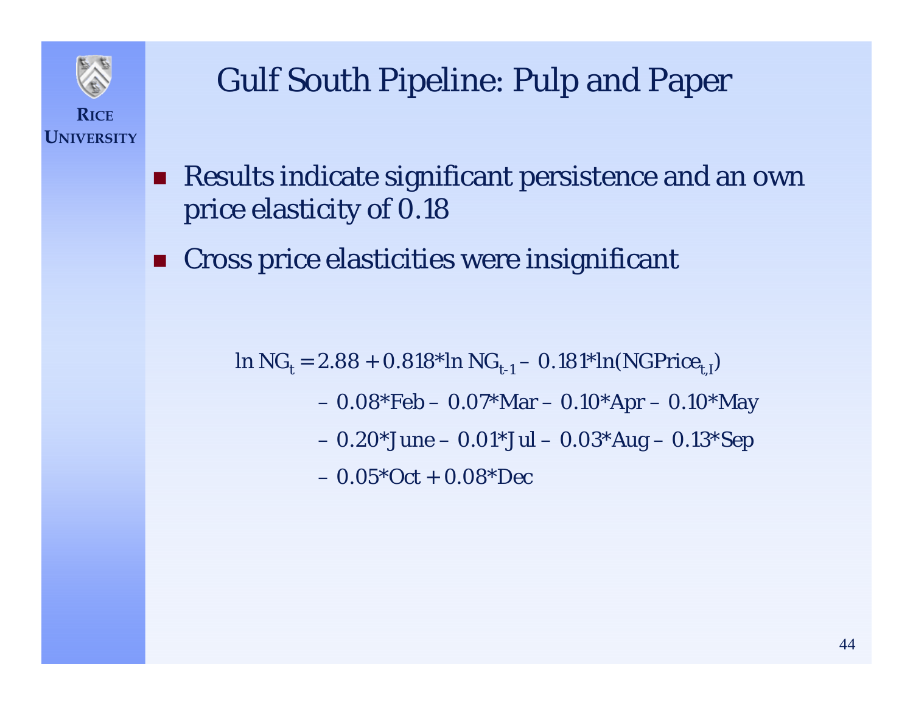# Gulf South Pipeline: Pulp and Paper

- Results indicate significant persistence and an own price elasticity of 0.18
- Cross price elasticities were insignificant

$$
\begin{aligned}
\ln NG_t = 2.88 &+ 0.818{*}\ln NG_{t-1} - 0.181{*}\ln(NGPrice_{t,I}) \\
&- 0.08{*}Feb - 0.07{*}Mar - 0.10{*}Apr - 0.10{*}May \\
&- 0.20{*}June - 0.01{*}Jul - 0.03{*}Aug - 0.13{*}Sep \\
&- 0.05{*}Oct + 0.08{*}Dec
\end{aligned}
$$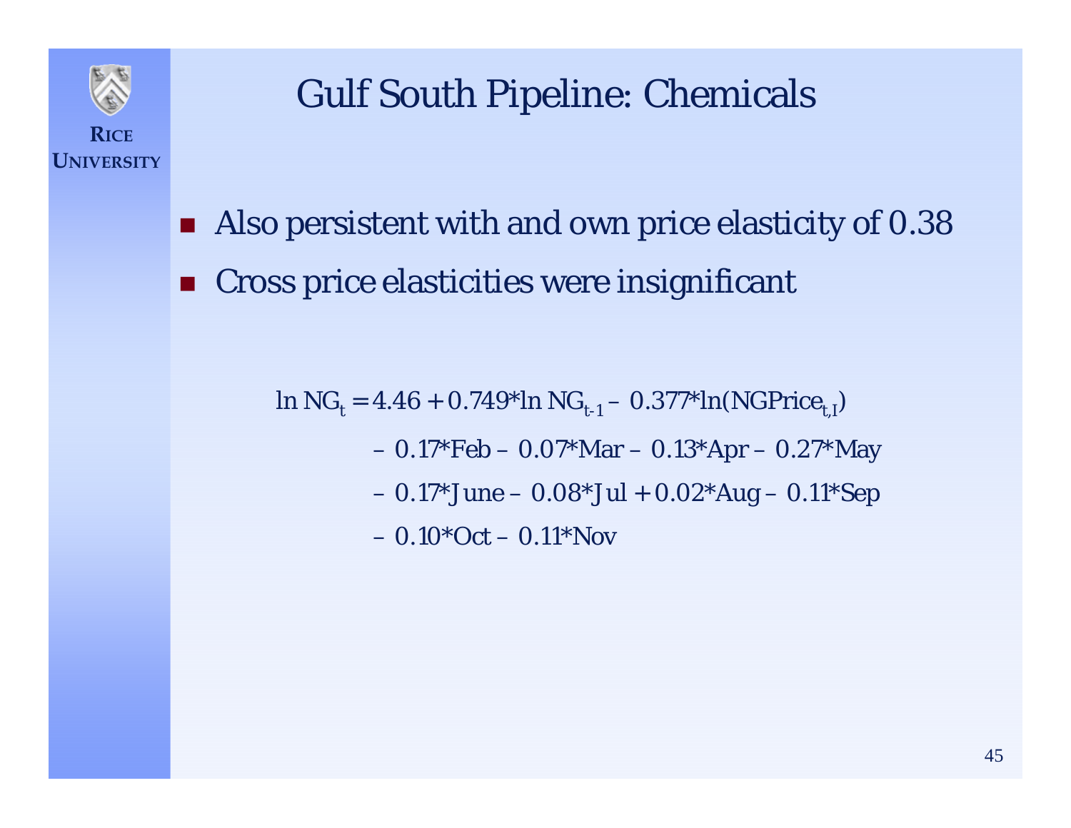# Gulf South Pipeline: Chemicals

- Also persistent with and own price elasticity of 0.38
- Cross price elasticities were insignificant

$$
\begin{aligned}
\ln NG_t = {} & 4.46 + 0.749 * \ln NG_{t-1} - 0.377 * \ln(NGPrice_{t,I}) \\
& - 0.17 * Feb - 0.07 * Mar - 0.13 * Apr - 0.27 * May \\
& - 0.17 * June - 0.08 * Jul + 0.02 * Aug - 0.11 * Sep \\
& - 0.10 * Oct - 0.11 * Nov
\end{aligned}
$$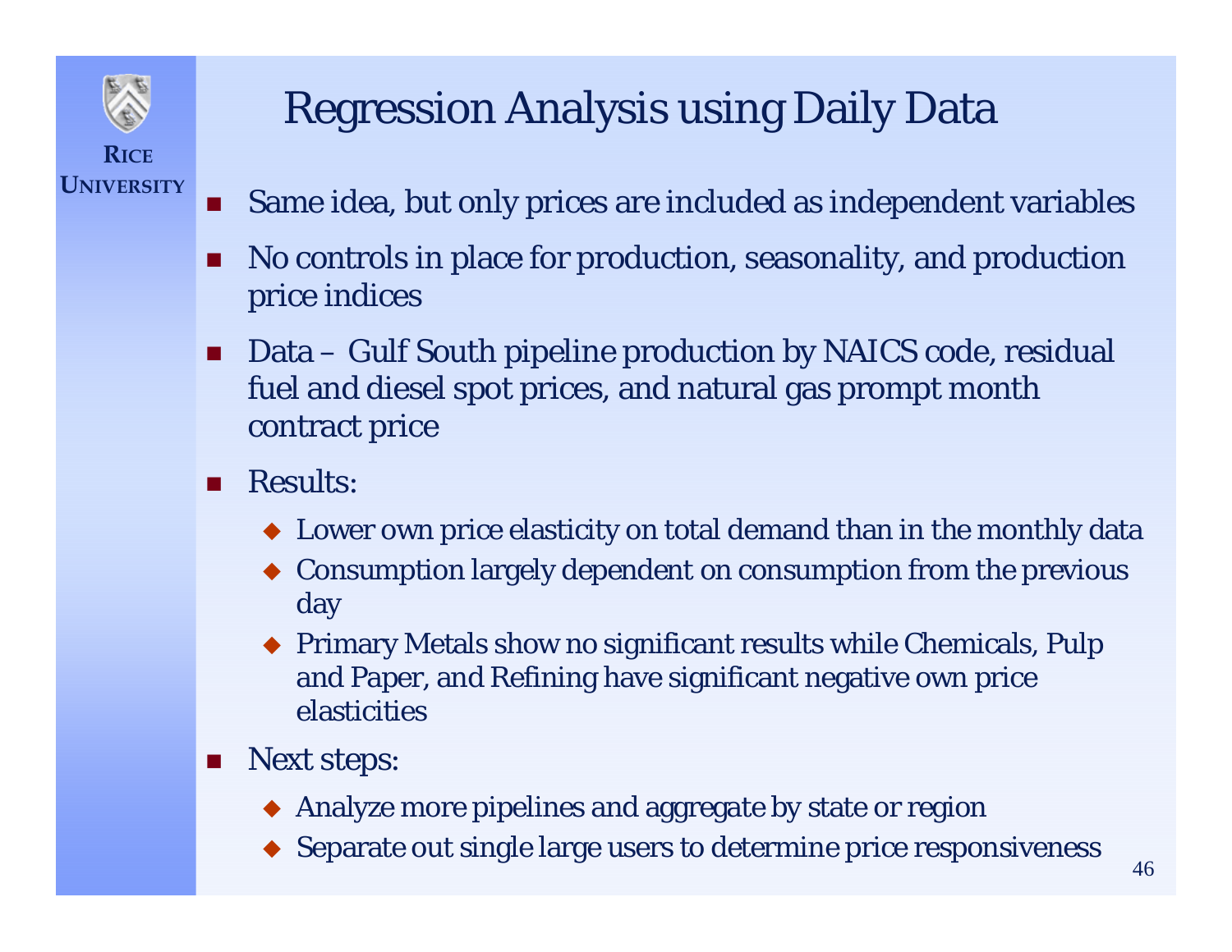# Regression Analysis using Daily Data

- Same idea, but only prices are included as independent variables
- No controls in place for production, seasonality, and production price indices
- Data – Gulf South pipeline production by NAICS code, residual fuel and diesel spot prices, and natural gas prompt month contract price
- Results:
  - Lower own price elasticity on total demand than in the monthly data
  - Consumption largely dependent on consumption from the previous day
  - Primary Metals show no significant results while Chemicals, Pulp and Paper, and Refining have significant negative own price elasticities
- Next steps:
  - Analyze more pipelines and aggregate by state or region
  - Separate out single large users to determine price responsiveness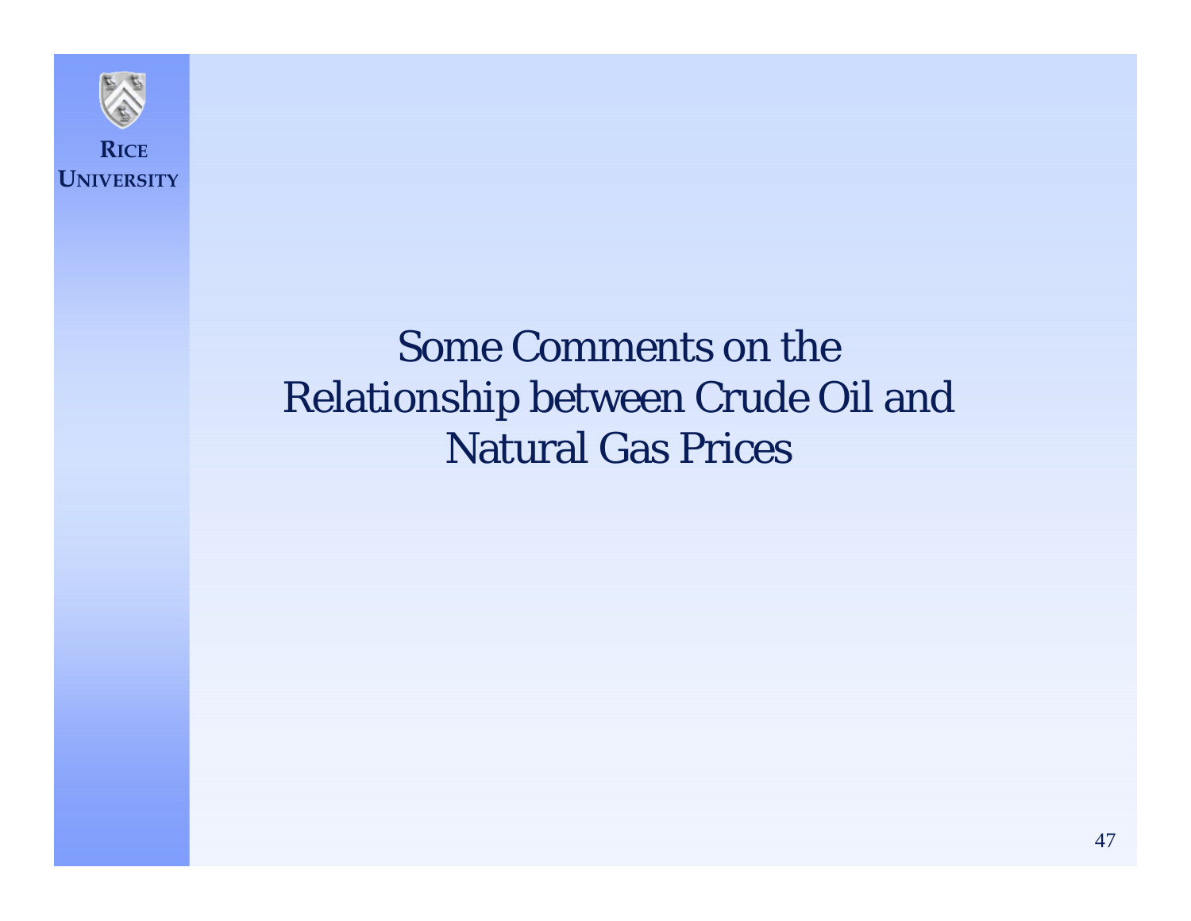# Some Comments on the Relationship between Crude Oil and Natural Gas Prices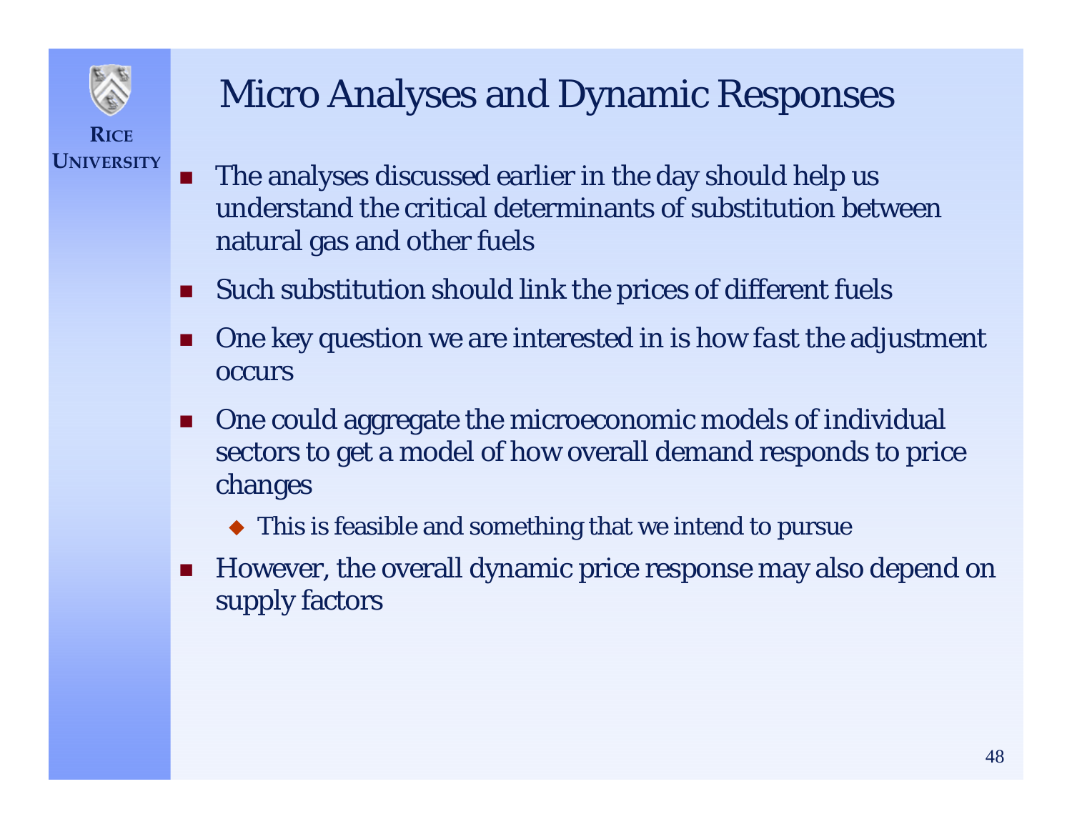# Micro Analyses and Dynamic Responses

- The analyses discussed earlier in the day should help us understand the critical determinants of substitution between natural gas and other fuels
- Such substitution should link the prices of different fuels
- One key question we are interested in is how *fast* the adjustment occurs
- One could aggregate the microeconomic models of individual sectors to get a model of how overall demand responds to price changes
  - This is feasible and something that we intend to pursue
- However, the overall dynamic price response may also depend on supply factors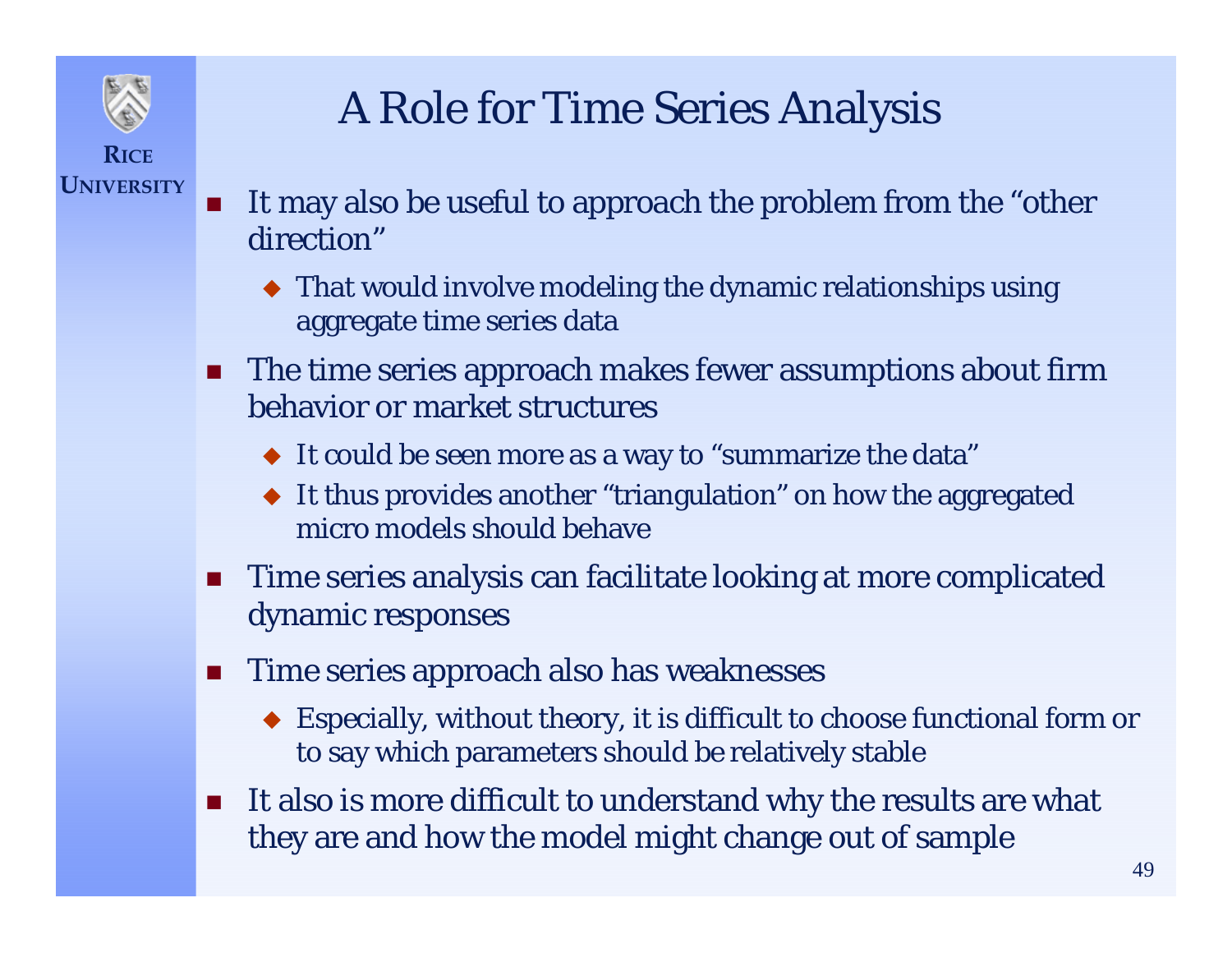# A Role for Time Series Analysis

- It may also be useful to approach the problem from the "other direction"
  - That would involve modeling the dynamic relationships using aggregate time series data
- The time series approach makes fewer assumptions about firm behavior or market structures
  - It could be seen more as a way to "summarize the data"
  - It thus provides another "triangulation" on how the aggregated micro models should behave
- Time series analysis can facilitate looking at more complicated dynamic responses
- Time series approach also has weaknesses
  - Especially, without theory, it is difficult to choose functional form or to say which parameters should be relatively stable
- It also is more difficult to understand why the results are what they are and how the model might change out of sample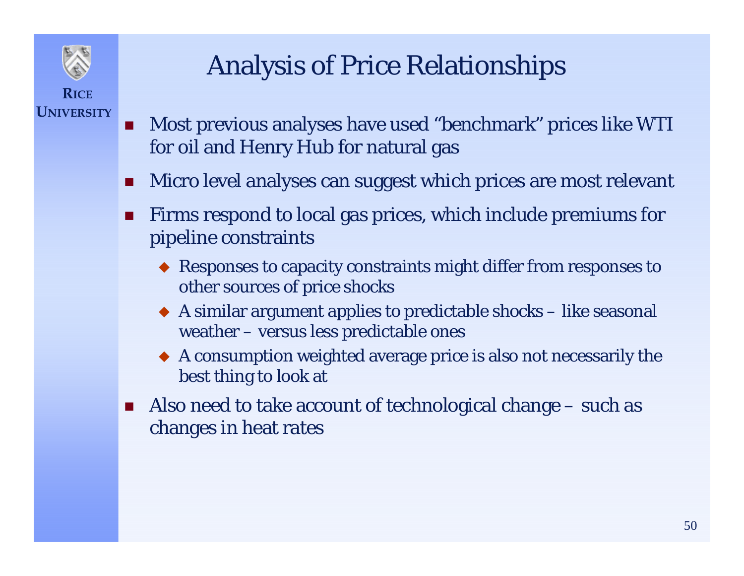# Analysis of Price Relationships

- Most previous analyses have used "benchmark" prices like WTI for oil and Henry Hub for natural gas
- Micro level analyses can suggest which prices are most relevant
- Firms respond to local gas prices, which include premiums for pipeline constraints
  - Responses to capacity constraints might differ from responses to other sources of price shocks
  - A similar argument applies to predictable shocks – like seasonal weather – versus less predictable ones
  - A consumption weighted average price is also not necessarily the best thing to look at
- Also need to take account of technological change – such as changes in heat rates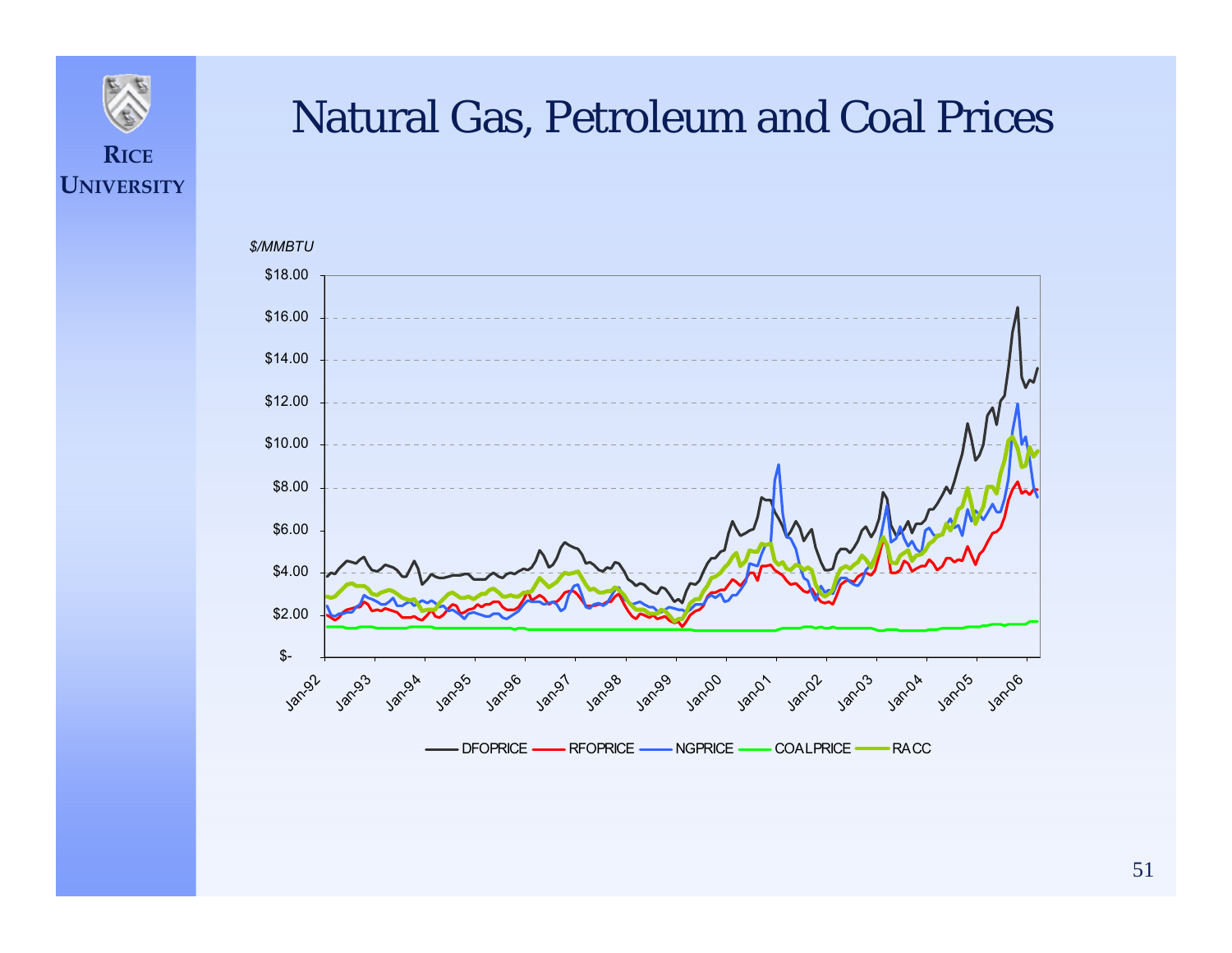# Natural Gas, Petroleum and Coal Prices

$/MMBTU

$18.00
$16.00
$14.00
$12.00
$10.00
$8.00
$6.00
$4.00
$2.00
$-

Jan-92 Jan-93 Jan-94 Jan-95 Jan-96 Jan-97 Jan-98 Jan-99 Jan-00 Jan-01 Jan-02 Jan-03 Jan-04 Jan-05 Jan-06

DFOPRICE RFOPRICE NGPRICE COALPRICE RACC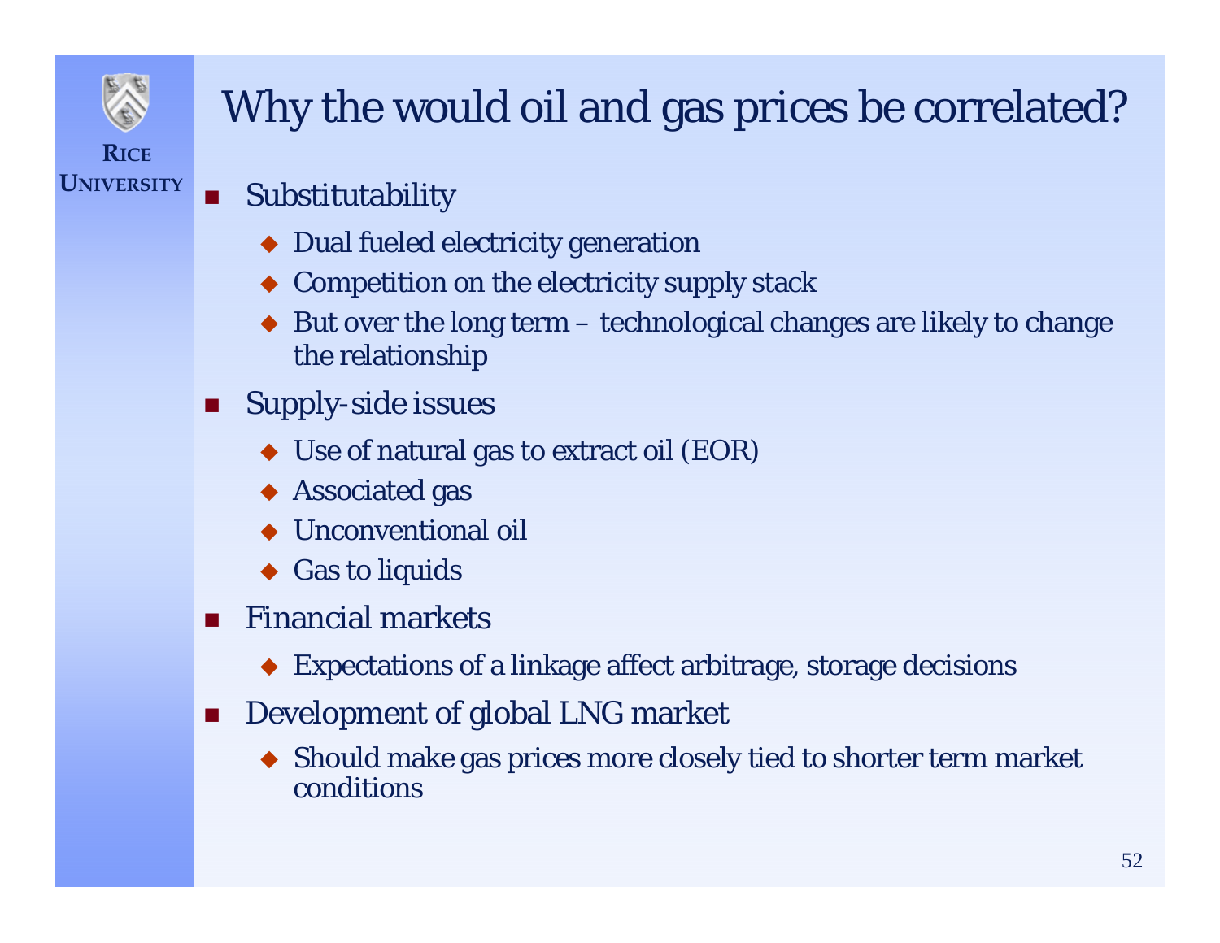# Why the would oil and gas prices be correlated?

- Substitutability
  - Dual fueled electricity generation
  - Competition on the electricity supply stack
  - But over the long term – technological changes are likely to change the relationship
- Supply-side issues
  - Use of natural gas to extract oil (EOR)
  - Associated gas
  - Unconventional oil
  - Gas to liquids
- Financial markets
  - Expectations of a linkage affect arbitrage, storage decisions
- Development of global LNG market
  - Should make gas prices more closely tied to shorter term market conditions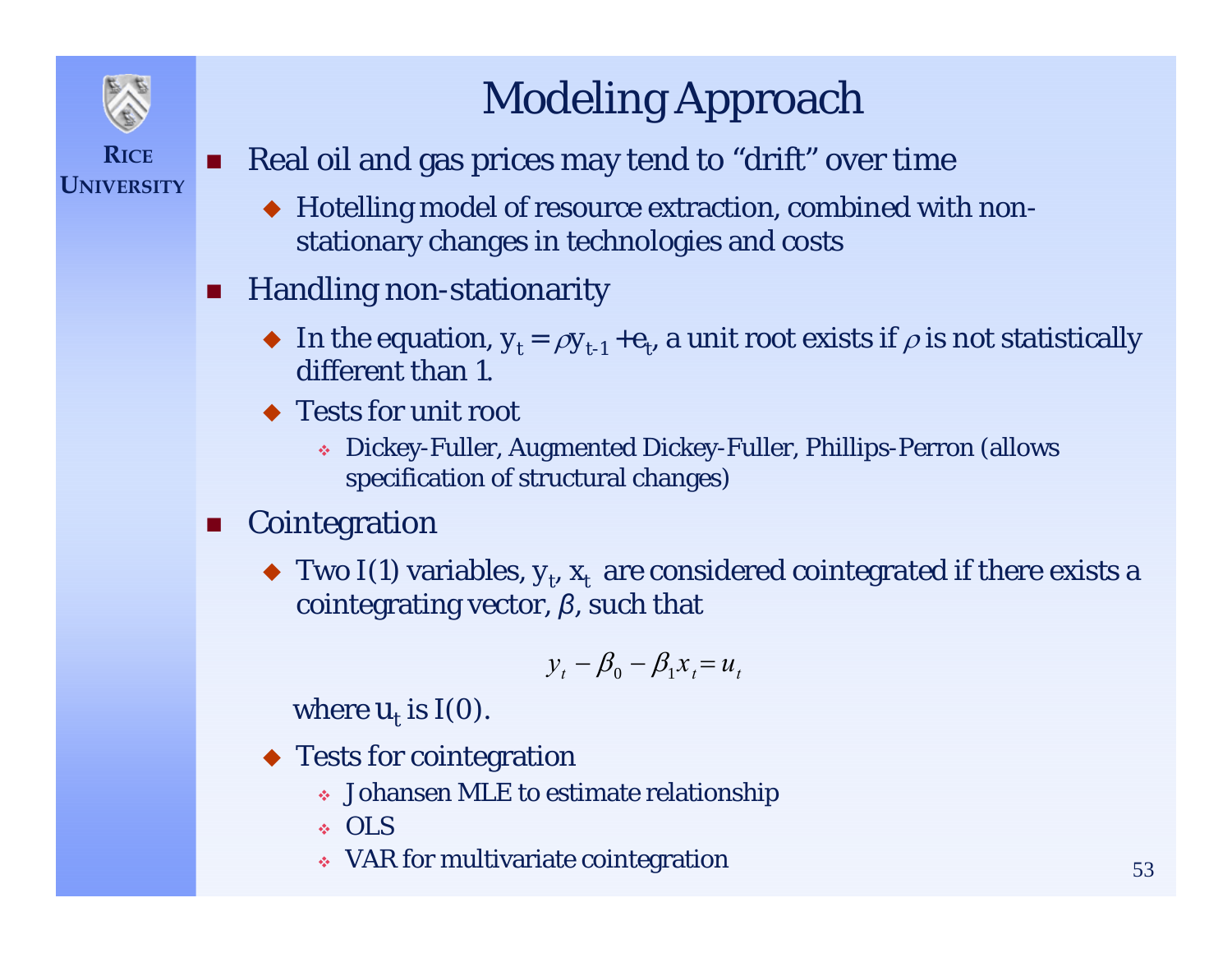# Modeling Approach

- Real oil and gas prices may tend to "drift" over time
  - Hotelling model of resource extraction, combined with non-stationary changes in technologies and costs
- Handling non-stationarity
  - In the equation, $y_t = \rho y_{t-1} + e_t$, a unit root exists if $\rho$ is not statistically different than 1.
  - Tests for unit root
    - Dickey-Fuller, Augmented Dickey-Fuller, Phillips-Perron (allows specification of structural changes)
- Cointegration
  - Two I(1) variables, $y_t$, $x_t$ are considered cointegrated if there exists a cointegrating vector, $\beta$, such that

$$y_t - \beta_0 - \beta_1 x_t = u_t$$

    where $u_t$ is I(0).

  - Tests for cointegration
    - Johansen MLE to estimate relationship
    - OLS
    - VAR for multivariate cointegration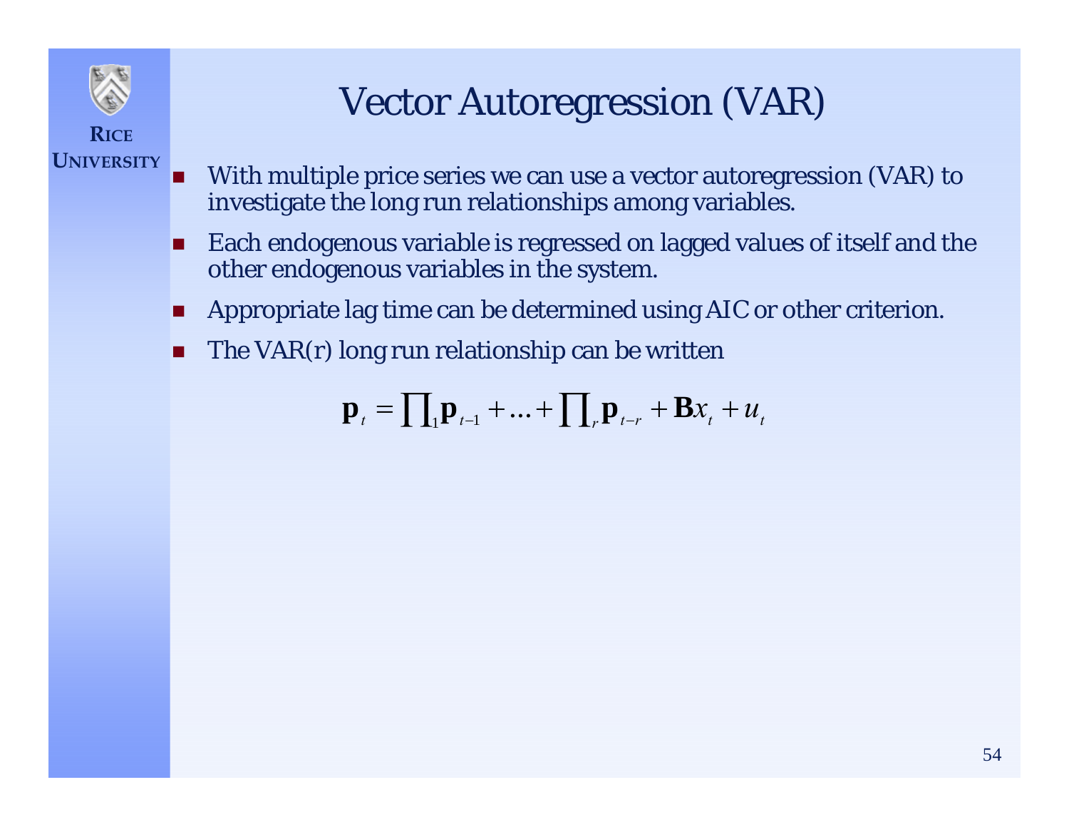# Vector Autoregression (VAR)

- With multiple price series we can use a vector autoregression (VAR) to investigate the long run relationships among variables.
- Each endogenous variable is regressed on lagged values of itself and the other endogenous variables in the system.
- Appropriate lag time can be determined using AIC or other criterion.
- The VAR(r) long run relationship can be written

$$\mathbf{p}_t = \prod_1 \mathbf{p}_{t-1} + \ldots + \prod_r \mathbf{p}_{t-r} + \mathbf{B}x_t + u_t$$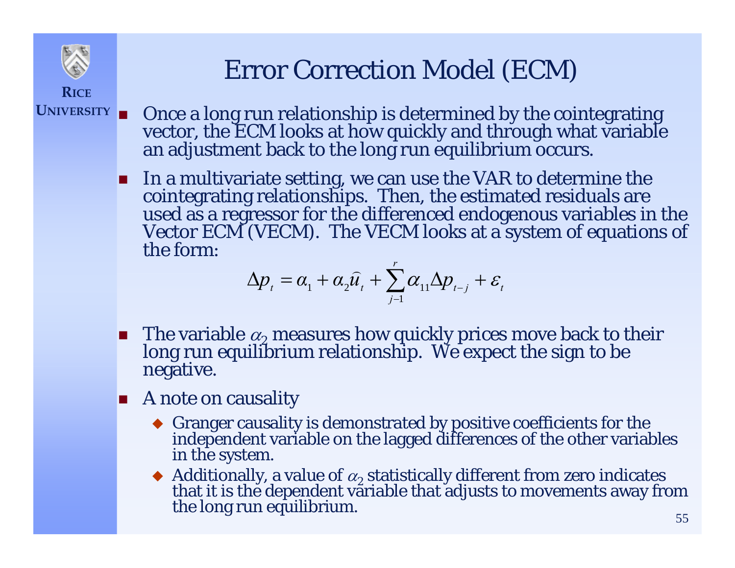# Error Correction Model (ECM)

- Once a long run relationship is determined by the cointegrating vector, the ECM looks at how quickly and through what variable an adjustment back to the long run equilibrium occurs.
- In a multivariate setting, we can use the VAR to determine the cointegrating relationships. Then, the estimated residuals are used as a regressor for the differenced endogenous variables in the Vector ECM (VECM). The VECM looks at a system of equations of the form:

$$\Delta p_t = \alpha_1 + \alpha_2 \widehat{u}_t + \sum_{j-1}^{r} \alpha_{11} \Delta p_{t-j} + \varepsilon_t$$

- The variable $\alpha_2$ measures how quickly prices move back to their long run equilibrium relationship. We expect the sign to be negative.
- A note on causality
  - Granger causality is demonstrated by positive coefficients for the independent variable on the lagged differences of the other variables in the system.
  - Additionally, a value of $\alpha_2$ statistically different from zero indicates that it is the dependent variable that adjusts to movements away from the long run equilibrium.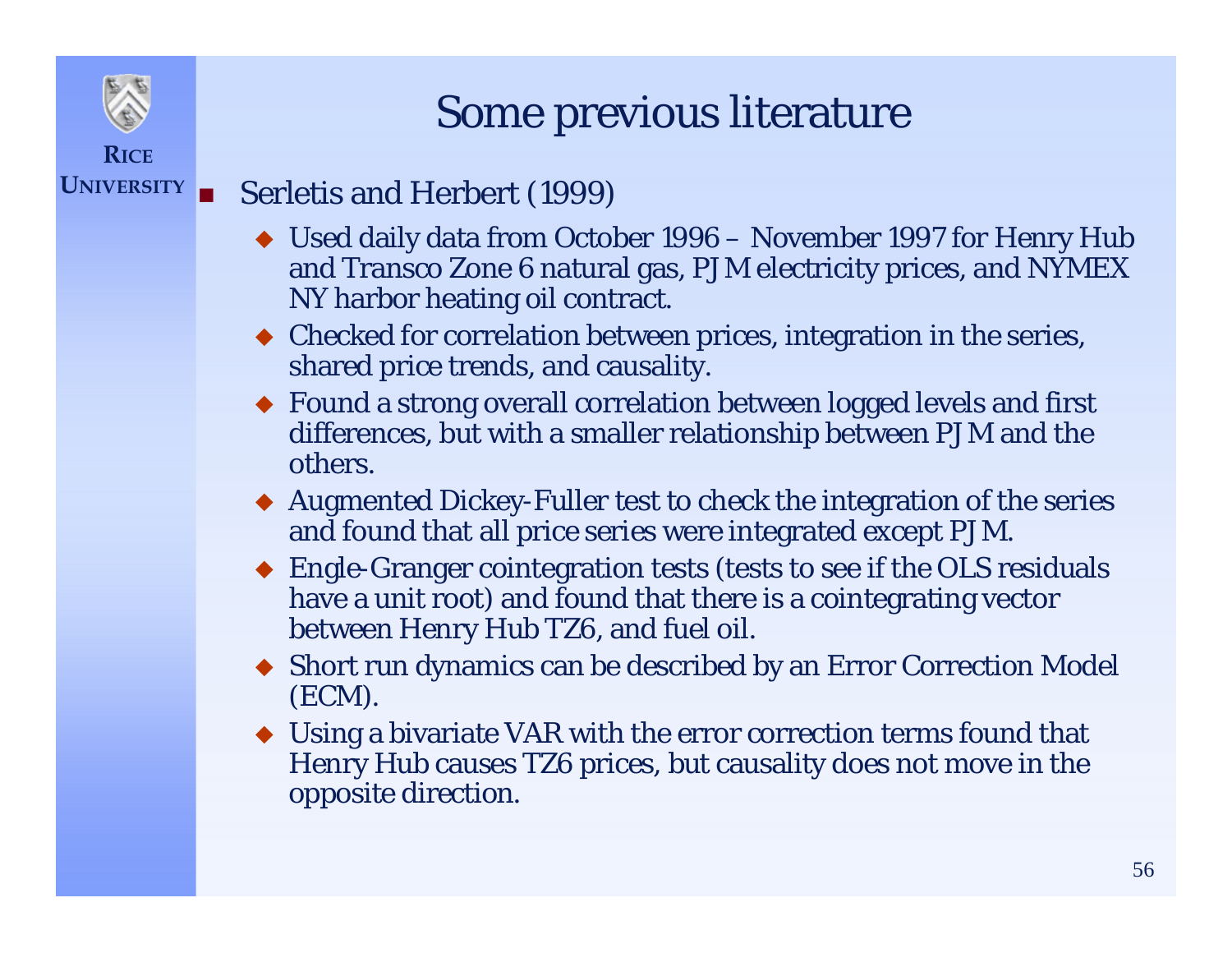# Some previous literature

- Serletis and Herbert (1999)
  - Used daily data from October 1996 – November 1997 for Henry Hub and Transco Zone 6 natural gas, PJM electricity prices, and NYMEX NY harbor heating oil contract.
  - Checked for correlation between prices, integration in the series, shared price trends, and causality.
  - Found a strong overall correlation between logged levels and first differences, but with a smaller relationship between PJM and the others.
  - Augmented Dickey-Fuller test to check the integration of the series and found that all price series were integrated except PJM.
  - Engle-Granger cointegration tests (tests to see if the OLS residuals have a unit root) and found that there is a cointegrating vector between Henry Hub TZ6, and fuel oil.
  - Short run dynamics can be described by an Error Correction Model (ECM).
  - Using a bivariate VAR with the error correction terms found that Henry Hub causes TZ6 prices, but causality does not move in the opposite direction.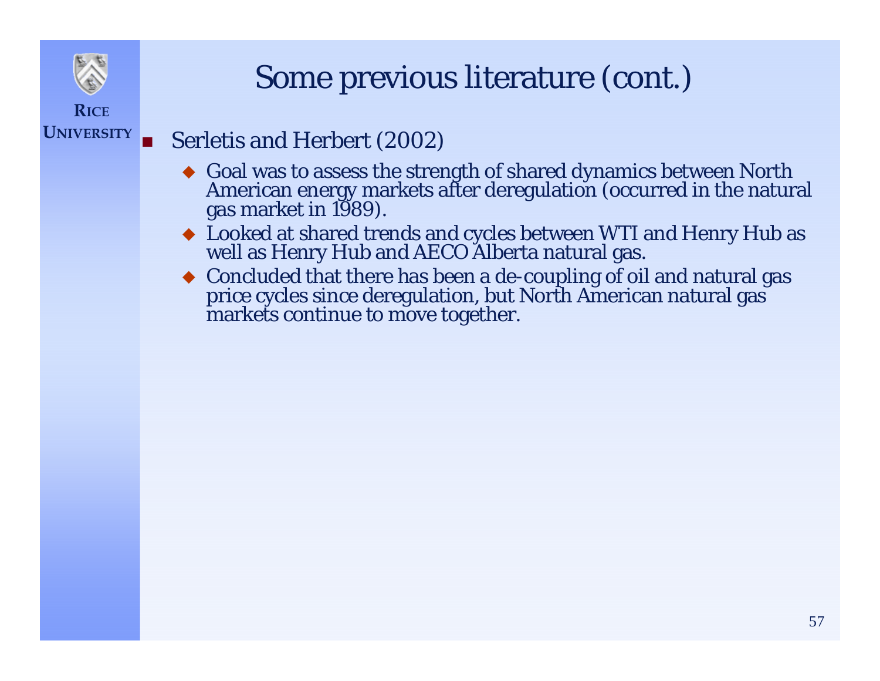# Some previous literature (cont.)

- Serletis and Herbert (2002)
  - Goal was to assess the strength of shared dynamics between North American energy markets after deregulation (occurred in the natural gas market in 1989).
  - Looked at shared trends and cycles between WTI and Henry Hub as well as Henry Hub and AECO Alberta natural gas.
  - Concluded that there has been a de-coupling of oil and natural gas price cycles since deregulation, but North American natural gas markets continue to move together.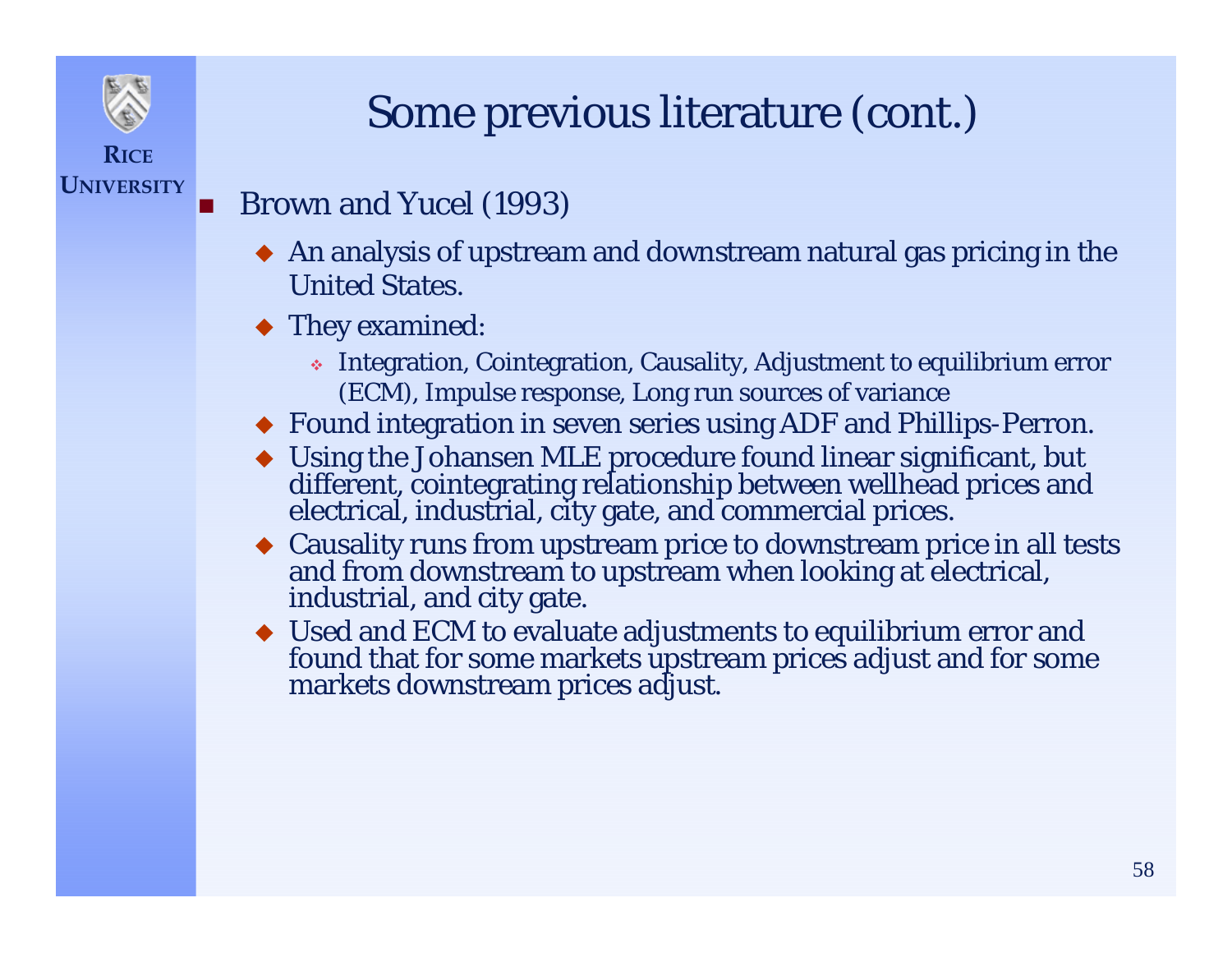# Some previous literature (cont.)

- Brown and Yucel (1993)
  - An analysis of upstream and downstream natural gas pricing in the United States.
  - They examined:
    - Integration, Cointegration, Causality, Adjustment to equilibrium error (ECM), Impulse response, Long run sources of variance
  - Found integration in seven series using ADF and Phillips-Perron.
  - Using the Johansen MLE procedure found linear significant, but different, cointegrating relationship between wellhead prices and electrical, industrial, city gate, and commercial prices.
  - Causality runs from upstream price to downstream price in all tests and from downstream to upstream when looking at electrical, industrial, and city gate.
  - Used and ECM to evaluate adjustments to equilibrium error and found that for some markets upstream prices adjust and for some markets downstream prices adjust.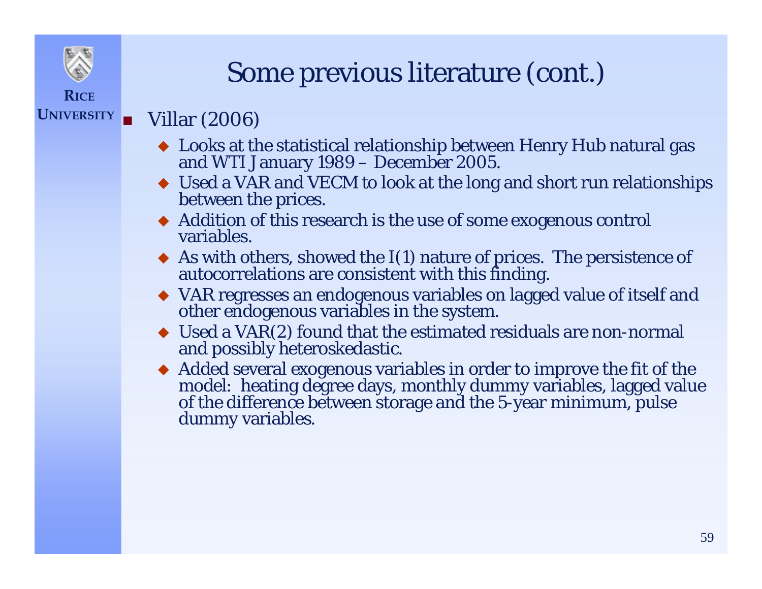# Some previous literature (cont.)

- Villar (2006)
  - Looks at the statistical relationship between Henry Hub natural gas and WTI January 1989 – December 2005.
  - Used a VAR and VECM to look at the long and short run relationships between the prices.
  - Addition of this research is the use of some exogenous control variables.
  - As with others, showed the I(1) nature of prices. The persistence of autocorrelations are consistent with this finding.
  - VAR regresses an endogenous variables on lagged value of itself and other endogenous variables in the system.
  - Used a VAR(2) found that the estimated residuals are non-normal and possibly heteroskedastic.
  - Added several exogenous variables in order to improve the fit of the model: heating degree days, monthly dummy variables, lagged value of the difference between storage and the 5-year minimum, pulse dummy variables.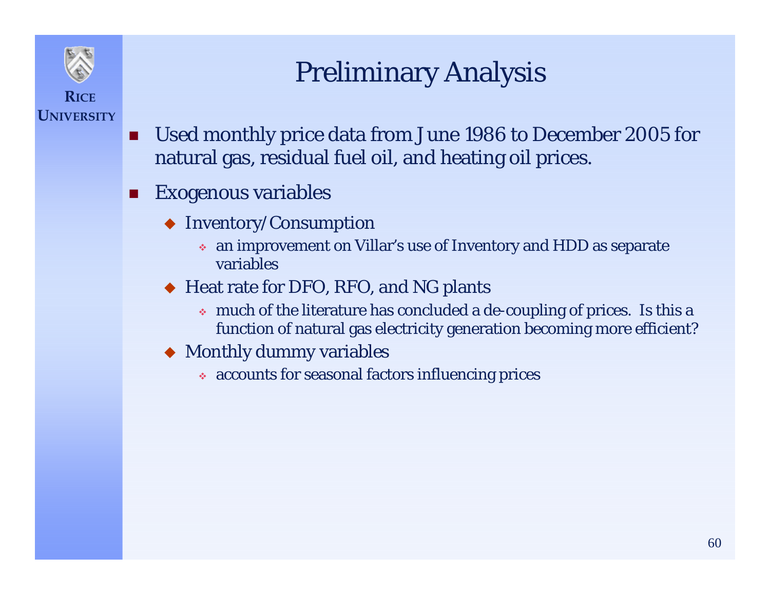# Preliminary Analysis

- Used monthly price data from June 1986 to December 2005 for natural gas, residual fuel oil, and heating oil prices.
- Exogenous variables
  - Inventory/Consumption
    - an improvement on Villar's use of Inventory and HDD as separate variables
  - Heat rate for DFO, RFO, and NG plants
    - much of the literature has concluded a de-coupling of prices. Is this a function of natural gas electricity generation becoming more efficient?
  - Monthly dummy variables
    - accounts for seasonal factors influencing prices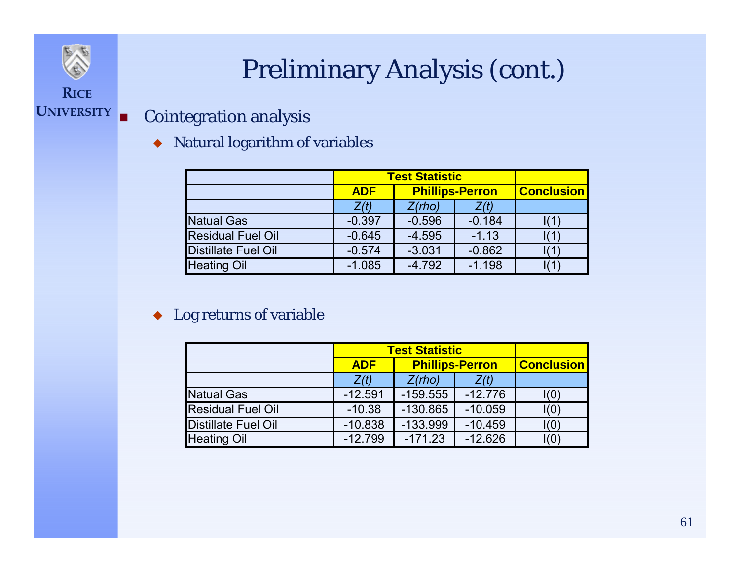# Preliminary Analysis (cont.)

- Cointegration analysis
  - Natural logarithm of variables

| | Test Statistic | | | |
|---|---|---|---|---|
| | ADF | Phillips-Perron | | Conclusion |
| | *Z(t)* | *Z(rho)* | *Z(t)* | |
| Natual Gas | -0.397 | -0.596 | -0.184 | I(1) |
| Residual Fuel Oil | -0.645 | -4.595 | -1.13 | I(1) |
| Distillate Fuel Oil | -0.574 | -3.031 | -0.862 | I(1) |
| Heating Oil | -1.085 | -4.792 | -1.198 | I(1) |

  - Log returns of variable

| | Test Statistic | | | |
|---|---|---|---|---|
| | ADF | Phillips-Perron | | Conclusion |
| | *Z(t)* | *Z(rho)* | *Z(t)* | |
| Natual Gas | -12.591 | -159.555 | -12.776 | I(0) |
| Residual Fuel Oil | -10.38 | -130.865 | -10.059 | I(0) |
| Distillate Fuel Oil | -10.838 | -133.999 | -10.459 | I(0) |
| Heating Oil | -12.799 | -171.23 | -12.626 | I(0) |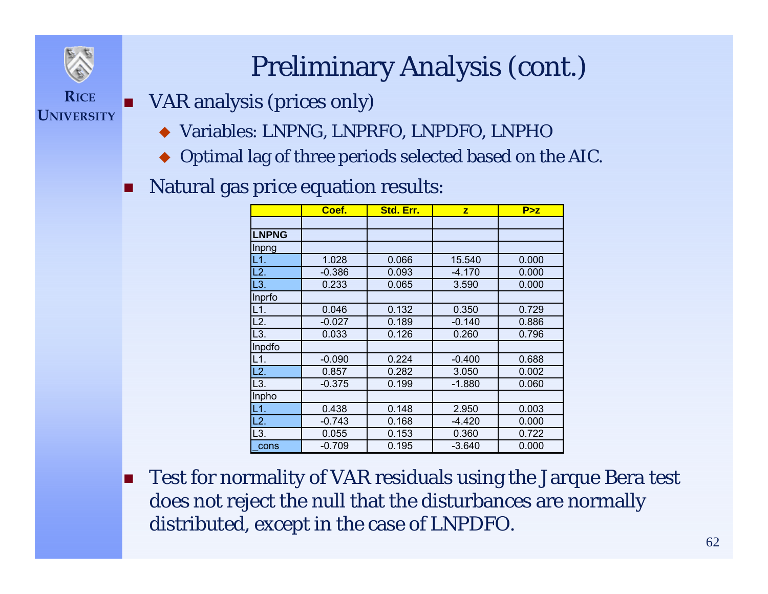# Preliminary Analysis (cont.)

- VAR analysis (prices only)
  - Variables: LNPNG, LNPRFO, LNPDFO, LNPHO
  - Optimal lag of three periods selected based on the AIC.
- Natural gas price equation results:

| | Coef. | Std. Err. | z | P>z |
|---|---|---|---|---|
| | | | | |
| **LNPNG** | | | | |
| lnpng | | | | |
| L1. | 1.028 | 0.066 | 15.540 | 0.000 |
| L2. | -0.386 | 0.093 | -4.170 | 0.000 |
| L3. | 0.233 | 0.065 | 3.590 | 0.000 |
| lnprfo | | | | |
| L1. | 0.046 | 0.132 | 0.350 | 0.729 |
| L2. | -0.027 | 0.189 | -0.140 | 0.886 |
| L3. | 0.033 | 0.126 | 0.260 | 0.796 |
| lnpdfo | | | | |
| L1. | -0.090 | 0.224 | -0.400 | 0.688 |
| L2. | 0.857 | 0.282 | 3.050 | 0.002 |
| L3. | -0.375 | 0.199 | -1.880 | 0.060 |
| lnpho | | | | |
| L1. | 0.438 | 0.148 | 2.950 | 0.003 |
| L2. | -0.743 | 0.168 | -4.420 | 0.000 |
| L3. | 0.055 | 0.153 | 0.360 | 0.722 |
| _cons | -0.709 | 0.195 | -3.640 | 0.000 |

- Test for normality of VAR residuals using the Jarque Bera test does not reject the null that the disturbances are normally distributed, except in the case of LNPDFO.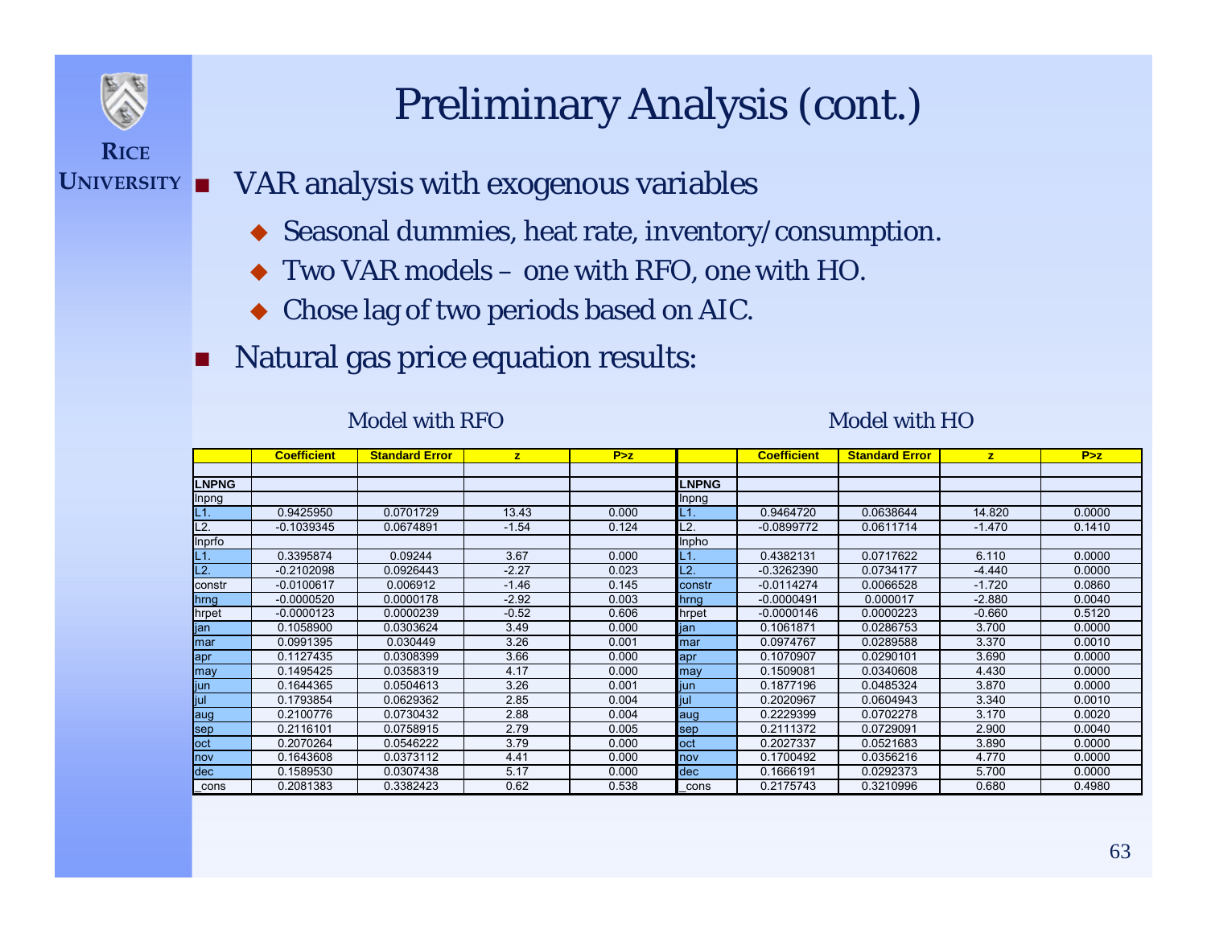# Preliminary Analysis (cont.)

- VAR analysis with exogenous variables
  - Seasonal dummies, heat rate, inventory/consumption.
  - Two VAR models – one with RFO, one with HO.
  - Chose lag of two periods based on AIC.
- Natural gas price equation results:

Model with RFO

| | Coefficient | Standard Error | z | P>z |
|---|---|---|---|---|
| | | | | |
| LNPNG | | | | |
| lnpng | | | | |
| L1. | 0.9425950 | 0.0701729 | 13.43 | 0.000 |
| L2. | -0.1039345 | 0.0674891 | -1.54 | 0.124 |
| lnprfo | | | | |
| L1. | 0.3395874 | 0.09244 | 3.67 | 0.000 |
| L2. | -0.2102098 | 0.0926443 | -2.27 | 0.023 |
| constr | -0.0100617 | 0.006912 | -1.46 | 0.145 |
| hrng | -0.0000520 | 0.0000178 | -2.92 | 0.003 |
| hrpet | -0.0000123 | 0.0000239 | -0.52 | 0.606 |
| jan | 0.1058900 | 0.0303624 | 3.49 | 0.000 |
| mar | 0.0991395 | 0.030449 | 3.26 | 0.001 |
| apr | 0.1127435 | 0.0308399 | 3.66 | 0.000 |
| may | 0.1495425 | 0.0358319 | 4.17 | 0.000 |
| jun | 0.1644365 | 0.0504613 | 3.26 | 0.001 |
| jul | 0.1793854 | 0.0629362 | 2.85 | 0.004 |
| aug | 0.2100776 | 0.0730432 | 2.88 | 0.004 |
| sep | 0.2116101 | 0.0758915 | 2.79 | 0.005 |
| oct | 0.2070264 | 0.0546222 | 3.79 | 0.000 |
| nov | 0.1643608 | 0.0373112 | 4.41 | 0.000 |
| dec | 0.1589530 | 0.0307438 | 5.17 | 0.000 |
| _cons | 0.2081383 | 0.3382423 | 0.62 | 0.538 |

Model with HO

| | Coefficient | Standard Error | z | P>z |
|---|---|---|---|---|
| | | | | |
| LNPNG | | | | |
| lnpng | | | | |
| L1. | 0.9464720 | 0.0638644 | 14.820 | 0.0000 |
| L2. | -0.0899772 | 0.0611714 | -1.470 | 0.1410 |
| lnpho | | | | |
| L1. | 0.4382131 | 0.0717622 | 6.110 | 0.0000 |
| L2. | -0.3262390 | 0.0734177 | -4.440 | 0.0000 |
| constr | -0.0114274 | 0.0066528 | -1.720 | 0.0860 |
| hrng | -0.0000491 | 0.000017 | -2.880 | 0.0040 |
| hrpet | -0.0000146 | 0.0000223 | -0.660 | 0.5120 |
| jan | 0.1061871 | 0.0286753 | 3.700 | 0.0000 |
| mar | 0.0974767 | 0.0289588 | 3.370 | 0.0010 |
| apr | 0.1070907 | 0.0290101 | 3.690 | 0.0000 |
| may | 0.1509081 | 0.0340608 | 4.430 | 0.0000 |
| jun | 0.1877196 | 0.0485324 | 3.870 | 0.0000 |
| jul | 0.2020967 | 0.0604943 | 3.340 | 0.0010 |
| aug | 0.2229399 | 0.0702278 | 3.170 | 0.0020 |
| sep | 0.2111372 | 0.0729091 | 2.900 | 0.0040 |
| oct | 0.2027337 | 0.0521683 | 3.890 | 0.0000 |
| nov | 0.1700492 | 0.0356216 | 4.770 | 0.0000 |
| dec | 0.1666191 | 0.0292373 | 5.700 | 0.0000 |
| _cons | 0.2175743 | 0.3210996 | 0.680 | 0.4980 |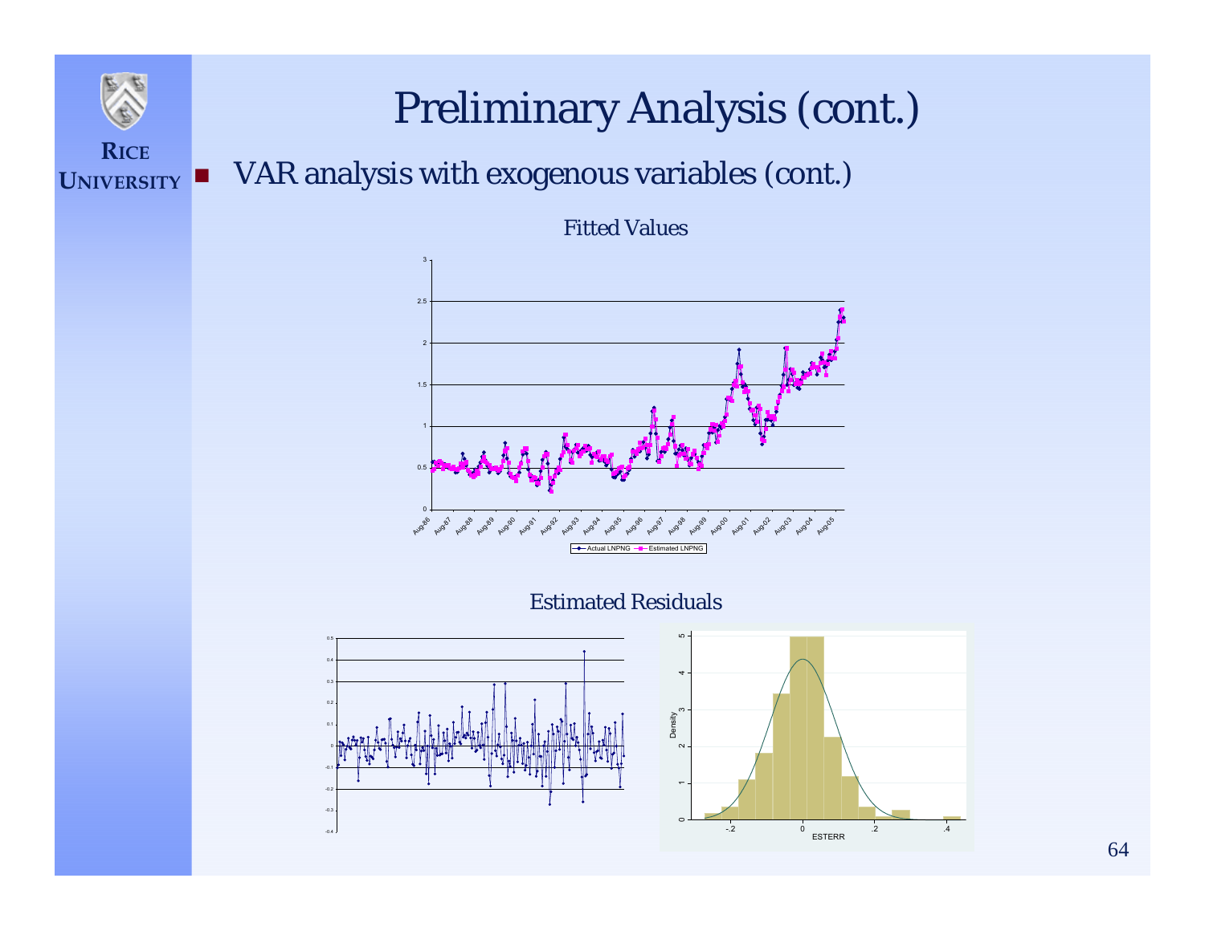# Preliminary Analysis (cont.)

- VAR analysis with exogenous variables (cont.)

Fitted Values

Actual LNPNG — Estimated LNPNG

Estimated Residuals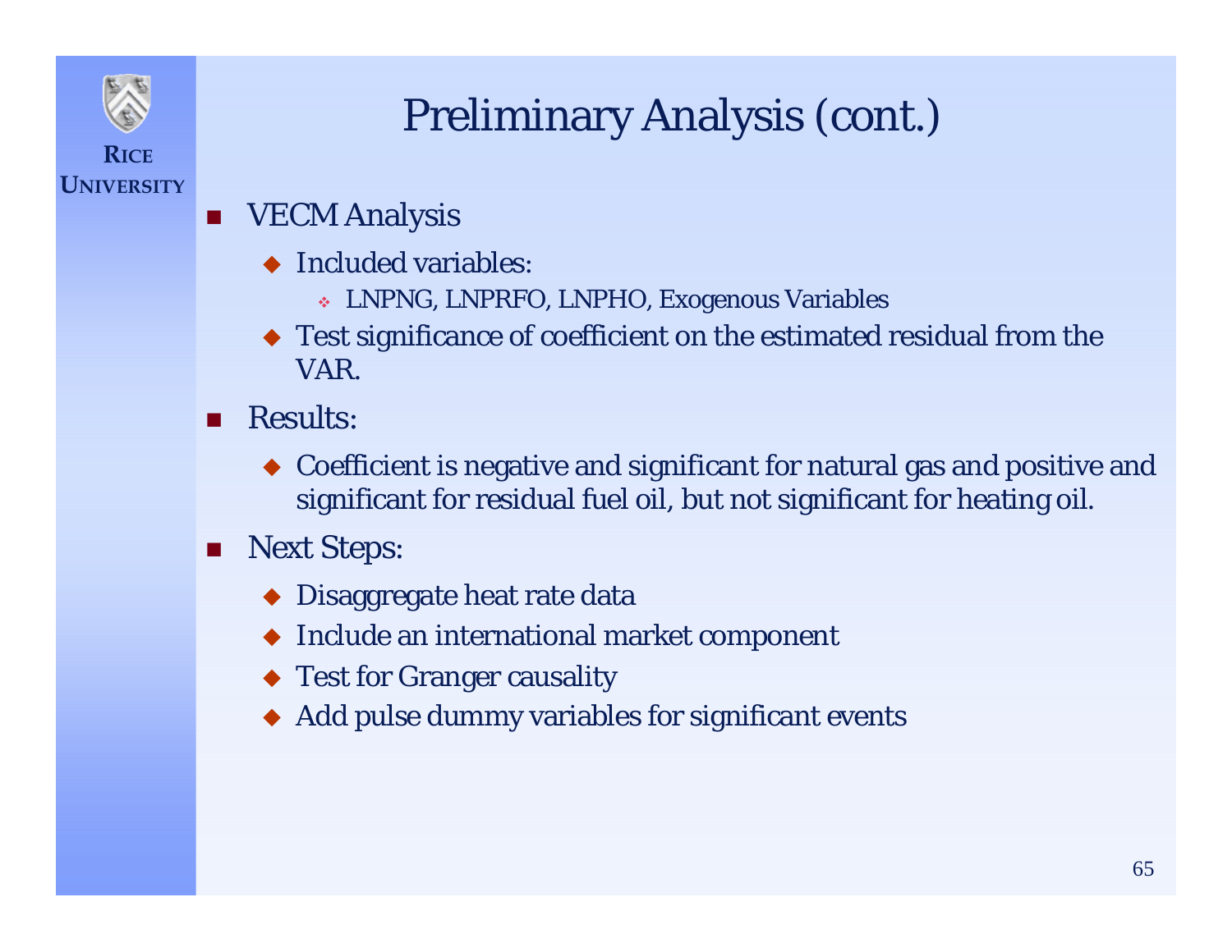# Preliminary Analysis (cont.)

- VECM Analysis
  - Included variables:
    - LNPNG, LNPRFO, LNPHO, Exogenous Variables
  - Test significance of coefficient on the estimated residual from the VAR.
- Results:
  - Coefficient is negative and significant for natural gas and positive and significant for residual fuel oil, but not significant for heating oil.
- Next Steps:
  - Disaggregate heat rate data
  - Include an international market component
  - Test for Granger causality
  - Add pulse dummy variables for significant events